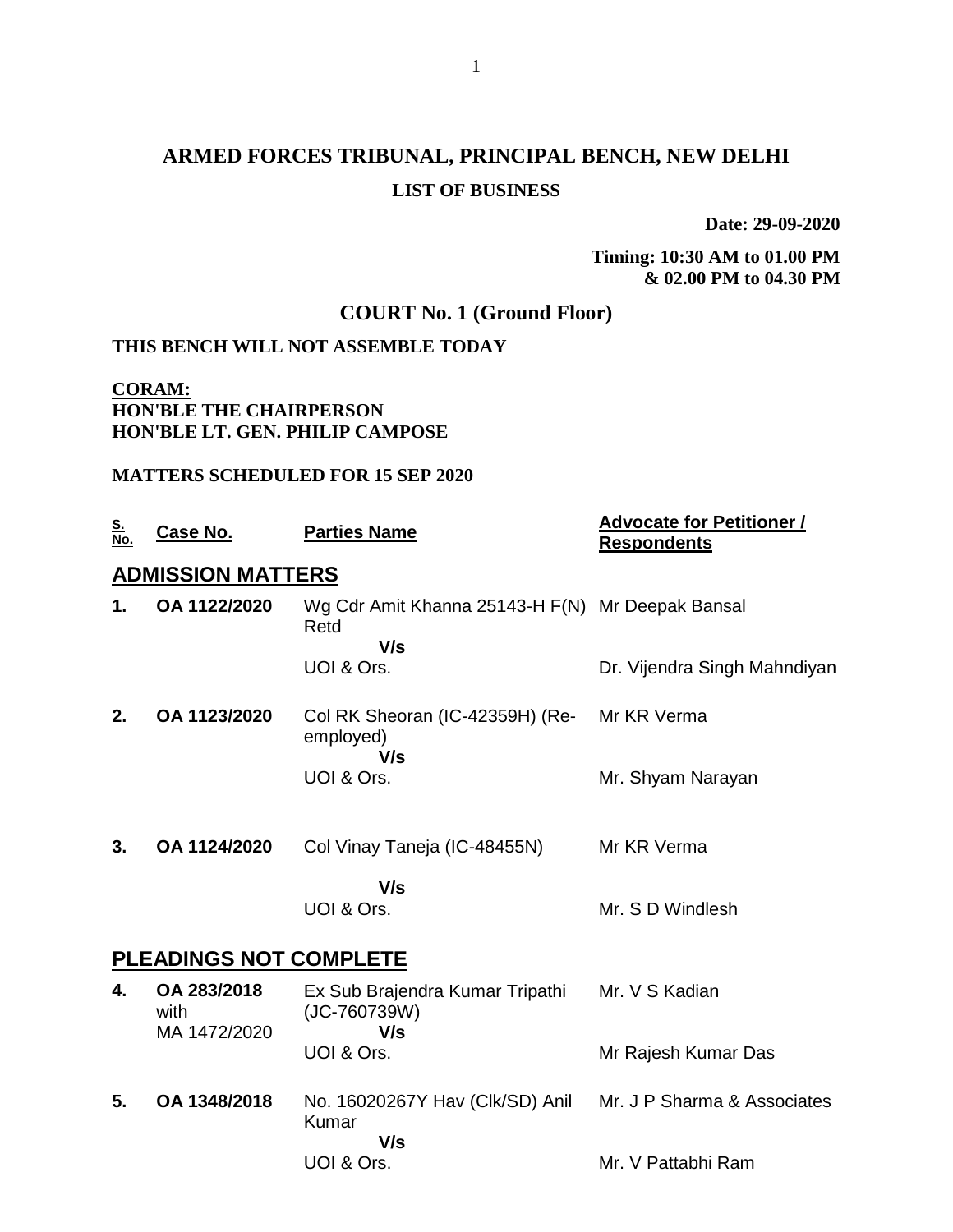# ARMED FORCES TRIBUNAL, PRINCIPAL BENCH, NEW DELHI

## LIST OF BUSINESS

**Date: 29-09-2020**

**Timing: 10:30 AM to 01.00 PM & 02.00 PM to 04.30 PM**

## COURT No. 1 (Ground Floor)

**THIS BENCH WILL NOT ASSEMBLE TODAY**

**CORAM:**
**HON'BLE THE CHAIRPERSON**
**HON'BLE LT. GEN. PHILIP CAMPOSE**

**MATTERS SCHEDULED FOR 15 SEP 2020**

| S. No. | Case No. | Parties Name | Advocate for Petitioner / Respondents |
|---|---|---|---|
| **ADMISSION MATTERS** | | | |
| **1.** | **OA 1122/2020** | Wg Cdr Amit Khanna 25143-H F(N) Retd **V/s** UOI & Ors. | Mr Deepak Bansal<br>Dr. Vijendra Singh Mahndiyan |
| **2.** | **OA 1123/2020** | Col RK Sheoran (IC-42359H) (Re-employed) **V/s** UOI & Ors. | Mr KR Verma<br>Mr. Shyam Narayan |
| **3.** | **OA 1124/2020** | Col Vinay Taneja (IC-48455N) **V/s** UOI & Ors. | Mr KR Verma<br>Mr. S D Windlesh |
| **PLEADINGS NOT COMPLETE** | | | |
| **4.** | **OA 283/2018** with MA 1472/2020 | Ex Sub Brajendra Kumar Tripathi (JC-760739W) **V/s** UOI & Ors. | Mr. V S Kadian<br>Mr Rajesh Kumar Das |
| **5.** | **OA 1348/2018** | No. 16020267Y Hav (Clk/SD) Anil Kumar **V/s** UOI & Ors. | Mr. J P Sharma & Associates<br>Mr. V Pattabhi Ram |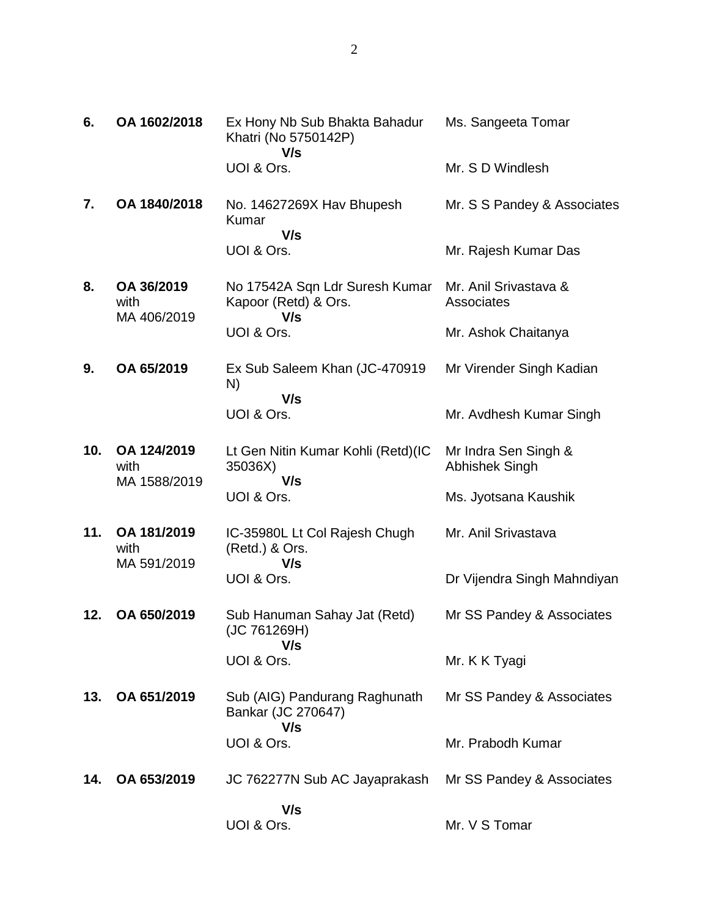| | | | |
|---|---|---|---|
| **6.** | **OA 1602/2018** | Ex Hony Nb Sub Bhakta Bahadur Khatri (No 5750142P)<br>**V/s**<br>UOI & Ors. | Ms. Sangeeta Tomar<br><br>Mr. S D Windlesh |
| **7.** | **OA 1840/2018** | No. 14627269X Hav Bhupesh Kumar<br>**V/s**<br>UOI & Ors. | Mr. S S Pandey & Associates<br><br>Mr. Rajesh Kumar Das |
| **8.** | **OA 36/2019**<br>with<br>MA 406/2019 | No 17542A Sqn Ldr Suresh Kumar Kapoor (Retd) & Ors.<br>**V/s**<br>UOI & Ors. | Mr. Anil Srivastava & Associates<br><br>Mr. Ashok Chaitanya |
| **9.** | **OA 65/2019** | Ex Sub Saleem Khan (JC-470919 N)<br>**V/s**<br>UOI & Ors. | Mr Virender Singh Kadian<br><br>Mr. Avdhesh Kumar Singh |
| **10.** | **OA 124/2019**<br>with<br>MA 1588/2019 | Lt Gen Nitin Kumar Kohli (Retd)(IC 35036X)<br>**V/s**<br>UOI & Ors. | Mr Indra Sen Singh & Abhishek Singh<br><br>Ms. Jyotsana Kaushik |
| **11.** | **OA 181/2019**<br>with<br>MA 591/2019 | IC-35980L Lt Col Rajesh Chugh (Retd.) & Ors.<br>**V/s**<br>UOI & Ors. | Mr. Anil Srivastava<br><br>Dr Vijendra Singh Mahndiyan |
| **12.** | **OA 650/2019** | Sub Hanuman Sahay Jat (Retd) (JC 761269H)<br>**V/s**<br>UOI & Ors. | Mr SS Pandey & Associates<br><br>Mr. K K Tyagi |
| **13.** | **OA 651/2019** | Sub (AIG) Pandurang Raghunath Bankar (JC 270647)<br>**V/s**<br>UOI & Ors. | Mr SS Pandey & Associates<br><br>Mr. Prabodh Kumar |
| **14.** | **OA 653/2019** | JC 762277N Sub AC Jayaprakash<br>**V/s**<br>UOI & Ors. | Mr SS Pandey & Associates<br><br>Mr. V S Tomar |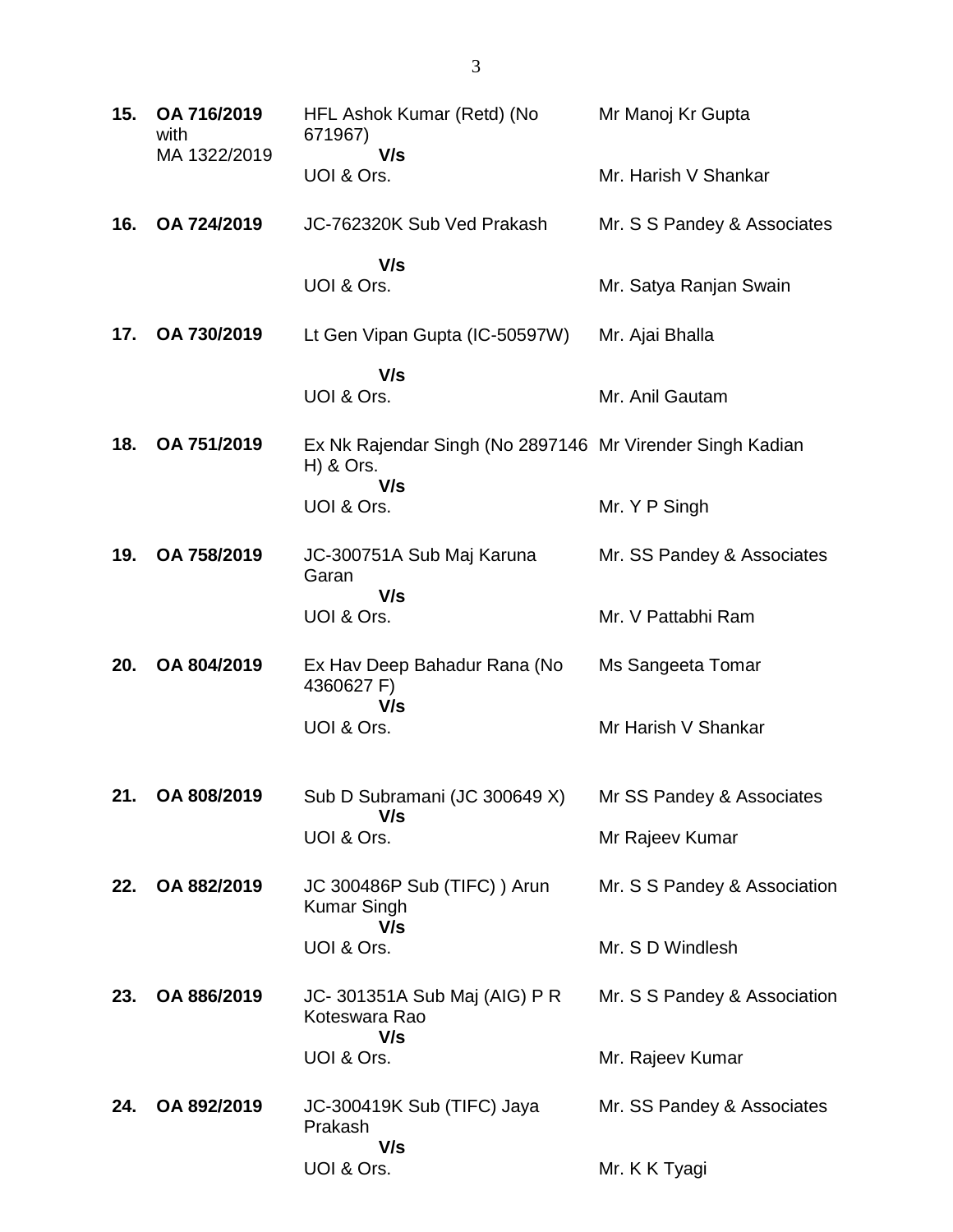| | | | |
|---|---|---|---|
| **15.** | **OA 716/2019** with MA 1322/2019 | HFL Ashok Kumar (Retd) (No 671967) **V/s** UOI & Ors. | Mr Manoj Kr Gupta<br><br>Mr. Harish V Shankar |
| **16.** | **OA 724/2019** | JC-762320K Sub Ved Prakash **V/s** UOI & Ors. | Mr. S S Pandey & Associates<br><br>Mr. Satya Ranjan Swain |
| **17.** | **OA 730/2019** | Lt Gen Vipan Gupta (IC-50597W) **V/s** UOI & Ors. | Mr. Ajai Bhalla<br><br>Mr. Anil Gautam |
| **18.** | **OA 751/2019** | Ex Nk Rajendar Singh (No 2897146 H) & Ors. **V/s** UOI & Ors. | Mr Virender Singh Kadian<br><br>Mr. Y P Singh |
| **19.** | **OA 758/2019** | JC-300751A Sub Maj Karuna Garan **V/s** UOI & Ors. | Mr. SS Pandey & Associates<br><br>Mr. V Pattabhi Ram |
| **20.** | **OA 804/2019** | Ex Hav Deep Bahadur Rana (No 4360627 F) **V/s** UOI & Ors. | Ms Sangeeta Tomar<br><br>Mr Harish V Shankar |
| **21.** | **OA 808/2019** | Sub D Subramani (JC 300649 X) **V/s** UOI & Ors. | Mr SS Pandey & Associates<br><br>Mr Rajeev Kumar |
| **22.** | **OA 882/2019** | JC 300486P Sub (TIFC) ) Arun Kumar Singh **V/s** UOI & Ors. | Mr. S S Pandey & Association<br><br>Mr. S D Windlesh |
| **23.** | **OA 886/2019** | JC- 301351A Sub Maj (AIG) P R Koteswara Rao **V/s** UOI & Ors. | Mr. S S Pandey & Association<br><br>Mr. Rajeev Kumar |
| **24.** | **OA 892/2019** | JC-300419K Sub (TIFC) Jaya Prakash **V/s** UOI & Ors. | Mr. SS Pandey & Associates<br><br>Mr. K K Tyagi |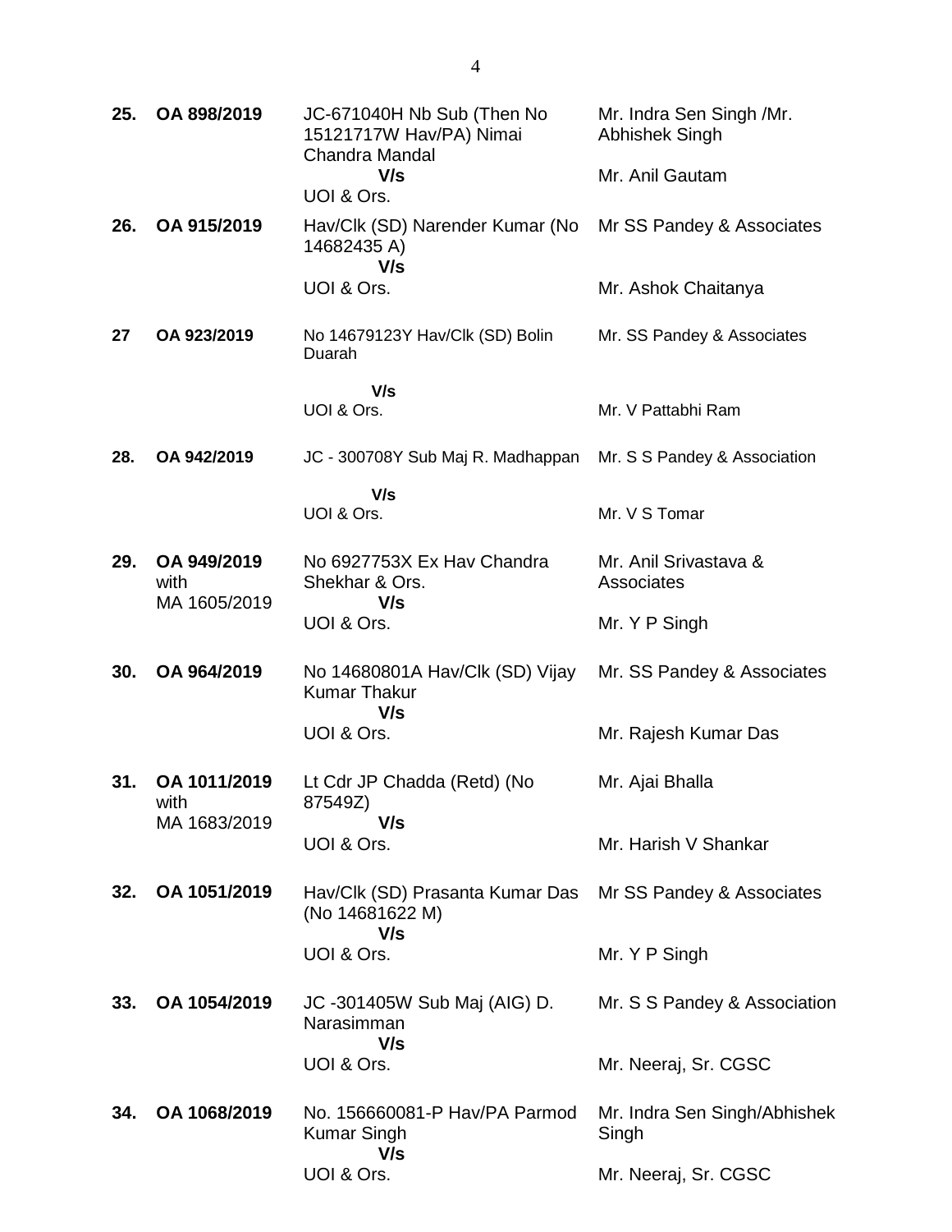| | | | |
|---|---|---|---|
| **25.** | **OA 898/2019** | JC-671040H Nb Sub (Then No 15121717W Hav/PA) Nimai Chandra Mandal<br>**V/s**<br>UOI & Ors. | Mr. Indra Sen Singh /Mr. Abhishek Singh<br><br>Mr. Anil Gautam |
| **26.** | **OA 915/2019** | Hav/Clk (SD) Narender Kumar (No 14682435 A)<br>**V/s**<br>UOI & Ors. | Mr SS Pandey & Associates<br><br>Mr. Ashok Chaitanya |
| **27** | **OA 923/2019** | No 14679123Y Hav/Clk (SD) Bolin Duarah<br>**V/s**<br>UOI & Ors. | Mr. SS Pandey & Associates<br><br>Mr. V Pattabhi Ram |
| **28.** | **OA 942/2019** | JC - 300708Y Sub Maj R. Madhappan<br>**V/s**<br>UOI & Ors. | Mr. S S Pandey & Association<br><br>Mr. V S Tomar |
| **29.** | **OA 949/2019** with MA 1605/2019 | No 6927753X Ex Hav Chandra Shekhar & Ors.<br>**V/s**<br>UOI & Ors. | Mr. Anil Srivastava & Associates<br><br>Mr. Y P Singh |
| **30.** | **OA 964/2019** | No 14680801A Hav/Clk (SD) Vijay Kumar Thakur<br>**V/s**<br>UOI & Ors. | Mr. SS Pandey & Associates<br><br>Mr. Rajesh Kumar Das |
| **31.** | **OA 1011/2019** with MA 1683/2019 | Lt Cdr JP Chadda (Retd) (No 87549Z)<br>**V/s**<br>UOI & Ors. | Mr. Ajai Bhalla<br><br>Mr. Harish V Shankar |
| **32.** | **OA 1051/2019** | Hav/Clk (SD) Prasanta Kumar Das (No 14681622 M)<br>**V/s**<br>UOI & Ors. | Mr SS Pandey & Associates<br><br>Mr. Y P Singh |
| **33.** | **OA 1054/2019** | JC -301405W Sub Maj (AIG) D. Narasimman<br>**V/s**<br>UOI & Ors. | Mr. S S Pandey & Association<br><br>Mr. Neeraj, Sr. CGSC |
| **34.** | **OA 1068/2019** | No. 156660081-P Hav/PA Parmod Kumar Singh<br>**V/s**<br>UOI & Ors. | Mr. Indra Sen Singh/Abhishek Singh<br><br>Mr. Neeraj, Sr. CGSC |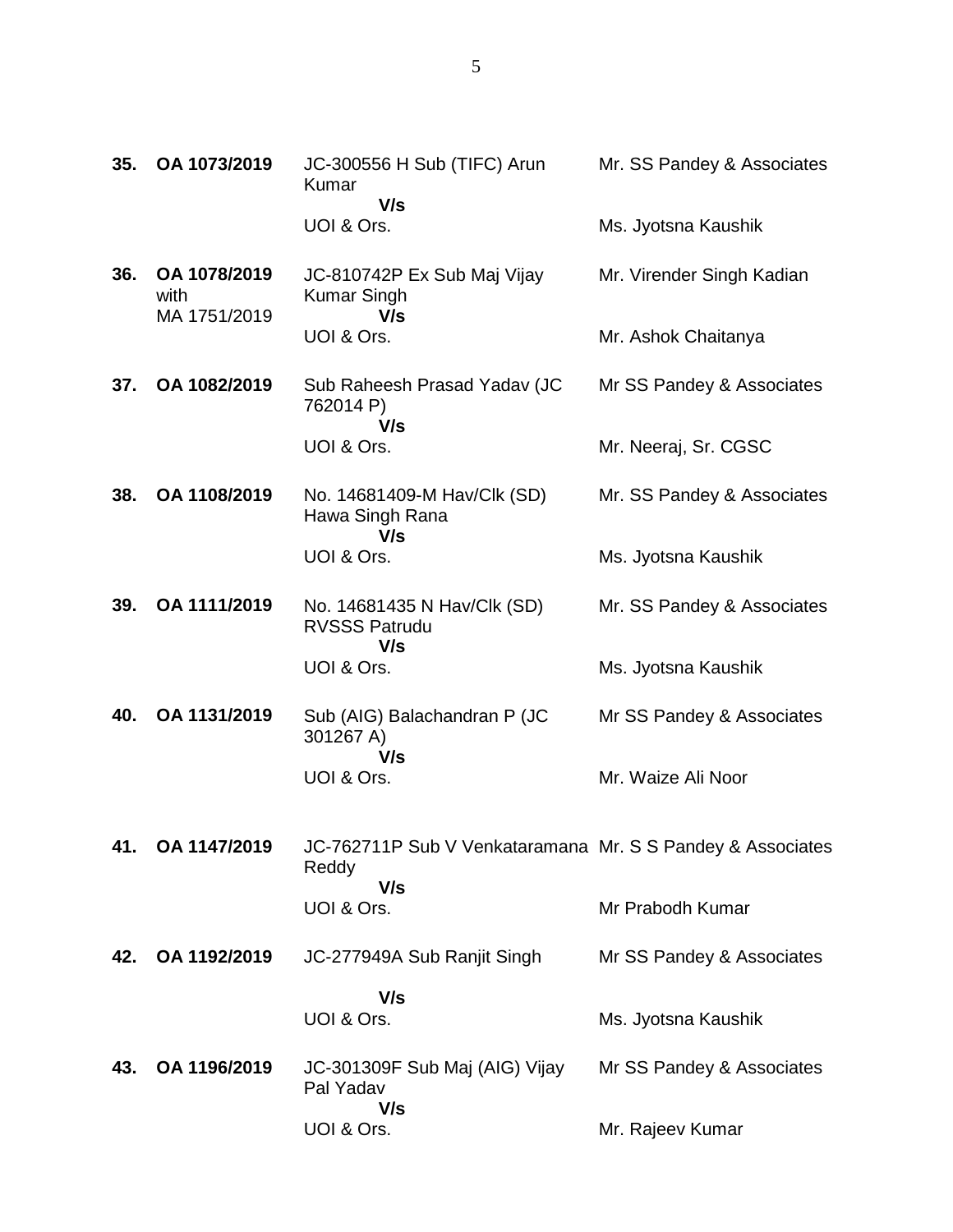| | | | |
|---|---|---|---|
| **35.** | **OA 1073/2019** | JC-300556 H Sub (TIFC) Arun Kumar<br>**V/s**<br>UOI & Ors. | Mr. SS Pandey & Associates<br><br>Ms. Jyotsna Kaushik |
| **36.** | **OA 1078/2019** with MA 1751/2019 | JC-810742P Ex Sub Maj Vijay Kumar Singh<br>**V/s**<br>UOI & Ors. | Mr. Virender Singh Kadian<br><br>Mr. Ashok Chaitanya |
| **37.** | **OA 1082/2019** | Sub Raheesh Prasad Yadav (JC 762014 P)<br>**V/s**<br>UOI & Ors. | Mr SS Pandey & Associates<br><br>Mr. Neeraj, Sr. CGSC |
| **38.** | **OA 1108/2019** | No. 14681409-M Hav/Clk (SD) Hawa Singh Rana<br>**V/s**<br>UOI & Ors. | Mr. SS Pandey & Associates<br><br>Ms. Jyotsna Kaushik |
| **39.** | **OA 1111/2019** | No. 14681435 N Hav/Clk (SD) RVSSS Patrudu<br>**V/s**<br>UOI & Ors. | Mr. SS Pandey & Associates<br><br>Ms. Jyotsna Kaushik |
| **40.** | **OA 1131/2019** | Sub (AIG) Balachandran P (JC 301267 A)<br>**V/s**<br>UOI & Ors. | Mr SS Pandey & Associates<br><br>Mr. Waize Ali Noor |
| **41.** | **OA 1147/2019** | JC-762711P Sub V Venkataramana Reddy<br>**V/s**<br>UOI & Ors. | Mr. S S Pandey & Associates<br><br>Mr Prabodh Kumar |
| **42.** | **OA 1192/2019** | JC-277949A Sub Ranjit Singh<br>**V/s**<br>UOI & Ors. | Mr SS Pandey & Associates<br><br>Ms. Jyotsna Kaushik |
| **43.** | **OA 1196/2019** | JC-301309F Sub Maj (AIG) Vijay Pal Yadav<br>**V/s**<br>UOI & Ors. | Mr SS Pandey & Associates<br><br>Mr. Rajeev Kumar |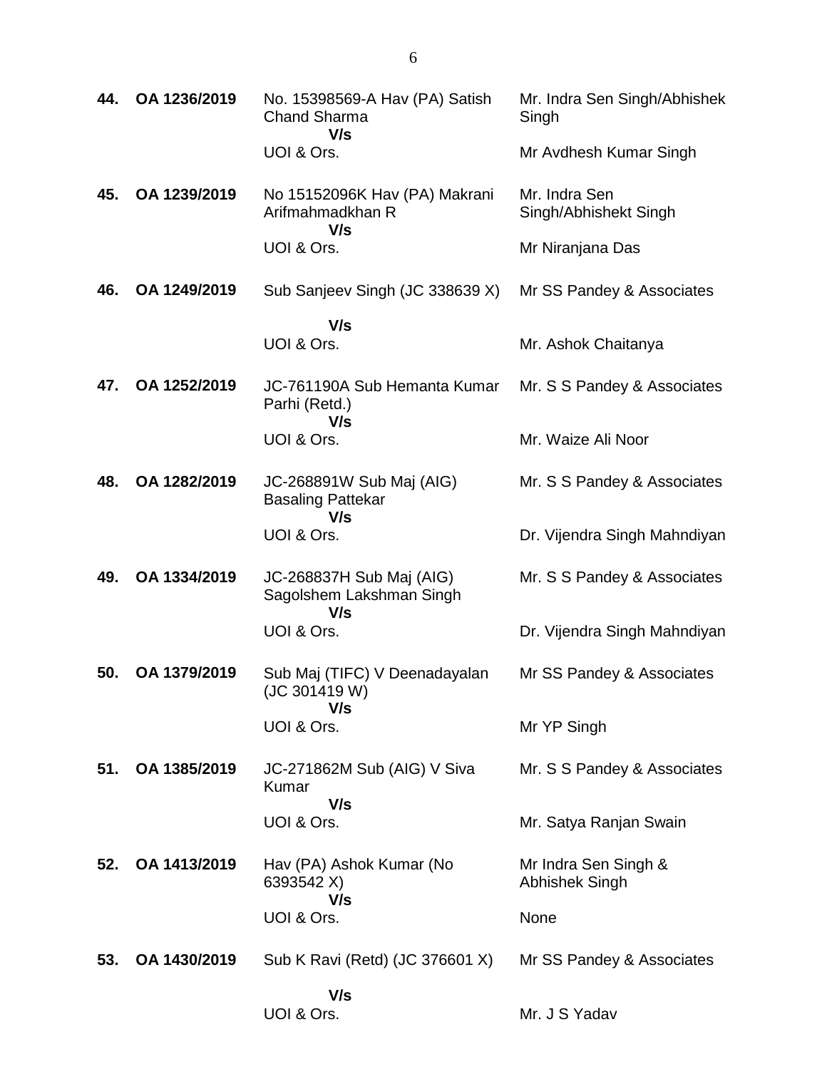| | | | |
|---|---|---|---|
| **44.** | **OA 1236/2019** | No. 15398569-A Hav (PA) Satish Chand Sharma **V/s** UOI & Ors. | Mr. Indra Sen Singh/Abhishek Singh<br><br>Mr Avdhesh Kumar Singh |
| **45.** | **OA 1239/2019** | No 15152096K Hav (PA) Makrani Arifmahmadkhan R **V/s** UOI & Ors. | Mr. Indra Sen Singh/Abhishekt Singh<br><br>Mr Niranjana Das |
| **46.** | **OA 1249/2019** | Sub Sanjeev Singh (JC 338639 X) **V/s** UOI & Ors. | Mr SS Pandey & Associates<br><br>Mr. Ashok Chaitanya |
| **47.** | **OA 1252/2019** | JC-761190A Sub Hemanta Kumar Parhi (Retd.) **V/s** UOI & Ors. | Mr. S S Pandey & Associates<br><br>Mr. Waize Ali Noor |
| **48.** | **OA 1282/2019** | JC-268891W Sub Maj (AIG) Basaling Pattekar **V/s** UOI & Ors. | Mr. S S Pandey & Associates<br><br>Dr. Vijendra Singh Mahndiyan |
| **49.** | **OA 1334/2019** | JC-268837H Sub Maj (AIG) Sagolshem Lakshman Singh **V/s** UOI & Ors. | Mr. S S Pandey & Associates<br><br>Dr. Vijendra Singh Mahndiyan |
| **50.** | **OA 1379/2019** | Sub Maj (TIFC) V Deenadayalan (JC 301419 W) **V/s** UOI & Ors. | Mr SS Pandey & Associates<br><br>Mr YP Singh |
| **51.** | **OA 1385/2019** | JC-271862M Sub (AIG) V Siva Kumar **V/s** UOI & Ors. | Mr. S S Pandey & Associates<br><br>Mr. Satya Ranjan Swain |
| **52.** | **OA 1413/2019** | Hav (PA) Ashok Kumar (No 6393542 X) **V/s** UOI & Ors. | Mr Indra Sen Singh & Abhishek Singh<br><br>None |
| **53.** | **OA 1430/2019** | Sub K Ravi (Retd) (JC 376601 X) **V/s** UOI & Ors. | Mr SS Pandey & Associates<br><br>Mr. J S Yadav |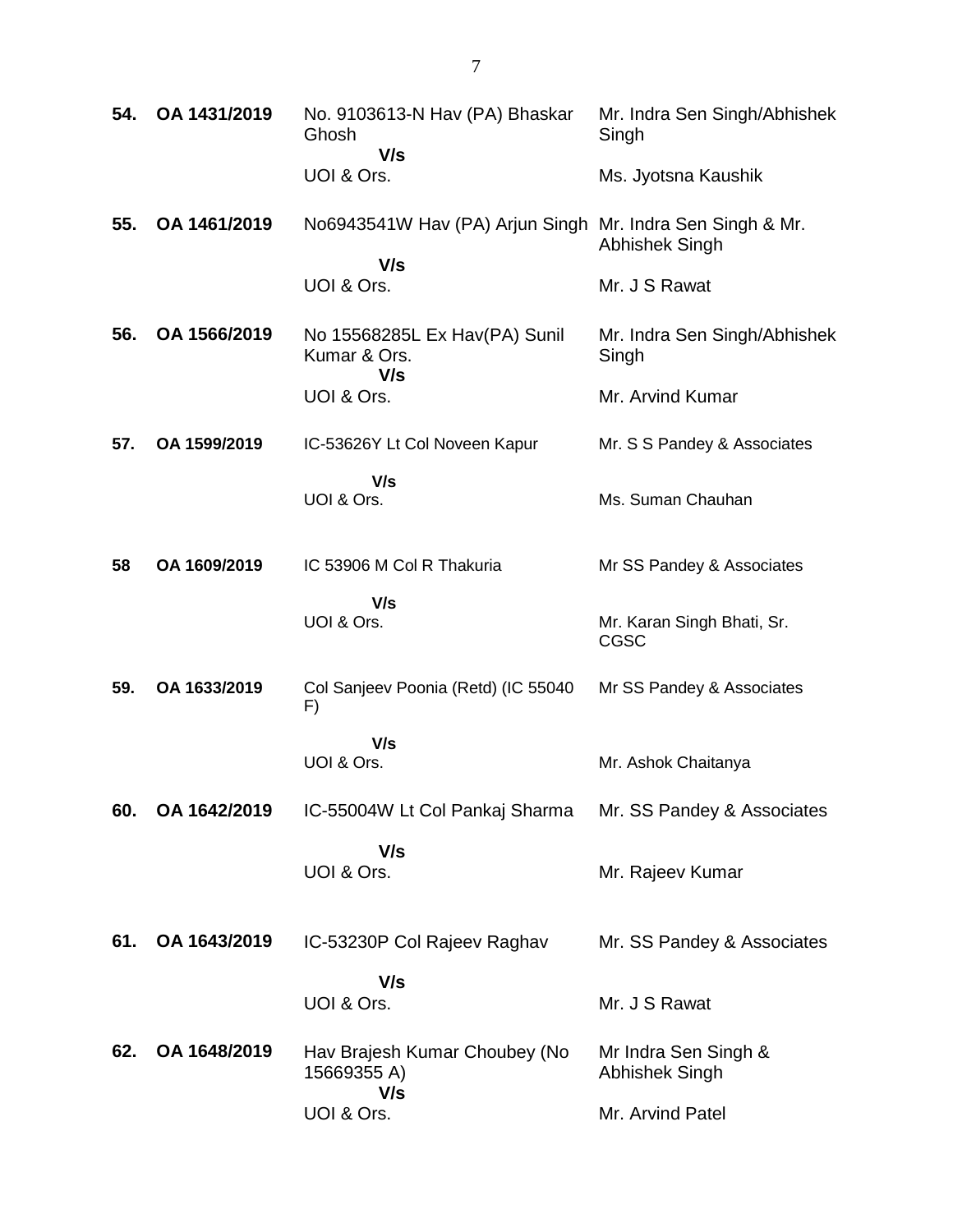| | | | |
|---|---|---|---|
| **54.** | **OA 1431/2019** | No. 9103613-N Hav (PA) Bhaskar Ghosh<br>**V/s**<br>UOI & Ors. | Mr. Indra Sen Singh/Abhishek Singh<br><br>Ms. Jyotsna Kaushik |
| **55.** | **OA 1461/2019** | No6943541W Hav (PA) Arjun Singh<br>**V/s**<br>UOI & Ors. | Mr. Indra Sen Singh & Mr. Abhishek Singh<br><br>Mr. J S Rawat |
| **56.** | **OA 1566/2019** | No 15568285L Ex Hav(PA) Sunil Kumar & Ors.<br>**V/s**<br>UOI & Ors. | Mr. Indra Sen Singh/Abhishek Singh<br><br>Mr. Arvind Kumar |
| **57.** | **OA 1599/2019** | IC-53626Y Lt Col Noveen Kapur<br>**V/s**<br>UOI & Ors. | Mr. S S Pandey & Associates<br><br>Ms. Suman Chauhan |
| **58** | **OA 1609/2019** | IC 53906 M Col R Thakuria<br>**V/s**<br>UOI & Ors. | Mr SS Pandey & Associates<br><br>Mr. Karan Singh Bhati, Sr. CGSC |
| **59.** | **OA 1633/2019** | Col Sanjeev Poonia (Retd) (IC 55040 F)<br>**V/s**<br>UOI & Ors. | Mr SS Pandey & Associates<br><br>Mr. Ashok Chaitanya |
| **60.** | **OA 1642/2019** | IC-55004W Lt Col Pankaj Sharma<br>**V/s**<br>UOI & Ors. | Mr. SS Pandey & Associates<br><br>Mr. Rajeev Kumar |
| **61.** | **OA 1643/2019** | IC-53230P Col Rajeev Raghav<br>**V/s**<br>UOI & Ors. | Mr. SS Pandey & Associates<br><br>Mr. J S Rawat |
| **62.** | **OA 1648/2019** | Hav Brajesh Kumar Choubey (No 15669355 A)<br>**V/s**<br>UOI & Ors. | Mr Indra Sen Singh & Abhishek Singh<br><br>Mr. Arvind Patel |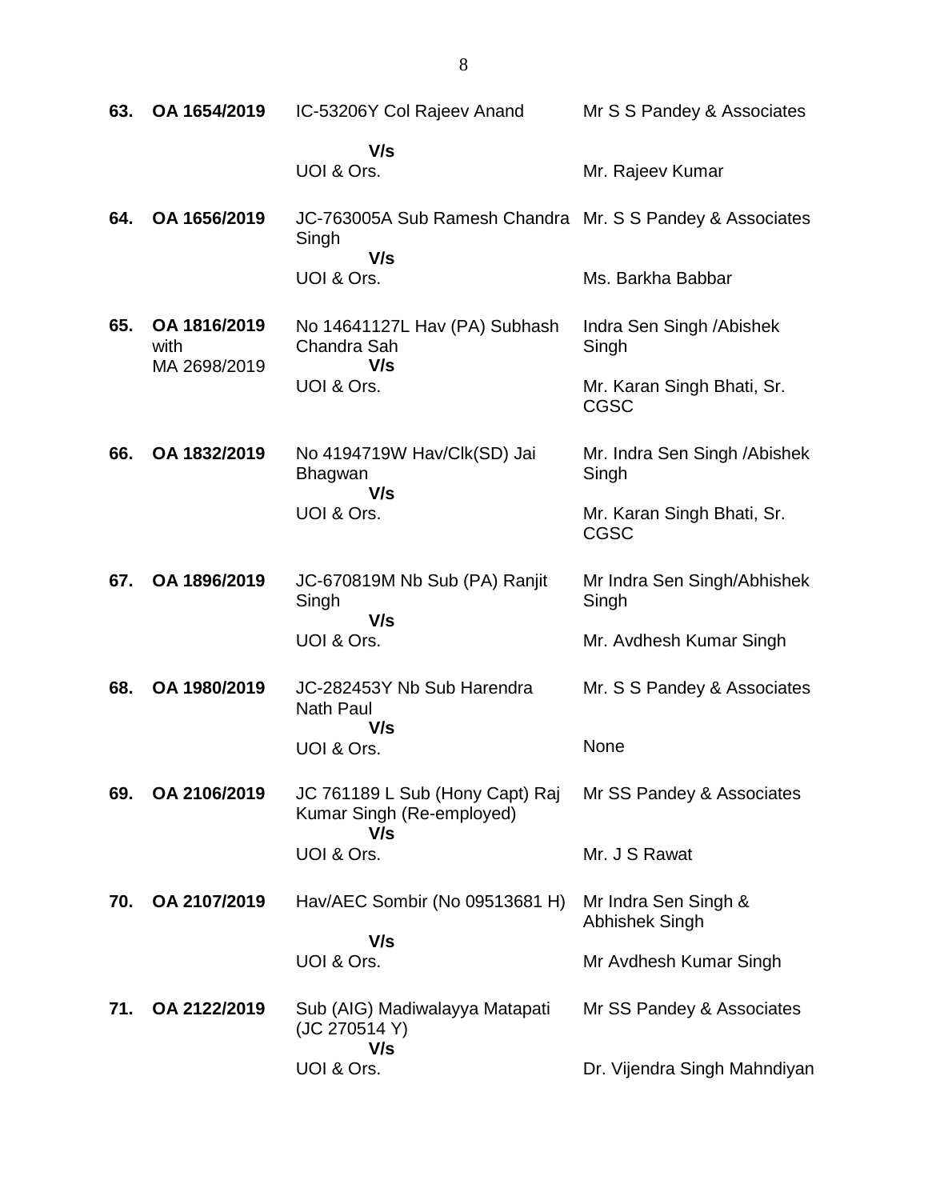| | | | |
|---|---|---|---|
| **63.** | **OA 1654/2019** | IC-53206Y Col Rajeev Anand<br>**V/s**<br>UOI & Ors. | Mr S S Pandey & Associates<br><br>Mr. Rajeev Kumar |
| **64.** | **OA 1656/2019** | JC-763005A Sub Ramesh Chandra Singh<br>**V/s**<br>UOI & Ors. | Mr. S S Pandey & Associates<br><br>Ms. Barkha Babbar |
| **65.** | **OA 1816/2019** with MA 2698/2019 | No 14641127L Hav (PA) Subhash Chandra Sah<br>**V/s**<br>UOI & Ors. | Indra Sen Singh /Abishek Singh<br><br>Mr. Karan Singh Bhati, Sr. CGSC |
| **66.** | **OA 1832/2019** | No 4194719W Hav/Clk(SD) Jai Bhagwan<br>**V/s**<br>UOI & Ors. | Mr. Indra Sen Singh /Abishek Singh<br><br>Mr. Karan Singh Bhati, Sr. CGSC |
| **67.** | **OA 1896/2019** | JC-670819M Nb Sub (PA) Ranjit Singh<br>**V/s**<br>UOI & Ors. | Mr Indra Sen Singh/Abhishek Singh<br><br>Mr. Avdhesh Kumar Singh |
| **68.** | **OA 1980/2019** | JC-282453Y Nb Sub Harendra Nath Paul<br>**V/s**<br>UOI & Ors. | Mr. S S Pandey & Associates<br><br>None |
| **69.** | **OA 2106/2019** | JC 761189 L Sub (Hony Capt) Raj Kumar Singh (Re-employed)<br>**V/s**<br>UOI & Ors. | Mr SS Pandey & Associates<br><br>Mr. J S Rawat |
| **70.** | **OA 2107/2019** | Hav/AEC Sombir (No 09513681 H)<br>**V/s**<br>UOI & Ors. | Mr Indra Sen Singh & Abhishek Singh<br><br>Mr Avdhesh Kumar Singh |
| **71.** | **OA 2122/2019** | Sub (AIG) Madiwalayya Matapati (JC 270514 Y)<br>**V/s**<br>UOI & Ors. | Mr SS Pandey & Associates<br><br>Dr. Vijendra Singh Mahndiyan |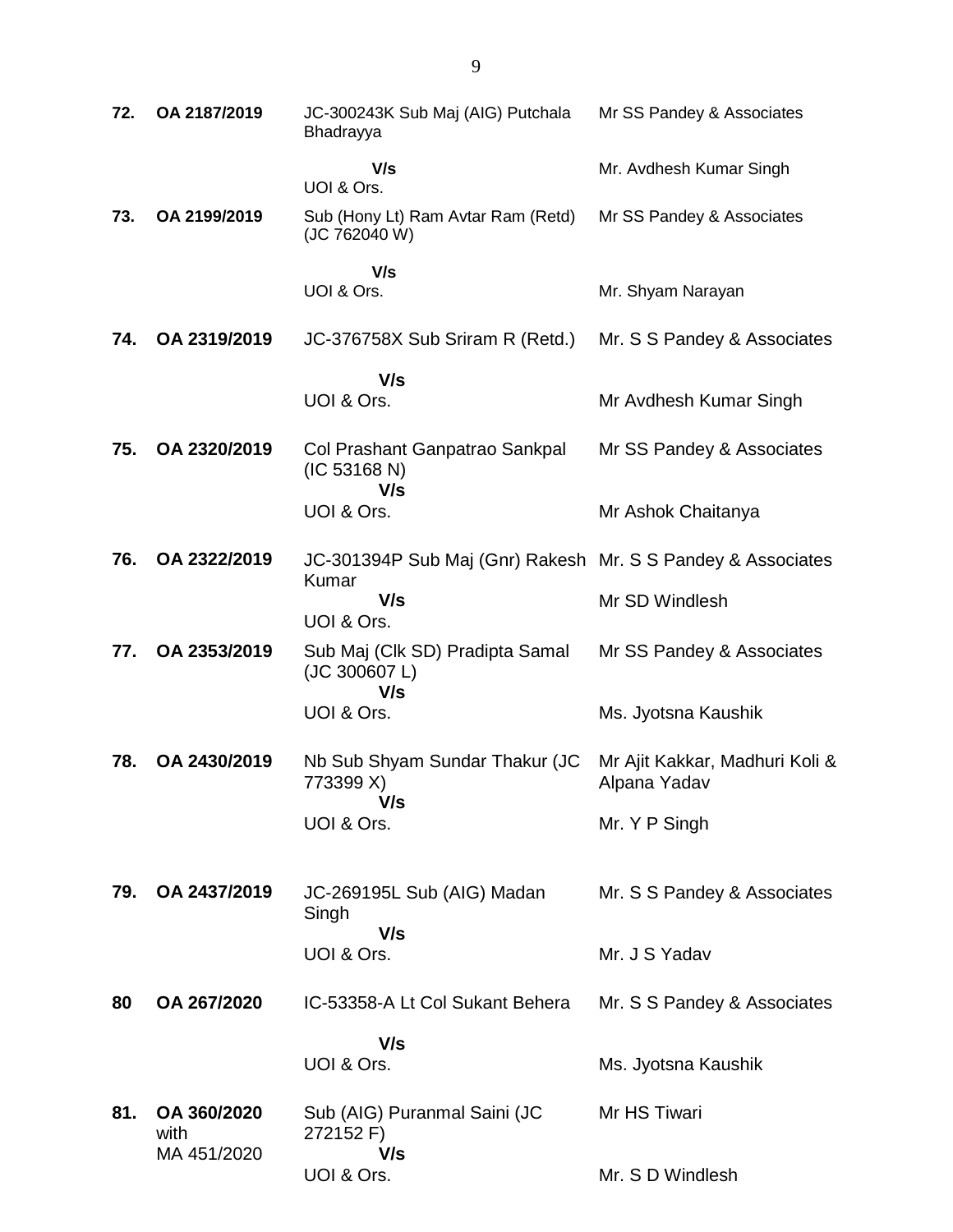| | | | |
|---|---|---|---|
| **72.** | **OA 2187/2019** | JC-300243K Sub Maj (AIG) Putchala Bhadrayya<br>**V/s**<br>UOI & Ors. | Mr SS Pandey & Associates<br><br>Mr. Avdhesh Kumar Singh |
| **73.** | **OA 2199/2019** | Sub (Hony Lt) Ram Avtar Ram (Retd) (JC 762040 W)<br>**V/s**<br>UOI & Ors. | Mr SS Pandey & Associates<br><br>Mr. Shyam Narayan |
| **74.** | **OA 2319/2019** | JC-376758X Sub Sriram R (Retd.)<br>**V/s**<br>UOI & Ors. | Mr. S S Pandey & Associates<br><br>Mr Avdhesh Kumar Singh |
| **75.** | **OA 2320/2019** | Col Prashant Ganpatrao Sankpal (IC 53168 N)<br>**V/s**<br>UOI & Ors. | Mr SS Pandey & Associates<br><br>Mr Ashok Chaitanya |
| **76.** | **OA 2322/2019** | JC-301394P Sub Maj (Gnr) Rakesh Kumar<br>**V/s**<br>UOI & Ors. | Mr. S S Pandey & Associates<br><br>Mr SD Windlesh |
| **77.** | **OA 2353/2019** | Sub Maj (Clk SD) Pradipta Samal (JC 300607 L)<br>**V/s**<br>UOI & Ors. | Mr SS Pandey & Associates<br><br>Ms. Jyotsna Kaushik |
| **78.** | **OA 2430/2019** | Nb Sub Shyam Sundar Thakur (JC 773399 X)<br>**V/s**<br>UOI & Ors. | Mr Ajit Kakkar, Madhuri Koli & Alpana Yadav<br><br>Mr. Y P Singh |
| **79.** | **OA 2437/2019** | JC-269195L Sub (AIG) Madan Singh<br>**V/s**<br>UOI & Ors. | Mr. S S Pandey & Associates<br><br>Mr. J S Yadav |
| **80** | **OA 267/2020** | IC-53358-A Lt Col Sukant Behera<br>**V/s**<br>UOI & Ors. | Mr. S S Pandey & Associates<br><br>Ms. Jyotsna Kaushik |
| **81.** | **OA 360/2020** with MA 451/2020 | Sub (AIG) Puranmal Saini (JC 272152 F)<br>**V/s**<br>UOI & Ors. | Mr HS Tiwari<br><br>Mr. S D Windlesh |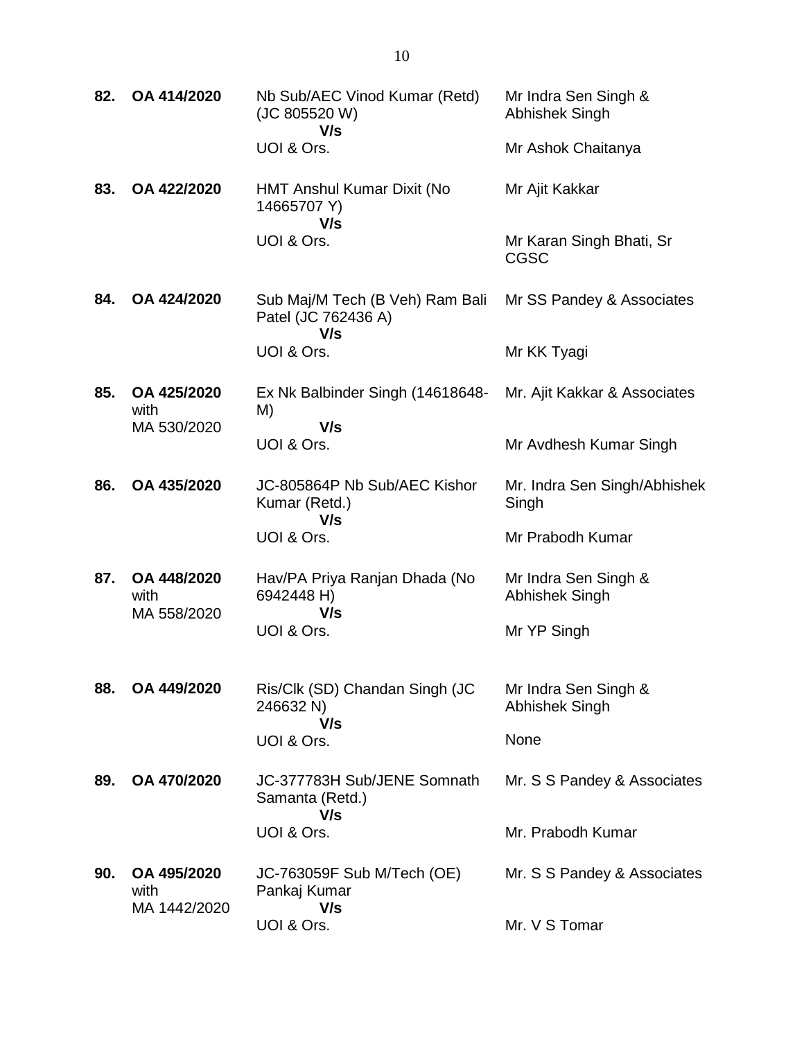| | | | |
|---|---|---|---|
| **82.** | **OA 414/2020** | Nb Sub/AEC Vinod Kumar (Retd) (JC 805520 W)<br>**V/s**<br>UOI & Ors. | Mr Indra Sen Singh & Abhishek Singh<br><br>Mr Ashok Chaitanya |
| **83.** | **OA 422/2020** | HMT Anshul Kumar Dixit (No 14665707 Y)<br>**V/s**<br>UOI & Ors. | Mr Ajit Kakkar<br><br>Mr Karan Singh Bhati, Sr CGSC |
| **84.** | **OA 424/2020** | Sub Maj/M Tech (B Veh) Ram Bali Patel (JC 762436 A)<br>**V/s**<br>UOI & Ors. | Mr SS Pandey & Associates<br><br>Mr KK Tyagi |
| **85.** | **OA 425/2020** with MA 530/2020 | Ex Nk Balbinder Singh (14618648-M)<br>**V/s**<br>UOI & Ors. | Mr. Ajit Kakkar & Associates<br><br>Mr Avdhesh Kumar Singh |
| **86.** | **OA 435/2020** | JC-805864P Nb Sub/AEC Kishor Kumar (Retd.)<br>**V/s**<br>UOI & Ors. | Mr. Indra Sen Singh/Abhishek Singh<br><br>Mr Prabodh Kumar |
| **87.** | **OA 448/2020** with MA 558/2020 | Hav/PA Priya Ranjan Dhada (No 6942448 H)<br>**V/s**<br>UOI & Ors. | Mr Indra Sen Singh & Abhishek Singh<br><br>Mr YP Singh |
| **88.** | **OA 449/2020** | Ris/Clk (SD) Chandan Singh (JC 246632 N)<br>**V/s**<br>UOI & Ors. | Mr Indra Sen Singh & Abhishek Singh<br><br>None |
| **89.** | **OA 470/2020** | JC-377783H Sub/JENE Somnath Samanta (Retd.)<br>**V/s**<br>UOI & Ors. | Mr. S S Pandey & Associates<br><br>Mr. Prabodh Kumar |
| **90.** | **OA 495/2020** with MA 1442/2020 | JC-763059F Sub M/Tech (OE) Pankaj Kumar<br>**V/s**<br>UOI & Ors. | Mr. S S Pandey & Associates<br><br>Mr. V S Tomar |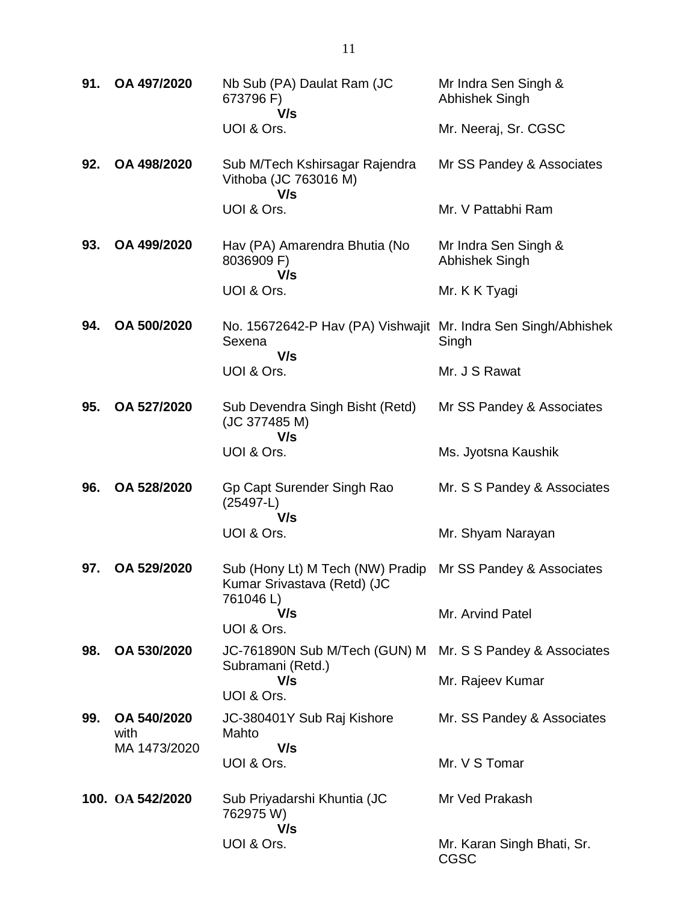| | | | |
|---|---|---|---|
| **91.** | **OA 497/2020** | Nb Sub (PA) Daulat Ram (JC 673796 F)<br>**V/s**<br>UOI & Ors. | Mr Indra Sen Singh & Abhishek Singh<br><br>Mr. Neeraj, Sr. CGSC |
| **92.** | **OA 498/2020** | Sub M/Tech Kshirsagar Rajendra Vithoba (JC 763016 M)<br>**V/s**<br>UOI & Ors. | Mr SS Pandey & Associates<br><br>Mr. V Pattabhi Ram |
| **93.** | **OA 499/2020** | Hav (PA) Amarendra Bhutia (No 8036909 F)<br>**V/s**<br>UOI & Ors. | Mr Indra Sen Singh & Abhishek Singh<br><br>Mr. K K Tyagi |
| **94.** | **OA 500/2020** | No. 15672642-P Hav (PA) Vishwajit Sexena<br>**V/s**<br>UOI & Ors. | Mr. Indra Sen Singh/Abhishek Singh<br><br>Mr. J S Rawat |
| **95.** | **OA 527/2020** | Sub Devendra Singh Bisht (Retd) (JC 377485 M)<br>**V/s**<br>UOI & Ors. | Mr SS Pandey & Associates<br><br>Ms. Jyotsna Kaushik |
| **96.** | **OA 528/2020** | Gp Capt Surender Singh Rao (25497-L)<br>**V/s**<br>UOI & Ors. | Mr. S S Pandey & Associates<br><br>Mr. Shyam Narayan |
| **97.** | **OA 529/2020** | Sub (Hony Lt) M Tech (NW) Pradip Kumar Srivastava (Retd) (JC 761046 L)<br>**V/s**<br>UOI & Ors. | Mr SS Pandey & Associates<br><br>Mr. Arvind Patel |
| **98.** | **OA 530/2020** | JC-761890N Sub M/Tech (GUN) M Subramani (Retd.)<br>**V/s**<br>UOI & Ors. | Mr. S S Pandey & Associates<br><br>Mr. Rajeev Kumar |
| **99.** | **OA 540/2020** with MA 1473/2020 | JC-380401Y Sub Raj Kishore Mahto<br>**V/s**<br>UOI & Ors. | Mr. SS Pandey & Associates<br><br>Mr. V S Tomar |
| **100.** | **OA 542/2020** | Sub Priyadarshi Khuntia (JC 762975 W)<br>**V/s**<br>UOI & Ors. | Mr Ved Prakash<br><br>Mr. Karan Singh Bhati, Sr. CGSC |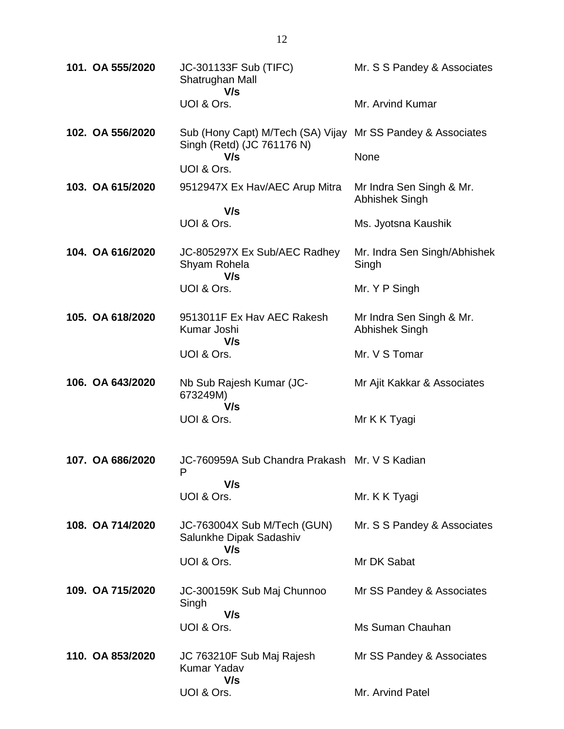| | | |
|---|---|---|
| **101. OA 555/2020** | JC-301133F Sub (TIFC) Shatrughan Mall<br>**V/s**<br>UOI & Ors. | Mr. S S Pandey & Associates<br><br>Mr. Arvind Kumar |
| **102. OA 556/2020** | Sub (Hony Capt) M/Tech (SA) Vijay Singh (Retd) (JC 761176 N)<br>**V/s**<br>UOI & Ors. | Mr SS Pandey & Associates<br><br>None |
| **103. OA 615/2020** | 9512947X Ex Hav/AEC Arup Mitra<br>**V/s**<br>UOI & Ors. | Mr Indra Sen Singh & Mr. Abhishek Singh<br><br>Ms. Jyotsna Kaushik |
| **104. OA 616/2020** | JC-805297X Ex Sub/AEC Radhey Shyam Rohela<br>**V/s**<br>UOI & Ors. | Mr. Indra Sen Singh/Abhishek Singh<br><br>Mr. Y P Singh |
| **105. OA 618/2020** | 9513011F Ex Hav AEC Rakesh Kumar Joshi<br>**V/s**<br>UOI & Ors. | Mr Indra Sen Singh & Mr. Abhishek Singh<br><br>Mr. V S Tomar |
| **106. OA 643/2020** | Nb Sub Rajesh Kumar (JC-673249M)<br>**V/s**<br>UOI & Ors. | Mr Ajit Kakkar & Associates<br><br>Mr K K Tyagi |
| **107. OA 686/2020** | JC-760959A Sub Chandra Prakash P<br>**V/s**<br>UOI & Ors. | Mr. V S Kadian<br><br>Mr. K K Tyagi |
| **108. OA 714/2020** | JC-763004X Sub M/Tech (GUN) Salunkhe Dipak Sadashiv<br>**V/s**<br>UOI & Ors. | Mr. S S Pandey & Associates<br><br>Mr DK Sabat |
| **109. OA 715/2020** | JC-300159K Sub Maj Chunnoo Singh<br>**V/s**<br>UOI & Ors. | Mr SS Pandey & Associates<br><br>Ms Suman Chauhan |
| **110. OA 853/2020** | JC 763210F Sub Maj Rajesh Kumar Yadav<br>**V/s**<br>UOI & Ors. | Mr SS Pandey & Associates<br><br>Mr. Arvind Patel |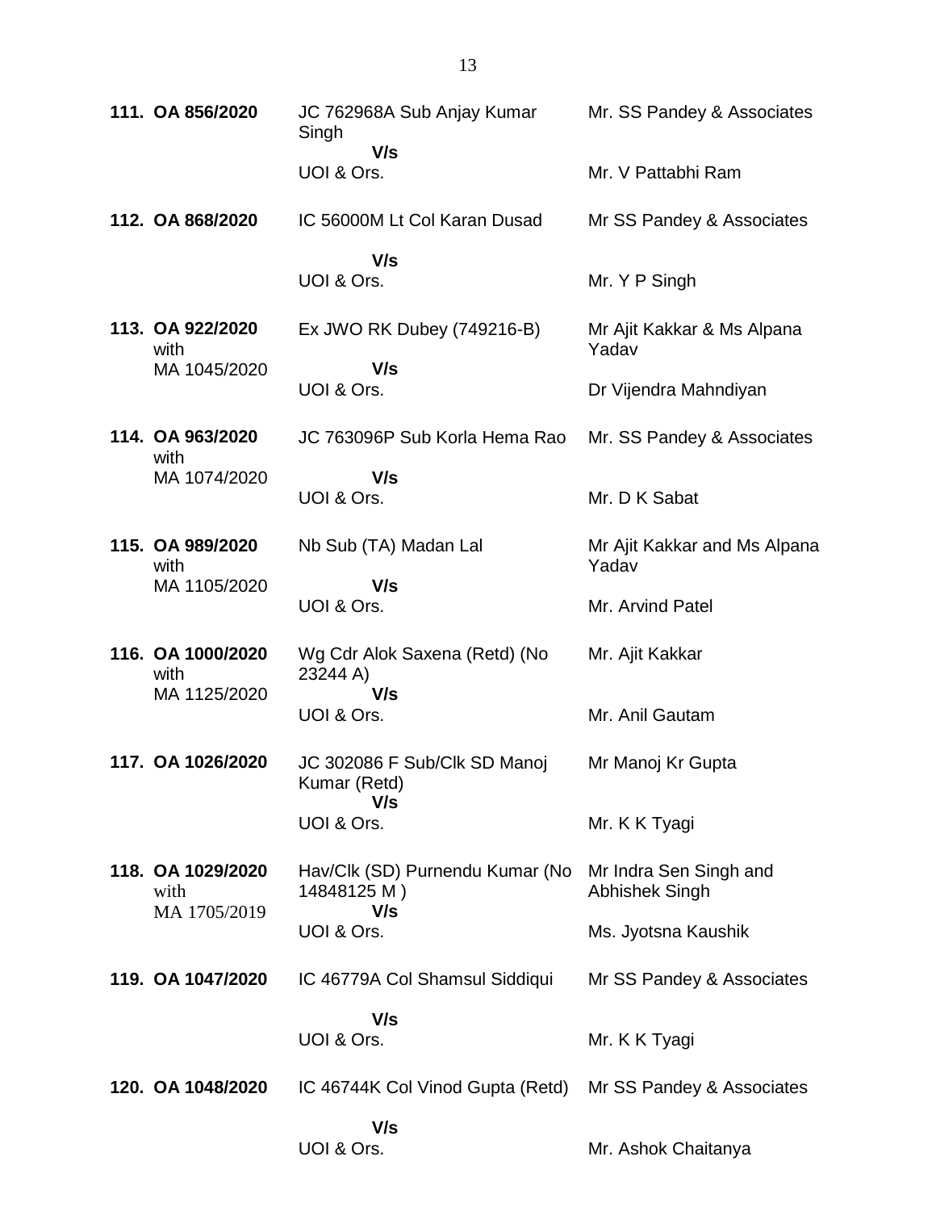| | | |
|---|---|---|
| **111. OA 856/2020** | JC 762968A Sub Anjay Kumar Singh<br>**V/s**<br>UOI & Ors. | Mr. SS Pandey & Associates<br><br>Mr. V Pattabhi Ram |
| **112. OA 868/2020** | IC 56000M Lt Col Karan Dusad<br>**V/s**<br>UOI & Ors. | Mr SS Pandey & Associates<br><br>Mr. Y P Singh |
| **113. OA 922/2020** with MA 1045/2020 | Ex JWO RK Dubey (749216-B)<br>**V/s**<br>UOI & Ors. | Mr Ajit Kakkar & Ms Alpana Yadav<br><br>Dr Vijendra Mahndiyan |
| **114. OA 963/2020** with MA 1074/2020 | JC 763096P Sub Korla Hema Rao<br>**V/s**<br>UOI & Ors. | Mr. SS Pandey & Associates<br><br>Mr. D K Sabat |
| **115. OA 989/2020** with MA 1105/2020 | Nb Sub (TA) Madan Lal<br>**V/s**<br>UOI & Ors. | Mr Ajit Kakkar and Ms Alpana Yadav<br><br>Mr. Arvind Patel |
| **116. OA 1000/2020** with MA 1125/2020 | Wg Cdr Alok Saxena (Retd) (No 23244 A)<br>**V/s**<br>UOI & Ors. | Mr. Ajit Kakkar<br><br>Mr. Anil Gautam |
| **117. OA 1026/2020** | JC 302086 F Sub/Clk SD Manoj Kumar (Retd)<br>**V/s**<br>UOI & Ors. | Mr Manoj Kr Gupta<br><br>Mr. K K Tyagi |
| **118. OA 1029/2020** with MA 1705/2019 | Hav/Clk (SD) Purnendu Kumar (No 14848125 M )<br>**V/s**<br>UOI & Ors. | Mr Indra Sen Singh and Abhishek Singh<br><br>Ms. Jyotsna Kaushik |
| **119. OA 1047/2020** | IC 46779A Col Shamsul Siddiqui<br>**V/s**<br>UOI & Ors. | Mr SS Pandey & Associates<br><br>Mr. K K Tyagi |
| **120. OA 1048/2020** | IC 46744K Col Vinod Gupta (Retd)<br>**V/s**<br>UOI & Ors. | Mr SS Pandey & Associates<br><br>Mr. Ashok Chaitanya |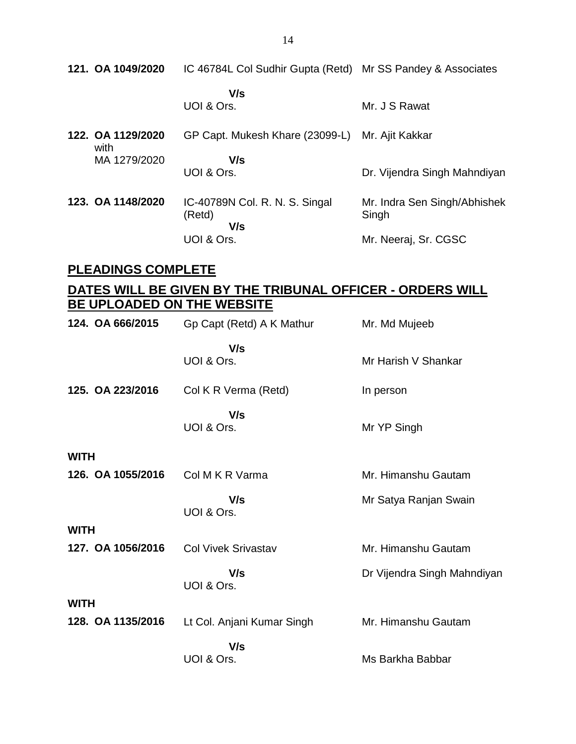| | | |
|---|---|---|
| **121. OA 1049/2020** | IC 46784L Col Sudhir Gupta (Retd) | Mr SS Pandey & Associates |
| | **V/s** | |
| | UOI & Ors. | Mr. J S Rawat |
| **122. OA 1129/2020** with MA 1279/2020 | GP Capt. Mukesh Khare (23099-L) | Mr. Ajit Kakkar |
| | **V/s** | |
| | UOI & Ors. | Dr. Vijendra Singh Mahndiyan |
| **123. OA 1148/2020** | IC-40789N Col. R. N. S. Singal (Retd) | Mr. Indra Sen Singh/Abhishek Singh |
| | **V/s** | |
| | UOI & Ors. | Mr. Neeraj, Sr. CGSC |

## PLEADINGS COMPLETE

## DATES WILL BE GIVEN BY THE TRIBUNAL OFFICER - ORDERS WILL BE UPLOADED ON THE WEBSITE

| | | |
|---|---|---|
| **124. OA 666/2015** | Gp Capt (Retd) A K Mathur | Mr. Md Mujeeb |
| | **V/s** | |
| | UOI & Ors. | Mr Harish V Shankar |
| **125. OA 223/2016** | Col K R Verma (Retd) | In person |
| | **V/s** | |
| | UOI & Ors. | Mr YP Singh |
| **WITH** | | |
| **126. OA 1055/2016** | Col M K R Varma | Mr. Himanshu Gautam |
| | **V/s** | Mr Satya Ranjan Swain |
| | UOI & Ors. | |
| **WITH** | | |
| **127. OA 1056/2016** | Col Vivek Srivastav | Mr. Himanshu Gautam |
| | **V/s** | Dr Vijendra Singh Mahndiyan |
| | UOI & Ors. | |
| **WITH** | | |
| **128. OA 1135/2016** | Lt Col. Anjani Kumar Singh | Mr. Himanshu Gautam |
| | **V/s** | |
| | UOI & Ors. | Ms Barkha Babbar |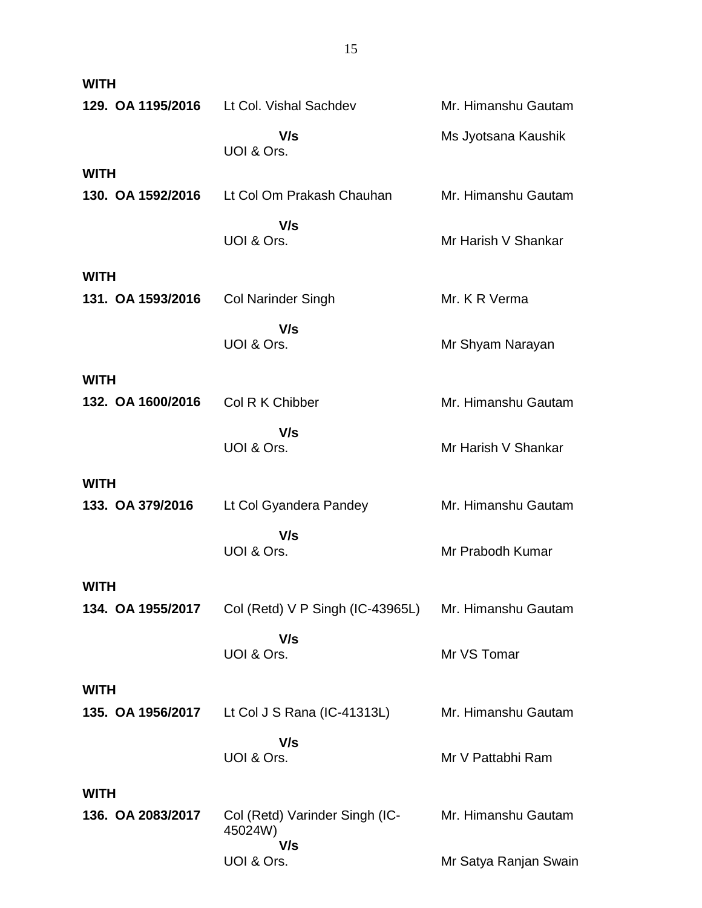**WITH**

**129. OA 1195/2016** Lt Col. Vishal Sachdev Mr. Himanshu Gautam

**V/s** Ms Jyotsana Kaushik

UOI & Ors.

**WITH**

**130. OA 1592/2016** Lt Col Om Prakash Chauhan Mr. Himanshu Gautam

**V/s**

UOI & Ors. Mr Harish V Shankar

**WITH**

**131. OA 1593/2016** Col Narinder Singh Mr. K R Verma

**V/s**

UOI & Ors. Mr Shyam Narayan

**WITH**

**132. OA 1600/2016** Col R K Chibber Mr. Himanshu Gautam

**V/s**

UOI & Ors. Mr Harish V Shankar

**WITH**

**133. OA 379/2016** Lt Col Gyandera Pandey Mr. Himanshu Gautam

**V/s**

UOI & Ors. Mr Prabodh Kumar

**WITH**

**134. OA 1955/2017** Col (Retd) V P Singh (IC-43965L) Mr. Himanshu Gautam

**V/s**

UOI & Ors. Mr VS Tomar

**WITH**

**135. OA 1956/2017** Lt Col J S Rana (IC-41313L) Mr. Himanshu Gautam

**V/s**

UOI & Ors. Mr V Pattabhi Ram

**WITH**

**136. OA 2083/2017** Col (Retd) Varinder Singh (IC-45024W) Mr. Himanshu Gautam

**V/s**

UOI & Ors. Mr Satya Ranjan Swain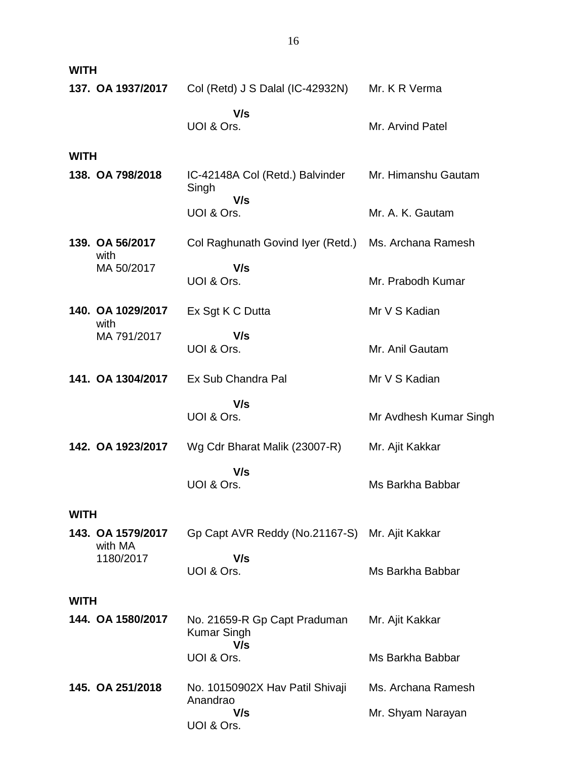**WITH**

| | | |
|---|---|---|
| **137. OA 1937/2017** | Col (Retd) J S Dalal (IC-42932N)<br>**V/s**<br>UOI & Ors. | Mr. K R Verma<br><br>Mr. Arvind Patel |

**WITH**

| | | |
|---|---|---|
| **138. OA 798/2018** | IC-42148A Col (Retd.) Balvinder Singh<br>**V/s**<br>UOI & Ors. | Mr. Himanshu Gautam<br><br>Mr. A. K. Gautam |
| **139. OA 56/2017** with MA 50/2017 | Col Raghunath Govind Iyer (Retd.)<br>**V/s**<br>UOI & Ors. | Ms. Archana Ramesh<br><br>Mr. Prabodh Kumar |
| **140. OA 1029/2017** with MA 791/2017 | Ex Sgt K C Dutta<br>**V/s**<br>UOI & Ors. | Mr V S Kadian<br><br>Mr. Anil Gautam |
| **141. OA 1304/2017** | Ex Sub Chandra Pal<br>**V/s**<br>UOI & Ors. | Mr V S Kadian<br><br>Mr Avdhesh Kumar Singh |
| **142. OA 1923/2017** | Wg Cdr Bharat Malik (23007-R)<br>**V/s**<br>UOI & Ors. | Mr. Ajit Kakkar<br><br>Ms Barkha Babbar |

**WITH**

| | | |
|---|---|---|
| **143. OA 1579/2017** with MA 1180/2017 | Gp Capt AVR Reddy (No.21167-S)<br>**V/s**<br>UOI & Ors. | Mr. Ajit Kakkar<br><br>Ms Barkha Babbar |

**WITH**

| | | |
|---|---|---|
| **144. OA 1580/2017** | No. 21659-R Gp Capt Praduman Kumar Singh<br>**V/s**<br>UOI & Ors. | Mr. Ajit Kakkar<br><br>Ms Barkha Babbar |
| **145. OA 251/2018** | No. 10150902X Hav Patil Shivaji Anandrao<br>**V/s**<br>UOI & Ors. | Ms. Archana Ramesh<br><br>Mr. Shyam Narayan |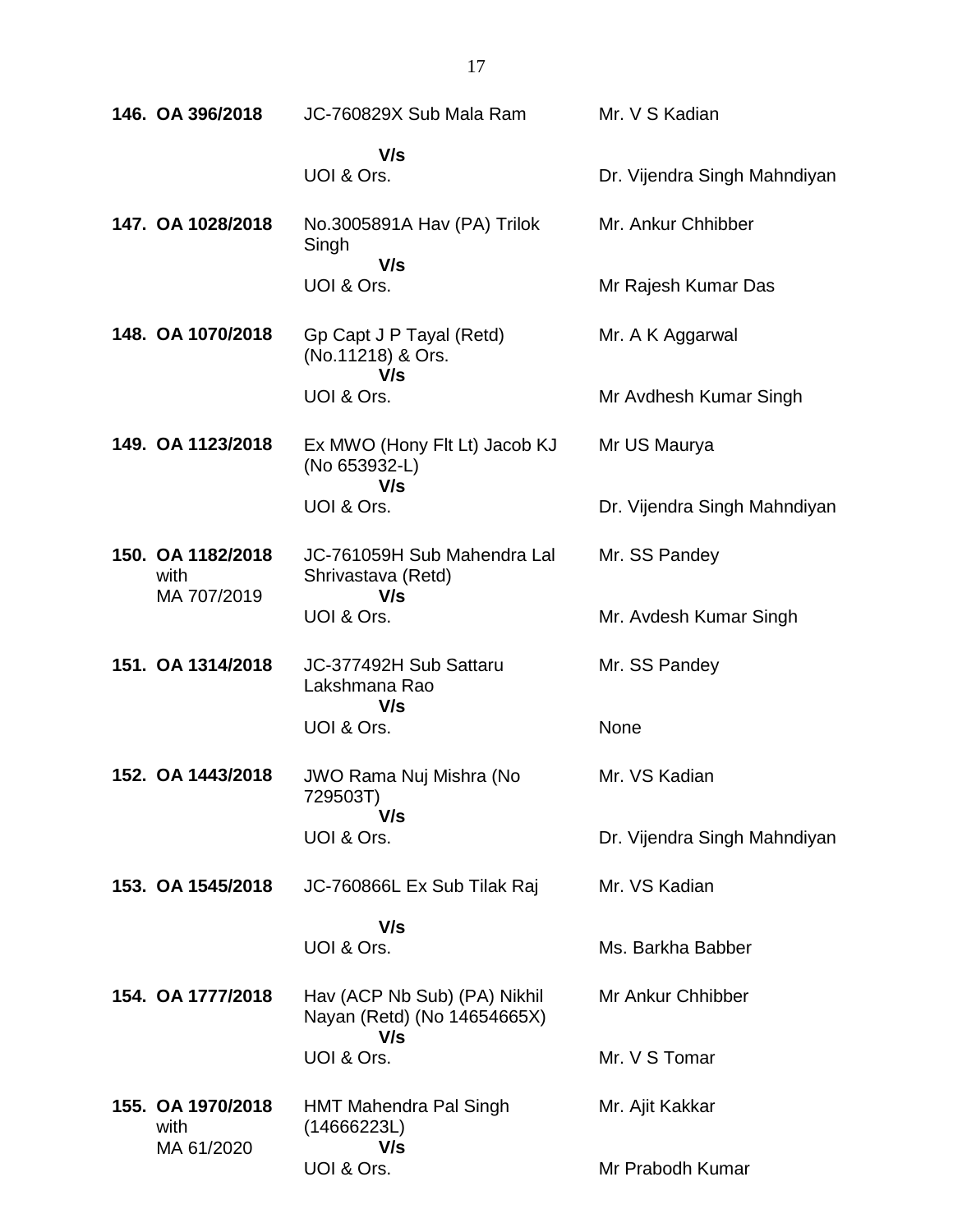| | | |
|---|---|---|
| **146. OA 396/2018** | JC-760829X Sub Mala Ram<br>**V/s**<br>UOI & Ors. | Mr. V S Kadian<br><br>Dr. Vijendra Singh Mahndiyan |
| **147. OA 1028/2018** | No.3005891A Hav (PA) Trilok Singh<br>**V/s**<br>UOI & Ors. | Mr. Ankur Chhibber<br><br>Mr Rajesh Kumar Das |
| **148. OA 1070/2018** | Gp Capt J P Tayal (Retd) (No.11218) & Ors.<br>**V/s**<br>UOI & Ors. | Mr. A K Aggarwal<br><br>Mr Avdhesh Kumar Singh |
| **149. OA 1123/2018** | Ex MWO (Hony Flt Lt) Jacob KJ (No 653932-L)<br>**V/s**<br>UOI & Ors. | Mr US Maurya<br><br>Dr. Vijendra Singh Mahndiyan |
| **150. OA 1182/2018** with MA 707/2019 | JC-761059H Sub Mahendra Lal Shrivastava (Retd)<br>**V/s**<br>UOI & Ors. | Mr. SS Pandey<br><br>Mr. Avdesh Kumar Singh |
| **151. OA 1314/2018** | JC-377492H Sub Sattaru Lakshmana Rao<br>**V/s**<br>UOI & Ors. | Mr. SS Pandey<br><br>None |
| **152. OA 1443/2018** | JWO Rama Nuj Mishra (No 729503T)<br>**V/s**<br>UOI & Ors. | Mr. VS Kadian<br><br>Dr. Vijendra Singh Mahndiyan |
| **153. OA 1545/2018** | JC-760866L Ex Sub Tilak Raj<br>**V/s**<br>UOI & Ors. | Mr. VS Kadian<br><br>Ms. Barkha Babber |
| **154. OA 1777/2018** | Hav (ACP Nb Sub) (PA) Nikhil Nayan (Retd) (No 14654665X)<br>**V/s**<br>UOI & Ors. | Mr Ankur Chhibber<br><br>Mr. V S Tomar |
| **155. OA 1970/2018** with MA 61/2020 | HMT Mahendra Pal Singh (14666223L)<br>**V/s**<br>UOI & Ors. | Mr. Ajit Kakkar<br><br>Mr Prabodh Kumar |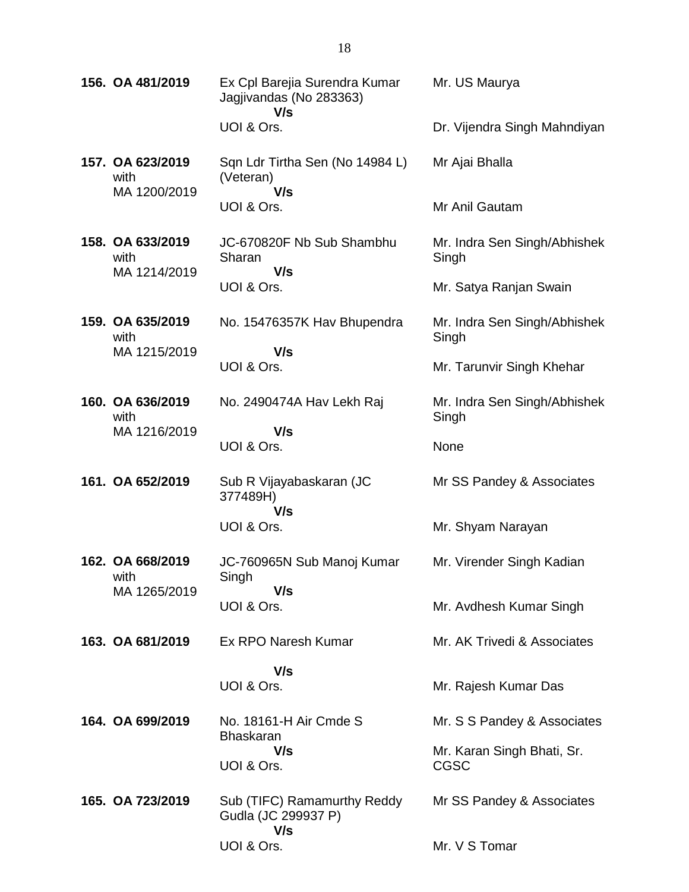| | | |
|---|---|---|
| **156. OA 481/2019** | Ex Cpl Barejia Surendra Kumar Jagjivandas (No 283363)<br>**V/s**<br>UOI & Ors. | Mr. US Maurya<br><br>Dr. Vijendra Singh Mahndiyan |
| **157. OA 623/2019** with MA 1200/2019 | Sqn Ldr Tirtha Sen (No 14984 L) (Veteran)<br>**V/s**<br>UOI & Ors. | Mr Ajai Bhalla<br><br>Mr Anil Gautam |
| **158. OA 633/2019** with MA 1214/2019 | JC-670820F Nb Sub Shambhu Sharan<br>**V/s**<br>UOI & Ors. | Mr. Indra Sen Singh/Abhishek Singh<br><br>Mr. Satya Ranjan Swain |
| **159. OA 635/2019** with MA 1215/2019 | No. 15476357K Hav Bhupendra<br>**V/s**<br>UOI & Ors. | Mr. Indra Sen Singh/Abhishek Singh<br><br>Mr. Tarunvir Singh Khehar |
| **160. OA 636/2019** with MA 1216/2019 | No. 2490474A Hav Lekh Raj<br>**V/s**<br>UOI & Ors. | Mr. Indra Sen Singh/Abhishek Singh<br><br>None |
| **161. OA 652/2019** | Sub R Vijayabaskaran (JC 377489H)<br>**V/s**<br>UOI & Ors. | Mr SS Pandey & Associates<br><br>Mr. Shyam Narayan |
| **162. OA 668/2019** with MA 1265/2019 | JC-760965N Sub Manoj Kumar Singh<br>**V/s**<br>UOI & Ors. | Mr. Virender Singh Kadian<br><br>Mr. Avdhesh Kumar Singh |
| **163. OA 681/2019** | Ex RPO Naresh Kumar<br>**V/s**<br>UOI & Ors. | Mr. AK Trivedi & Associates<br><br>Mr. Rajesh Kumar Das |
| **164. OA 699/2019** | No. 18161-H Air Cmde S Bhaskaran<br>**V/s**<br>UOI & Ors. | Mr. S S Pandey & Associates<br><br>Mr. Karan Singh Bhati, Sr. CGSC |
| **165. OA 723/2019** | Sub (TIFC) Ramamurthy Reddy Gudla (JC 299937 P)<br>**V/s**<br>UOI & Ors. | Mr SS Pandey & Associates<br><br>Mr. V S Tomar |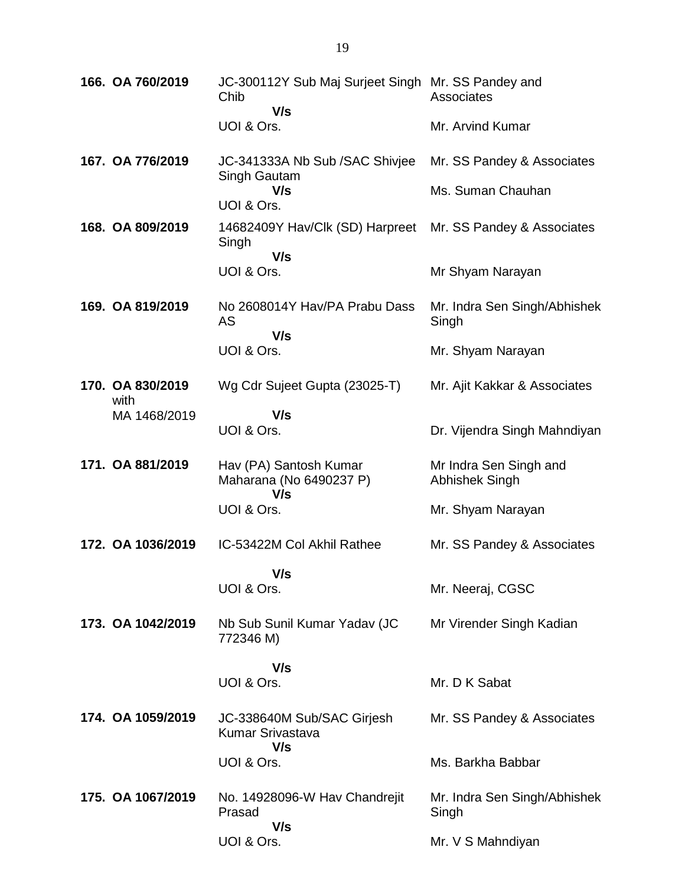| | | | |
|---|---|---|---|
| **166.** | **OA 760/2019** | JC-300112Y Sub Maj Surjeet Singh Chib **V/s** UOI & Ors. | Mr. SS Pandey and Associates<br><br>Mr. Arvind Kumar |
| **167.** | **OA 776/2019** | JC-341333A Nb Sub /SAC Shivjee Singh Gautam **V/s** UOI & Ors. | Mr. SS Pandey & Associates<br><br>Ms. Suman Chauhan |
| **168.** | **OA 809/2019** | 14682409Y Hav/Clk (SD) Harpreet Singh **V/s** UOI & Ors. | Mr. SS Pandey & Associates<br><br>Mr Shyam Narayan |
| **169.** | **OA 819/2019** | No 2608014Y Hav/PA Prabu Dass AS **V/s** UOI & Ors. | Mr. Indra Sen Singh/Abhishek Singh<br><br>Mr. Shyam Narayan |
| **170.** | **OA 830/2019** with MA 1468/2019 | Wg Cdr Sujeet Gupta (23025-T) **V/s** UOI & Ors. | Mr. Ajit Kakkar & Associates<br><br>Dr. Vijendra Singh Mahndiyan |
| **171.** | **OA 881/2019** | Hav (PA) Santosh Kumar Maharana (No 6490237 P) **V/s** UOI & Ors. | Mr Indra Sen Singh and Abhishek Singh<br><br>Mr. Shyam Narayan |
| **172.** | **OA 1036/2019** | IC-53422M Col Akhil Rathee **V/s** UOI & Ors. | Mr. SS Pandey & Associates<br><br>Mr. Neeraj, CGSC |
| **173.** | **OA 1042/2019** | Nb Sub Sunil Kumar Yadav (JC 772346 M) **V/s** UOI & Ors. | Mr Virender Singh Kadian<br><br>Mr. D K Sabat |
| **174.** | **OA 1059/2019** | JC-338640M Sub/SAC Girjesh Kumar Srivastava **V/s** UOI & Ors. | Mr. SS Pandey & Associates<br><br>Ms. Barkha Babbar |
| **175.** | **OA 1067/2019** | No. 14928096-W Hav Chandrejit Prasad **V/s** UOI & Ors. | Mr. Indra Sen Singh/Abhishek Singh<br><br>Mr. V S Mahndiyan |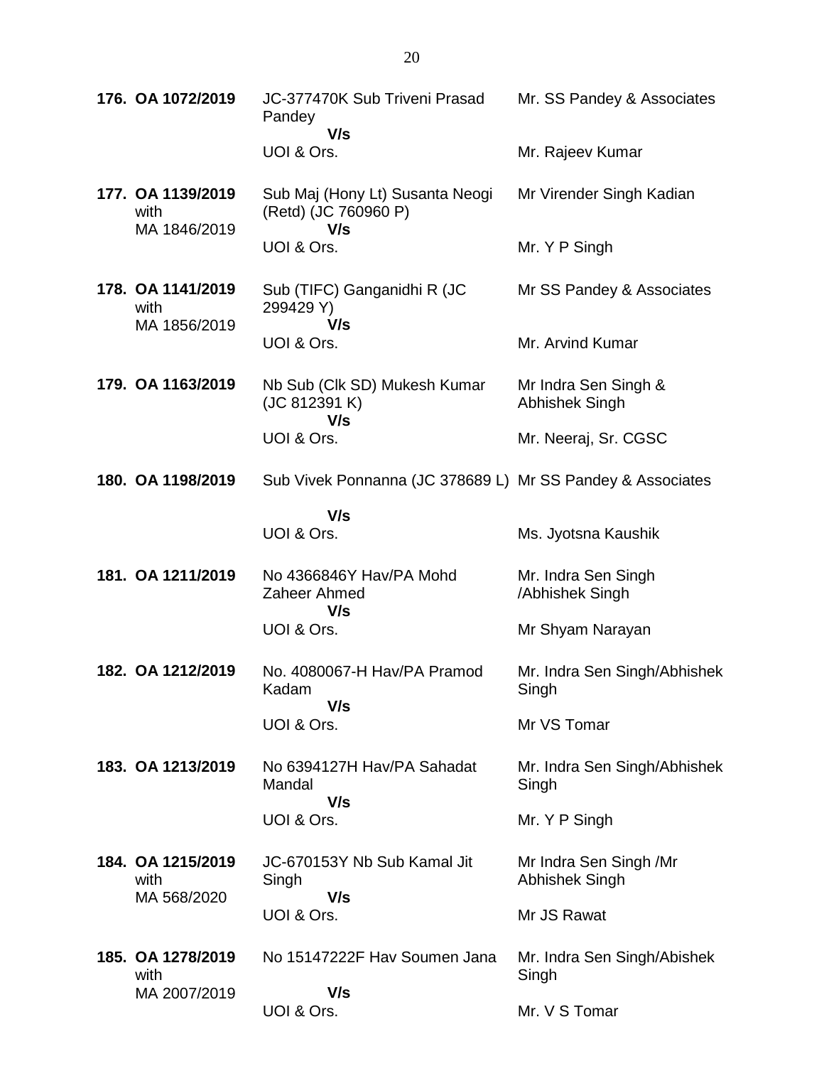| | | |
|---|---|---|
| **176. OA 1072/2019** | JC-377470K Sub Triveni Prasad Pandey **V/s** UOI & Ors. | Mr. SS Pandey & Associates<br><br>Mr. Rajeev Kumar |
| **177. OA 1139/2019** with MA 1846/2019 | Sub Maj (Hony Lt) Susanta Neogi (Retd) (JC 760960 P) **V/s** UOI & Ors. | Mr Virender Singh Kadian<br><br>Mr. Y P Singh |
| **178. OA 1141/2019** with MA 1856/2019 | Sub (TIFC) Ganganidhi R (JC 299429 Y) **V/s** UOI & Ors. | Mr SS Pandey & Associates<br><br>Mr. Arvind Kumar |
| **179. OA 1163/2019** | Nb Sub (Clk SD) Mukesh Kumar (JC 812391 K) **V/s** UOI & Ors. | Mr Indra Sen Singh & Abhishek Singh<br><br>Mr. Neeraj, Sr. CGSC |
| **180. OA 1198/2019** | Sub Vivek Ponnanna (JC 378689 L) **V/s** UOI & Ors. | Mr SS Pandey & Associates<br><br>Ms. Jyotsna Kaushik |
| **181. OA 1211/2019** | No 4366846Y Hav/PA Mohd Zaheer Ahmed **V/s** UOI & Ors. | Mr. Indra Sen Singh /Abhishek Singh<br><br>Mr Shyam Narayan |
| **182. OA 1212/2019** | No. 4080067-H Hav/PA Pramod Kadam **V/s** UOI & Ors. | Mr. Indra Sen Singh/Abhishek Singh<br><br>Mr VS Tomar |
| **183. OA 1213/2019** | No 6394127H Hav/PA Sahadat Mandal **V/s** UOI & Ors. | Mr. Indra Sen Singh/Abhishek Singh<br><br>Mr. Y P Singh |
| **184. OA 1215/2019** with MA 568/2020 | JC-670153Y Nb Sub Kamal Jit Singh **V/s** UOI & Ors. | Mr Indra Sen Singh /Mr Abhishek Singh<br><br>Mr JS Rawat |
| **185. OA 1278/2019** with MA 2007/2019 | No 15147222F Hav Soumen Jana **V/s** UOI & Ors. | Mr. Indra Sen Singh/Abishek Singh<br><br>Mr. V S Tomar |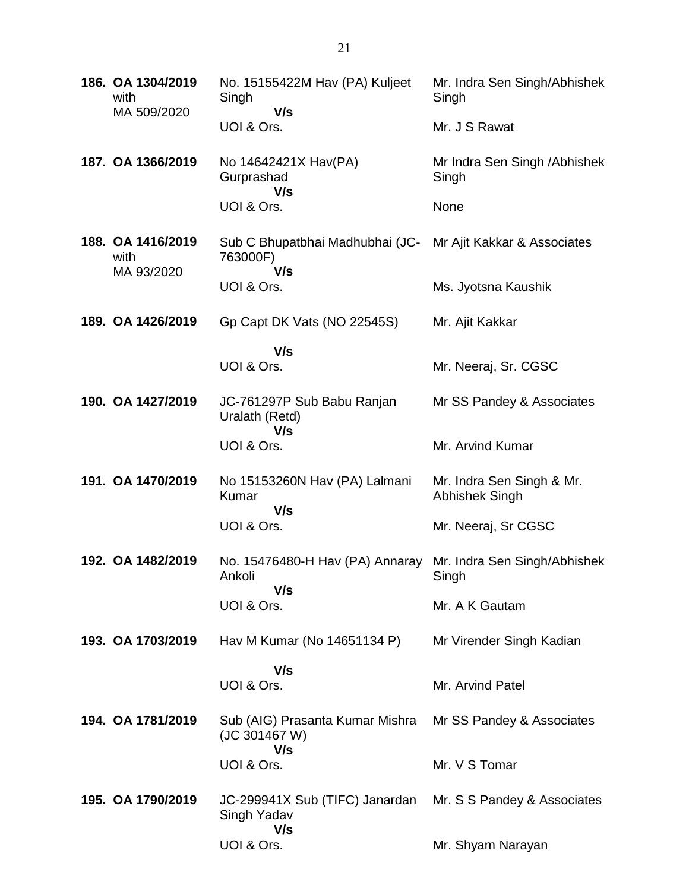| | | |
|---|---|---|
| **186. OA 1304/2019** with MA 509/2020 | No. 15155422M Hav (PA) Kuljeet Singh **V/s** UOI & Ors. | Mr. Indra Sen Singh/Abhishek Singh<br>Mr. J S Rawat |
| **187. OA 1366/2019** | No 14642421X Hav(PA) Gurprashad **V/s** UOI & Ors. | Mr Indra Sen Singh /Abhishek Singh<br>None |
| **188. OA 1416/2019** with MA 93/2020 | Sub C Bhupatbhai Madhubhai (JC-763000F) **V/s** UOI & Ors. | Mr Ajit Kakkar & Associates<br>Ms. Jyotsna Kaushik |
| **189. OA 1426/2019** | Gp Capt DK Vats (NO 22545S) **V/s** UOI & Ors. | Mr. Ajit Kakkar<br>Mr. Neeraj, Sr. CGSC |
| **190. OA 1427/2019** | JC-761297P Sub Babu Ranjan Uralath (Retd) **V/s** UOI & Ors. | Mr SS Pandey & Associates<br>Mr. Arvind Kumar |
| **191. OA 1470/2019** | No 15153260N Hav (PA) Lalmani Kumar **V/s** UOI & Ors. | Mr. Indra Sen Singh & Mr. Abhishek Singh<br>Mr. Neeraj, Sr CGSC |
| **192. OA 1482/2019** | No. 15476480-H Hav (PA) Annaray Ankoli **V/s** UOI & Ors. | Mr. Indra Sen Singh/Abhishek Singh<br>Mr. A K Gautam |
| **193. OA 1703/2019** | Hav M Kumar (No 14651134 P) **V/s** UOI & Ors. | Mr Virender Singh Kadian<br>Mr. Arvind Patel |
| **194. OA 1781/2019** | Sub (AIG) Prasanta Kumar Mishra (JC 301467 W) **V/s** UOI & Ors. | Mr SS Pandey & Associates<br>Mr. V S Tomar |
| **195. OA 1790/2019** | JC-299941X Sub (TIFC) Janardan Singh Yadav **V/s** UOI & Ors. | Mr. S S Pandey & Associates<br>Mr. Shyam Narayan |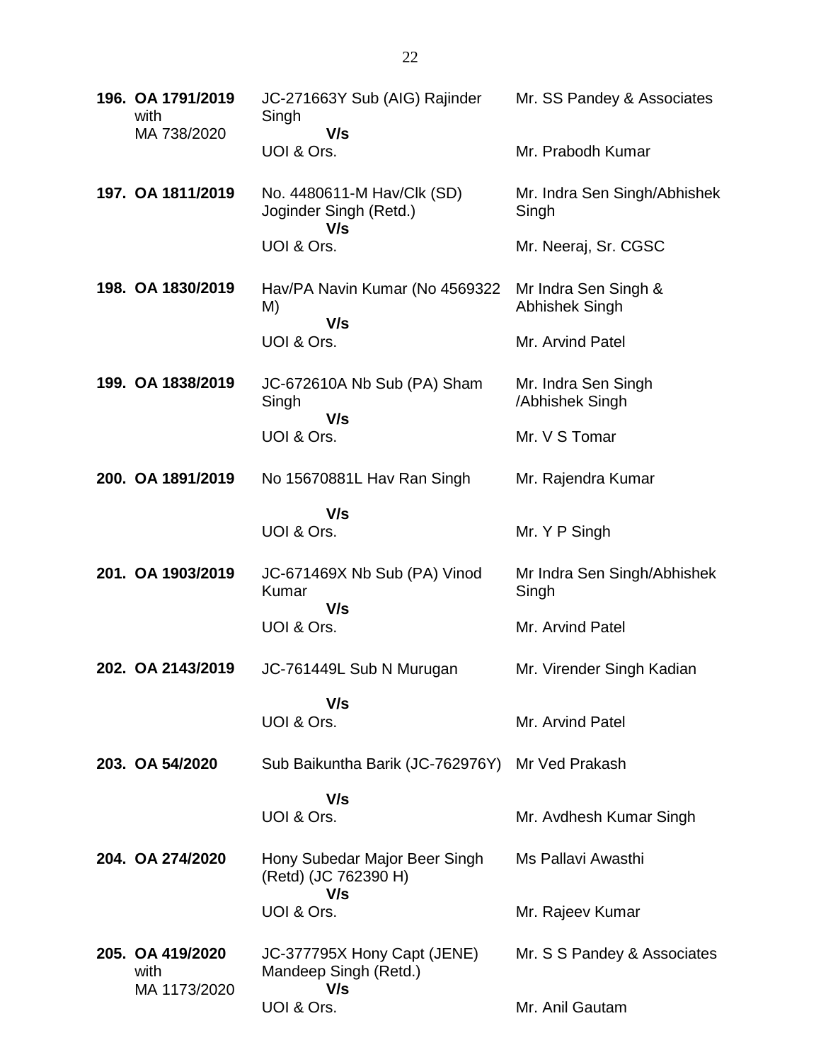| | | |
|---|---|---|
| **196. OA 1791/2019** with MA 738/2020 | JC-271663Y Sub (AIG) Rajinder Singh **V/s** UOI & Ors. | Mr. SS Pandey & Associates<br><br>Mr. Prabodh Kumar |
| **197. OA 1811/2019** | No. 4480611-M Hav/Clk (SD) Joginder Singh (Retd.) **V/s** UOI & Ors. | Mr. Indra Sen Singh/Abhishek Singh<br><br>Mr. Neeraj, Sr. CGSC |
| **198. OA 1830/2019** | Hav/PA Navin Kumar (No 4569322 M) **V/s** UOI & Ors. | Mr Indra Sen Singh & Abhishek Singh<br><br>Mr. Arvind Patel |
| **199. OA 1838/2019** | JC-672610A Nb Sub (PA) Sham Singh **V/s** UOI & Ors. | Mr. Indra Sen Singh /Abhishek Singh<br><br>Mr. V S Tomar |
| **200. OA 1891/2019** | No 15670881L Hav Ran Singh **V/s** UOI & Ors. | Mr. Rajendra Kumar<br><br>Mr. Y P Singh |
| **201. OA 1903/2019** | JC-671469X Nb Sub (PA) Vinod Kumar **V/s** UOI & Ors. | Mr Indra Sen Singh/Abhishek Singh<br><br>Mr. Arvind Patel |
| **202. OA 2143/2019** | JC-761449L Sub N Murugan **V/s** UOI & Ors. | Mr. Virender Singh Kadian<br><br>Mr. Arvind Patel |
| **203. OA 54/2020** | Sub Baikuntha Barik (JC-762976Y) **V/s** UOI & Ors. | Mr Ved Prakash<br><br>Mr. Avdhesh Kumar Singh |
| **204. OA 274/2020** | Hony Subedar Major Beer Singh (Retd) (JC 762390 H) **V/s** UOI & Ors. | Ms Pallavi Awasthi<br><br>Mr. Rajeev Kumar |
| **205. OA 419/2020** with MA 1173/2020 | JC-377795X Hony Capt (JENE) Mandeep Singh (Retd.) **V/s** UOI & Ors. | Mr. S S Pandey & Associates<br><br>Mr. Anil Gautam |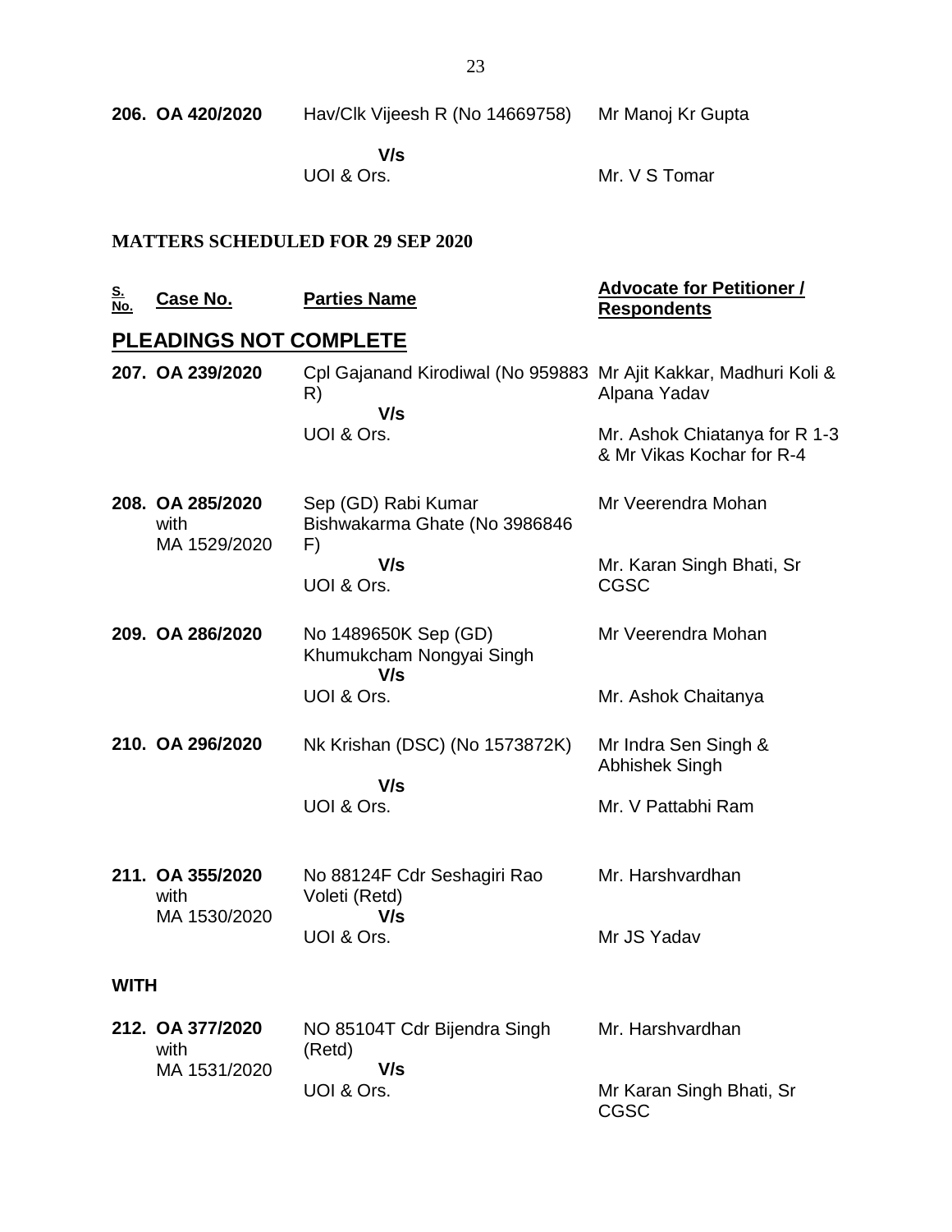| S. No. | Case No. | Parties Name | Advocate for Petitioner / Respondents |
|---|---|---|---|
| 206. | OA 420/2020 | Hav/Clk Vijeesh R (No 14669758) | Mr Manoj Kr Gupta |
| | | **V/s** | |
| | | UOI & Ors. | Mr. V S Tomar |

**MATTERS SCHEDULED FOR 29 SEP 2020**

| S. No. | Case No. | Parties Name | Advocate for Petitioner / Respondents |
|---|---|---|---|

## PLEADINGS NOT COMPLETE

| S. No. | Case No. | Parties Name | Advocate for Petitioner / Respondents |
|---|---|---|---|
| 207. | OA 239/2020 | Cpl Gajanand Kirodiwal (No 959883 R) | Mr Ajit Kakkar, Madhuri Koli & Alpana Yadav |
| | | **V/s** | |
| | | UOI & Ors. | Mr. Ashok Chiatanya for R 1-3 & Mr Vikas Kochar for R-4 |
| 208. | OA 285/2020 with MA 1529/2020 | Sep (GD) Rabi Kumar Bishwakarma Ghate (No 3986846 F) | Mr Veerendra Mohan |
| | | **V/s** | |
| | | UOI & Ors. | Mr. Karan Singh Bhati, Sr CGSC |
| 209. | OA 286/2020 | No 1489650K Sep (GD) Khumukcham Nongyai Singh | Mr Veerendra Mohan |
| | | **V/s** | |
| | | UOI & Ors. | Mr. Ashok Chaitanya |
| 210. | OA 296/2020 | Nk Krishan (DSC) (No 1573872K) | Mr Indra Sen Singh & Abhishek Singh |
| | | **V/s** | |
| | | UOI & Ors. | Mr. V Pattabhi Ram |
| 211. | OA 355/2020 with MA 1530/2020 | No 88124F Cdr Seshagiri Rao Voleti (Retd) | Mr. Harshvardhan |
| | | **V/s** | |
| | | UOI & Ors. | Mr JS Yadav |

**WITH**

| S. No. | Case No. | Parties Name | Advocate for Petitioner / Respondents |
|---|---|---|---|
| 212. | OA 377/2020 with MA 1531/2020 | NO 85104T Cdr Bijendra Singh (Retd) | Mr. Harshvardhan |
| | | **V/s** | |
| | | UOI & Ors. | Mr Karan Singh Bhati, Sr CGSC |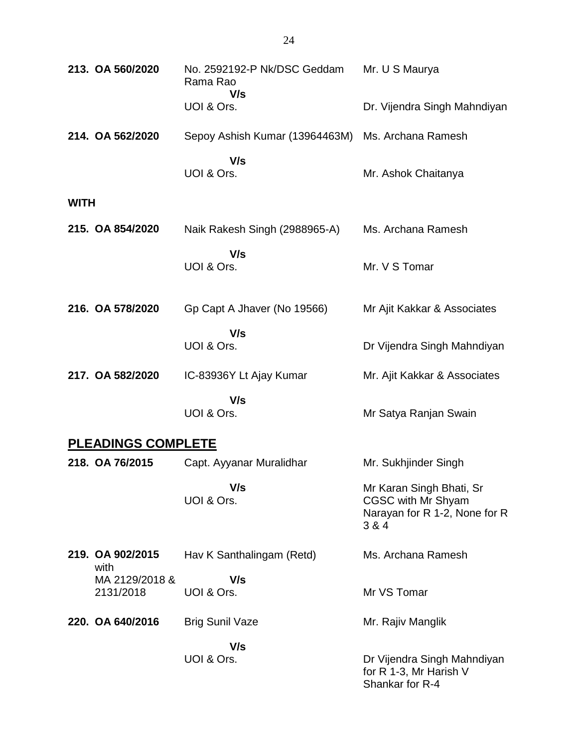| | | |
|---|---|---|
| **213. OA 560/2020** | No. 2592192-P Nk/DSC Geddam Rama Rao | Mr. U S Maurya |
| | **V/s** | |
| | UOI & Ors. | Dr. Vijendra Singh Mahndiyan |
| **214. OA 562/2020** | Sepoy Ashish Kumar (13964463M) | Ms. Archana Ramesh |
| | **V/s** | |
| | UOI & Ors. | Mr. Ashok Chaitanya |

**WITH**

| | | |
|---|---|---|
| **215. OA 854/2020** | Naik Rakesh Singh (2988965-A) | Ms. Archana Ramesh |
| | **V/s** | |
| | UOI & Ors. | Mr. V S Tomar |
| **216. OA 578/2020** | Gp Capt A Jhaver (No 19566) | Mr Ajit Kakkar & Associates |
| | **V/s** | |
| | UOI & Ors. | Dr Vijendra Singh Mahndiyan |
| **217. OA 582/2020** | IC-83936Y Lt Ajay Kumar | Mr. Ajit Kakkar & Associates |
| | **V/s** | |
| | UOI & Ors. | Mr Satya Ranjan Swain |

## PLEADINGS COMPLETE

| | | |
|---|---|---|
| **218. OA 76/2015** | Capt. Ayyanar Muralidhar | Mr. Sukhjinder Singh |
| | **V/s** | |
| | UOI & Ors. | Mr Karan Singh Bhati, Sr CGSC with Mr Shyam Narayan for R 1-2, None for R 3 & 4 |
| **219. OA 902/2015** with MA 2129/2018 & 2131/2018 | Hav K Santhalingam (Retd) | Ms. Archana Ramesh |
| | **V/s** | |
| | UOI & Ors. | Mr VS Tomar |
| **220. OA 640/2016** | Brig Sunil Vaze | Mr. Rajiv Manglik |
| | **V/s** | |
| | UOI & Ors. | Dr Vijendra Singh Mahndiyan for R 1-3, Mr Harish V Shankar for R-4 |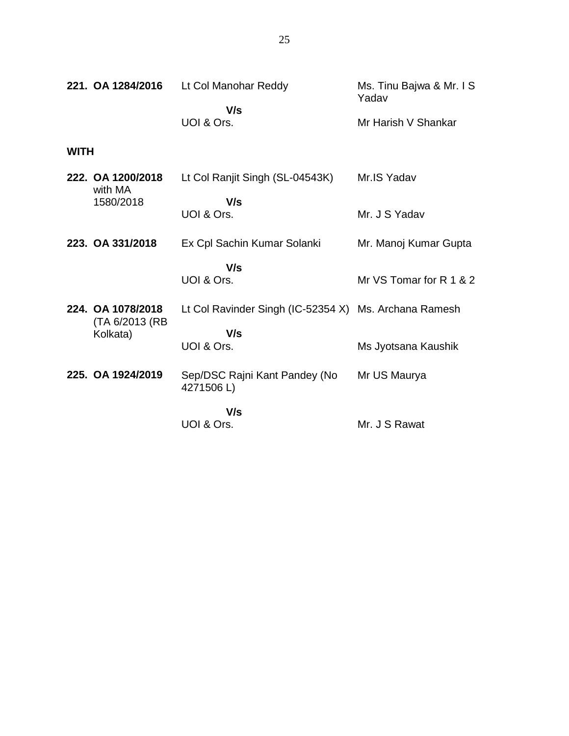| | | |
|---|---|---|
| **221. OA 1284/2016** | Lt Col Manohar Reddy | Ms. Tinu Bajwa & Mr. I S Yadav |
| | **V/s** | |
| | UOI & Ors. | Mr Harish V Shankar |

**WITH**

| | | |
|---|---|---|
| **222. OA 1200/2018** with MA 1580/2018 | Lt Col Ranjit Singh (SL-04543K) | Mr.IS Yadav |
| | **V/s** | |
| | UOI & Ors. | Mr. J S Yadav |
| **223. OA 331/2018** | Ex Cpl Sachin Kumar Solanki | Mr. Manoj Kumar Gupta |
| | **V/s** | |
| | UOI & Ors. | Mr VS Tomar for R 1 & 2 |
| **224. OA 1078/2018** (TA 6/2013 (RB Kolkata) | Lt Col Ravinder Singh (IC-52354 X) | Ms. Archana Ramesh |
| | **V/s** | |
| | UOI & Ors. | Ms Jyotsana Kaushik |
| **225. OA 1924/2019** | Sep/DSC Rajni Kant Pandey (No 4271506 L) | Mr US Maurya |
| | **V/s** | |
| | UOI & Ors. | Mr. J S Rawat |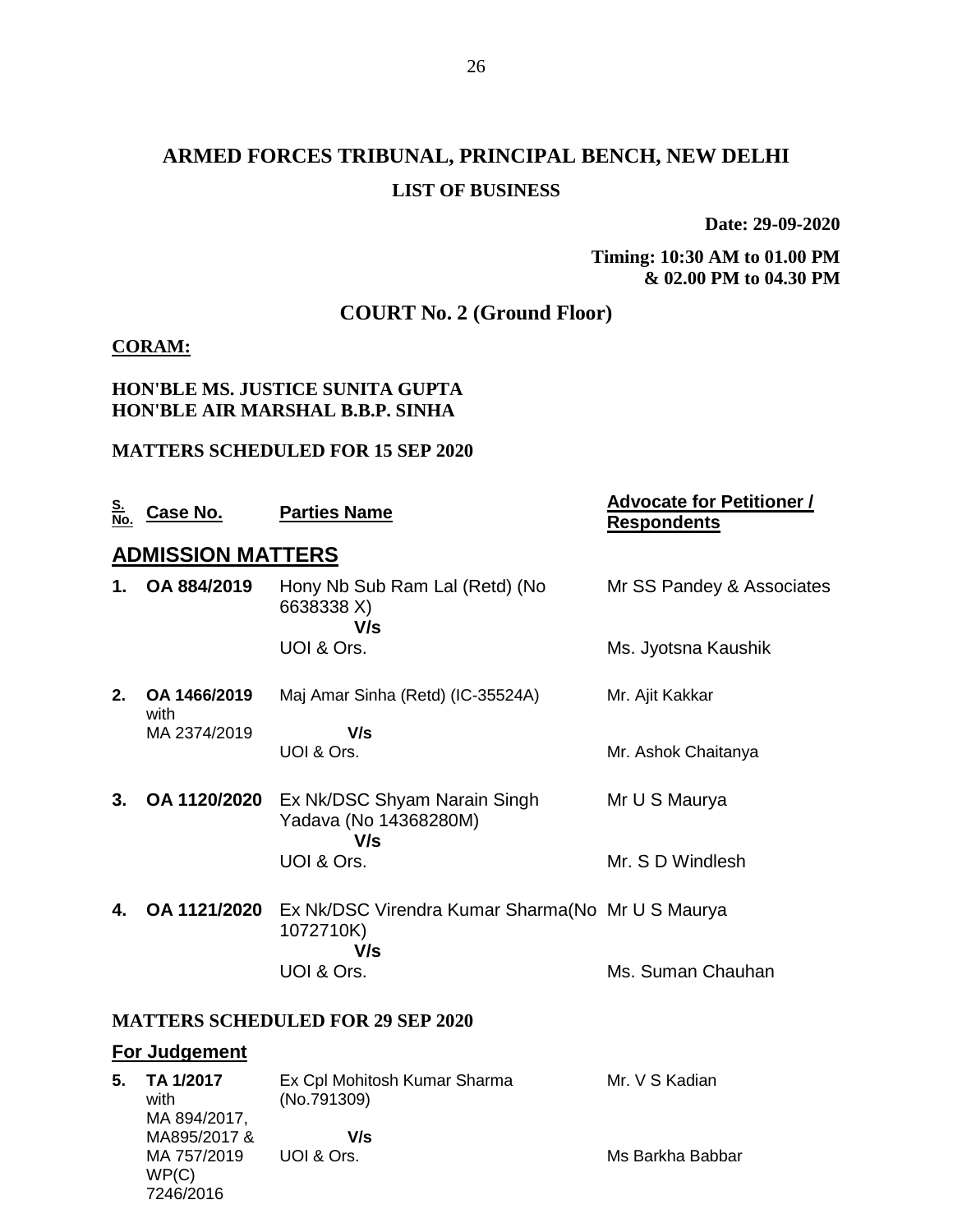# ARMED FORCES TRIBUNAL, PRINCIPAL BENCH, NEW DELHI

**LIST OF BUSINESS**

**Date: 29-09-2020**

**Timing: 10:30 AM to 01.00 PM & 02.00 PM to 04.30 PM**

## COURT No. 2 (Ground Floor)

**CORAM:**

**HON'BLE MS. JUSTICE SUNITA GUPTA**
**HON'BLE AIR MARSHAL B.B.P. SINHA**

**MATTERS SCHEDULED FOR 15 SEP 2020**

| S. No. | Case No. | Parties Name | Advocate for Petitioner / Respondents |
|---|---|---|---|
| | **ADMISSION MATTERS** | | |
| **1.** | **OA 884/2019** | Hony Nb Sub Ram Lal (Retd) (No 6638338 X) **V/s** UOI & Ors. | Mr SS Pandey & Associates<br>Ms. Jyotsna Kaushik |
| **2.** | **OA 1466/2019** with MA 2374/2019 | Maj Amar Sinha (Retd) (IC-35524A) **V/s** UOI & Ors. | Mr. Ajit Kakkar<br>Mr. Ashok Chaitanya |
| **3.** | **OA 1120/2020** | Ex Nk/DSC Shyam Narain Singh Yadava (No 14368280M) **V/s** UOI & Ors. | Mr U S Maurya<br>Mr. S D Windlesh |
| **4.** | **OA 1121/2020** | Ex Nk/DSC Virendra Kumar Sharma(No 1072710K) **V/s** UOI & Ors. | Mr U S Maurya<br>Ms. Suman Chauhan |

**MATTERS SCHEDULED FOR 29 SEP 2020**

| S. No. | Case No. | Parties Name | Advocate for Petitioner / Respondents |
|---|---|---|---|
| | **For Judgement** | | |
| **5.** | **TA 1/2017** with MA 894/2017, MA895/2017 & MA 757/2019 WP(C) 7246/2016 | Ex Cpl Mohitosh Kumar Sharma (No.791309) **V/s** UOI & Ors. | Mr. V S Kadian<br>Ms Barkha Babbar |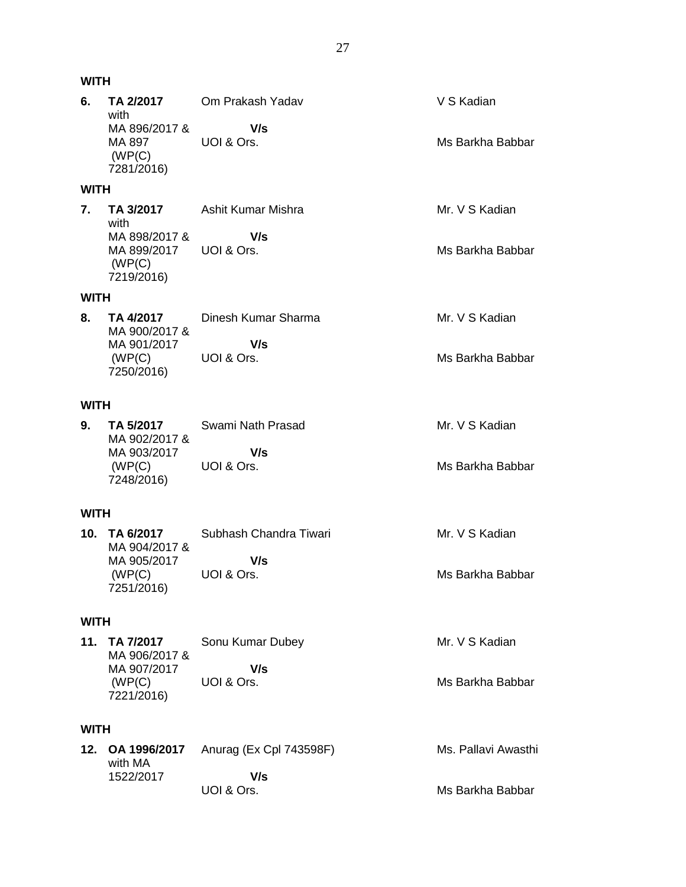**WITH**

| | | | |
|---|---|---|---|
| **6.** | **TA 2/2017** with MA 896/2017 & MA 897 (WP(C) 7281/2016) | Om Prakash Yadav<br>**V/s**<br>UOI & Ors. | V S Kadian<br><br>Ms Barkha Babbar |

**WITH**

| | | | |
|---|---|---|---|
| **7.** | **TA 3/2017** with MA 898/2017 & MA 899/2017 (WP(C) 7219/2016) | Ashit Kumar Mishra<br>**V/s**<br>UOI & Ors. | Mr. V S Kadian<br><br>Ms Barkha Babbar |

**WITH**

| | | | |
|---|---|---|---|
| **8.** | **TA 4/2017** MA 900/2017 & MA 901/2017 (WP(C) 7250/2016) | Dinesh Kumar Sharma<br>**V/s**<br>UOI & Ors. | Mr. V S Kadian<br><br>Ms Barkha Babbar |

**WITH**

| | | | |
|---|---|---|---|
| **9.** | **TA 5/2017** MA 902/2017 & MA 903/2017 (WP(C) 7248/2016) | Swami Nath Prasad<br>**V/s**<br>UOI & Ors. | Mr. V S Kadian<br><br>Ms Barkha Babbar |

**WITH**

| | | | |
|---|---|---|---|
| **10.** | **TA 6/2017** MA 904/2017 & MA 905/2017 (WP(C) 7251/2016) | Subhash Chandra Tiwari<br>**V/s**<br>UOI & Ors. | Mr. V S Kadian<br><br>Ms Barkha Babbar |

**WITH**

| | | | |
|---|---|---|---|
| **11.** | **TA 7/2017** MA 906/2017 & MA 907/2017 (WP(C) 7221/2016) | Sonu Kumar Dubey<br>**V/s**<br>UOI & Ors. | Mr. V S Kadian<br><br>Ms Barkha Babbar |

**WITH**

| | | | |
|---|---|---|---|
| **12.** | **OA 1996/2017** with MA 1522/2017 | Anurag (Ex Cpl 743598F)<br>**V/s**<br>UOI & Ors. | Ms. Pallavi Awasthi<br><br>Ms Barkha Babbar |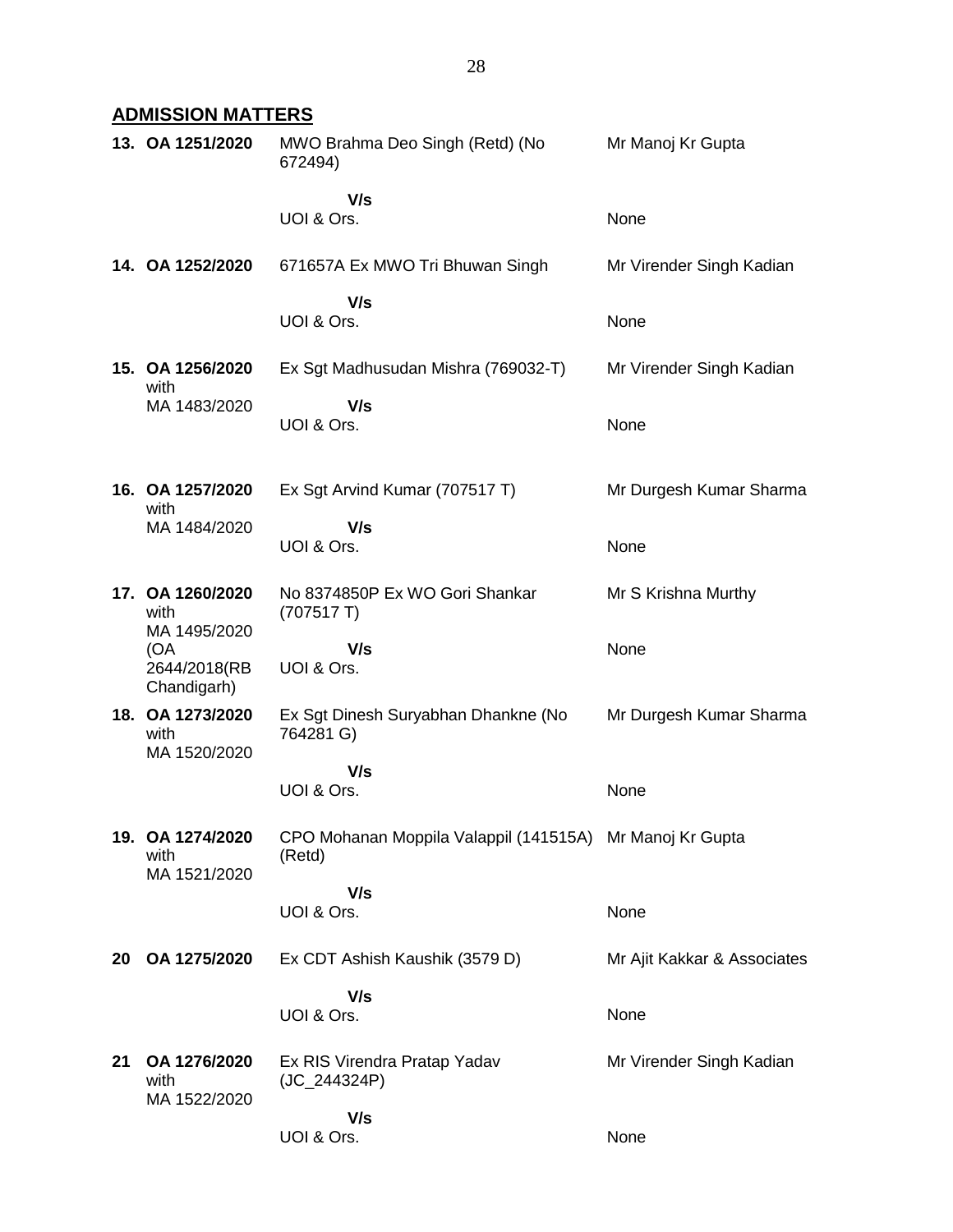## ADMISSION MATTERS

| | | | |
|---|---|---|---|
| 13. | OA 1251/2020 | MWO Brahma Deo Singh (Retd) (No 672494)<br><br>**V/s**<br>UOI & Ors. | Mr Manoj Kr Gupta<br><br><br>None |
| 14. | OA 1252/2020 | 671657A Ex MWO Tri Bhuwan Singh<br><br>**V/s**<br>UOI & Ors. | Mr Virender Singh Kadian<br><br><br>None |
| 15. | OA 1256/2020 with MA 1483/2020 | Ex Sgt Madhusudan Mishra (769032-T)<br><br>**V/s**<br>UOI & Ors. | Mr Virender Singh Kadian<br><br><br>None |
| 16. | OA 1257/2020 with MA 1484/2020 | Ex Sgt Arvind Kumar (707517 T)<br><br>**V/s**<br>UOI & Ors. | Mr Durgesh Kumar Sharma<br><br><br>None |
| 17. | OA 1260/2020 with MA 1495/2020 (OA 2644/2018(RB Chandigarh) | No 8374850P Ex WO Gori Shankar (707517 T)<br><br>**V/s**<br>UOI & Ors. | Mr S Krishna Murthy<br><br><br>None |
| 18. | OA 1273/2020 with MA 1520/2020 | Ex Sgt Dinesh Suryabhan Dhankne (No 764281 G)<br><br>**V/s**<br>UOI & Ors. | Mr Durgesh Kumar Sharma<br><br><br>None |
| 19. | OA 1274/2020 with MA 1521/2020 | CPO Mohanan Moppila Valappil (141515A) (Retd)<br><br>**V/s**<br>UOI & Ors. | Mr Manoj Kr Gupta<br><br><br>None |
| 20 | OA 1275/2020 | Ex CDT Ashish Kaushik (3579 D)<br><br>**V/s**<br>UOI & Ors. | Mr Ajit Kakkar & Associates<br><br><br>None |
| 21 | OA 1276/2020 with MA 1522/2020 | Ex RIS Virendra Pratap Yadav (JC_244324P)<br><br>**V/s**<br>UOI & Ors. | Mr Virender Singh Kadian<br><br><br>None |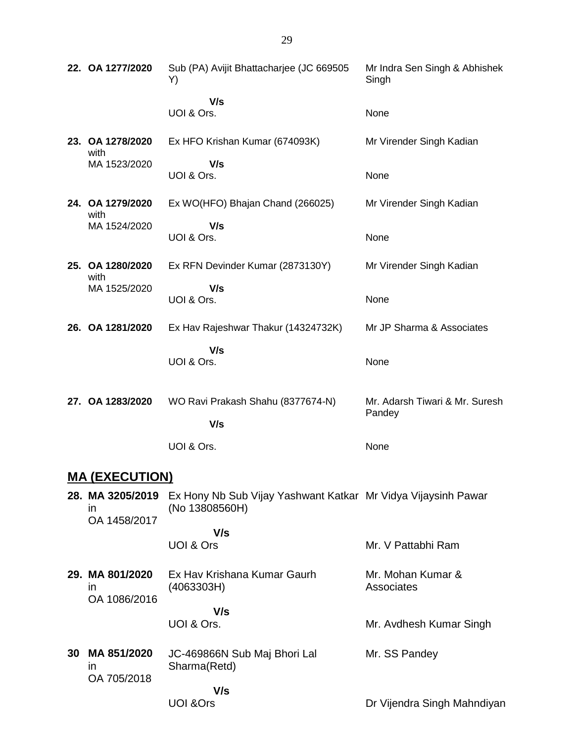| | | | |
|---|---|---|---|
| **22.** | **OA 1277/2020** | Sub (PA) Avijit Bhattacharjee (JC 669505 Y)<br><br>**V/s**<br>UOI & Ors. | Mr Indra Sen Singh & Abhishek Singh<br><br>None |
| **23.** | **OA 1278/2020** with MA 1523/2020 | Ex HFO Krishan Kumar (674093K)<br><br>**V/s**<br>UOI & Ors. | Mr Virender Singh Kadian<br><br>None |
| **24.** | **OA 1279/2020** with MA 1524/2020 | Ex WO(HFO) Bhajan Chand (266025)<br><br>**V/s**<br>UOI & Ors. | Mr Virender Singh Kadian<br><br>None |
| **25.** | **OA 1280/2020** with MA 1525/2020 | Ex RFN Devinder Kumar (2873130Y)<br><br>**V/s**<br>UOI & Ors. | Mr Virender Singh Kadian<br><br>None |
| **26.** | **OA 1281/2020** | Ex Hav Rajeshwar Thakur (14324732K)<br><br>**V/s**<br>UOI & Ors. | Mr JP Sharma & Associates<br><br>None |
| **27.** | **OA 1283/2020** | WO Ravi Prakash Shahu (8377674-N)<br><br>**V/s**<br>UOI & Ors. | Mr. Adarsh Tiwari & Mr. Suresh Pandey<br><br>None |

## MA (EXECUTION)

| | | | |
|---|---|---|---|
| **28.** | **MA 3205/2019** in OA 1458/2017 | Ex Hony Nb Sub Vijay Yashwant Katkar (No 13808560H)<br><br>**V/s**<br>UOI & Ors | Mr Vidya Vijaysinh Pawar<br><br>Mr. V Pattabhi Ram |
| **29.** | **MA 801/2020** in OA 1086/2016 | Ex Hav Krishana Kumar Gaurh (4063303H)<br><br>**V/s**<br>UOI & Ors. | Mr. Mohan Kumar & Associates<br><br>Mr. Avdhesh Kumar Singh |
| **30** | **MA 851/2020** in OA 705/2018 | JC-469866N Sub Maj Bhori Lal Sharma(Retd)<br><br>**V/s**<br>UOI &Ors | Mr. SS Pandey<br><br>Dr Vijendra Singh Mahndiyan |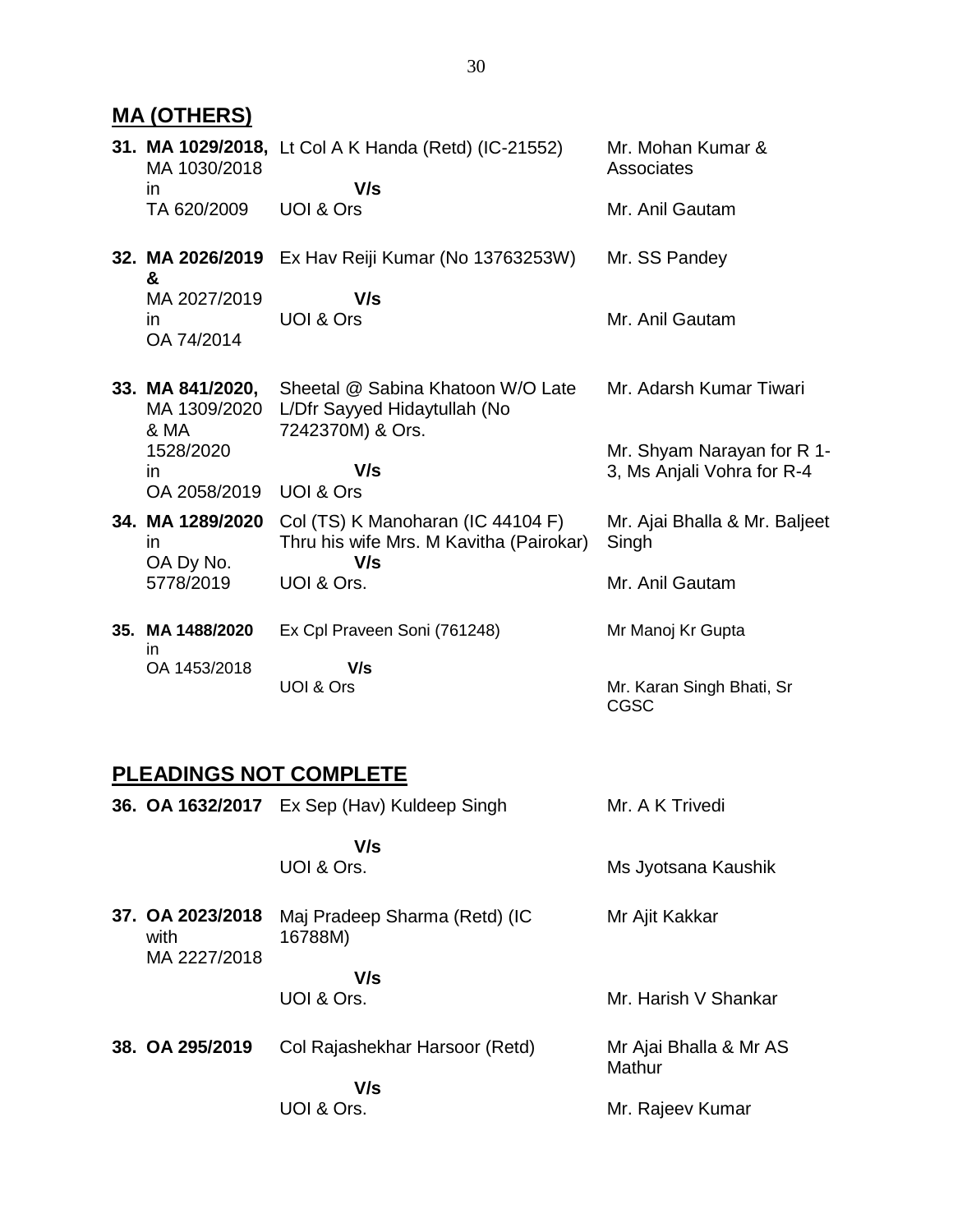## MA (OTHERS)

| No. | Case No. | Parties | Counsel |
|---|---|---|---|
| **31.** | **MA 1029/2018,** MA 1030/2018 in TA 620/2009 | Lt Col A K Handa (Retd) (IC-21552) **V/s** UOI & Ors | Mr. Mohan Kumar & Associates<br>Mr. Anil Gautam |
| **32.** | **MA 2026/2019 &** MA 2027/2019 in OA 74/2014 | Ex Hav Reiji Kumar (No 13763253W) **V/s** UOI & Ors | Mr. SS Pandey<br>Mr. Anil Gautam |
| **33.** | **MA 841/2020,** MA 1309/2020 & MA 1528/2020 in OA 2058/2019 | Sheetal @ Sabina Khatoon W/O Late L/Dfr Sayyed Hidaytullah (No 7242370M) & Ors. **V/s** UOI & Ors | Mr. Adarsh Kumar Tiwari<br>Mr. Shyam Narayan for R 1-3, Ms Anjali Vohra for R-4 |
| **34.** | **MA 1289/2020** in OA Dy No. 5778/2019 | Col (TS) K Manoharan (IC 44104 F) Thru his wife Mrs. M Kavitha (Pairokar) **V/s** UOI & Ors. | Mr. Ajai Bhalla & Mr. Baljeet Singh<br>Mr. Anil Gautam |
| **35.** | **MA 1488/2020** in OA 1453/2018 | Ex Cpl Praveen Soni (761248) **V/s** UOI & Ors | Mr Manoj Kr Gupta<br>Mr. Karan Singh Bhati, Sr CGSC |

## PLEADINGS NOT COMPLETE

| No. | Case No. | Parties | Counsel |
|---|---|---|---|
| **36.** | **OA 1632/2017** | Ex Sep (Hav) Kuldeep Singh **V/s** UOI & Ors. | Mr. A K Trivedi<br>Ms Jyotsana Kaushik |
| **37.** | **OA 2023/2018** with MA 2227/2018 | Maj Pradeep Sharma (Retd) (IC 16788M) **V/s** UOI & Ors. | Mr Ajit Kakkar<br>Mr. Harish V Shankar |
| **38.** | **OA 295/2019** | Col Rajashekhar Harsoor (Retd) **V/s** UOI & Ors. | Mr Ajai Bhalla & Mr AS Mathur<br>Mr. Rajeev Kumar |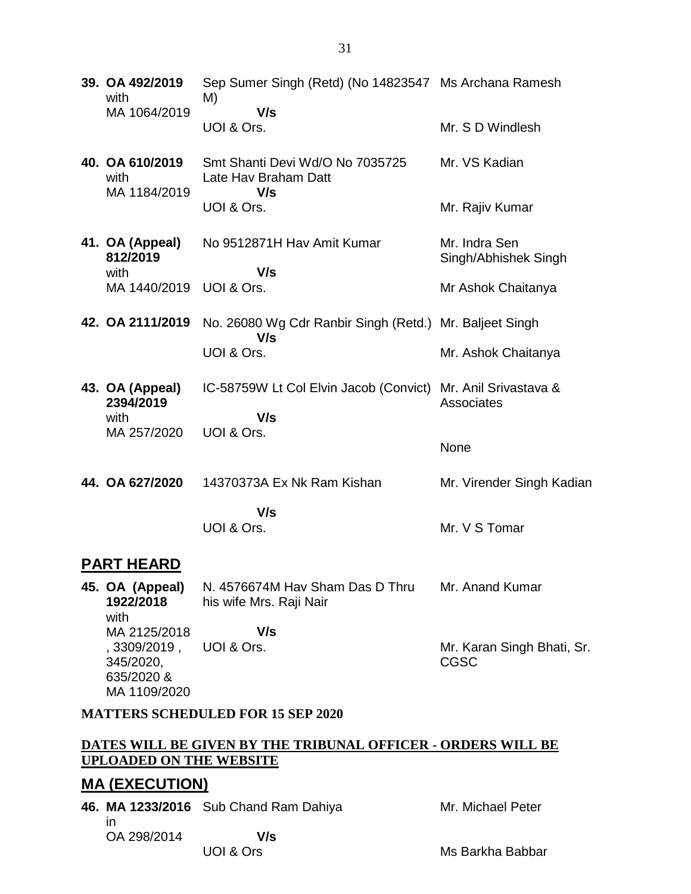| | | |
|---|---|---|
| **39. OA 492/2019** with MA 1064/2019 | Sep Sumer Singh (Retd) (No 14823547 M) **V/s** UOI & Ors. | Ms Archana Ramesh<br><br>Mr. S D Windlesh |
| **40. OA 610/2019** with MA 1184/2019 | Smt Shanti Devi Wd/O No 7035725 Late Hav Braham Datt **V/s** UOI & Ors. | Mr. VS Kadian<br><br>Mr. Rajiv Kumar |
| **41. OA (Appeal) 812/2019** with MA 1440/2019 | No 9512871H Hav Amit Kumar **V/s** UOI & Ors. | Mr. Indra Sen Singh/Abhishek Singh<br><br>Mr Ashok Chaitanya |
| **42. OA 2111/2019** | No. 26080 Wg Cdr Ranbir Singh (Retd.) **V/s** UOI & Ors. | Mr. Baljeet Singh<br><br>Mr. Ashok Chaitanya |
| **43. OA (Appeal) 2394/2019** with MA 257/2020 | IC-58759W Lt Col Elvin Jacob (Convict) **V/s** UOI & Ors. | Mr. Anil Srivastava & Associates<br><br>None |
| **44. OA 627/2020** | 14370373A Ex Nk Ram Kishan **V/s** UOI & Ors. | Mr. Virender Singh Kadian<br><br>Mr. V S Tomar |

## PART HEARD

| | | |
|---|---|---|
| **45. OA (Appeal) 1922/2018** with MA 2125/2018 , 3309/2019 , 345/2020, 635/2020 & MA 1109/2020 | N. 4576674M Hav Sham Das D Thru his wife Mrs. Raji Nair **V/s** UOI & Ors. | Mr. Anand Kumar<br><br>Mr. Karan Singh Bhati, Sr. CGSC |

**MATTERS SCHEDULED FOR 15 SEP 2020**

**DATES WILL BE GIVEN BY THE TRIBUNAL OFFICER - ORDERS WILL BE UPLOADED ON THE WEBSITE**

## MA (EXECUTION)

| | | |
|---|---|---|
| **46. MA 1233/2016** in OA 298/2014 | Sub Chand Ram Dahiya **V/s** UOI & Ors | Mr. Michael Peter<br><br>Ms Barkha Babbar |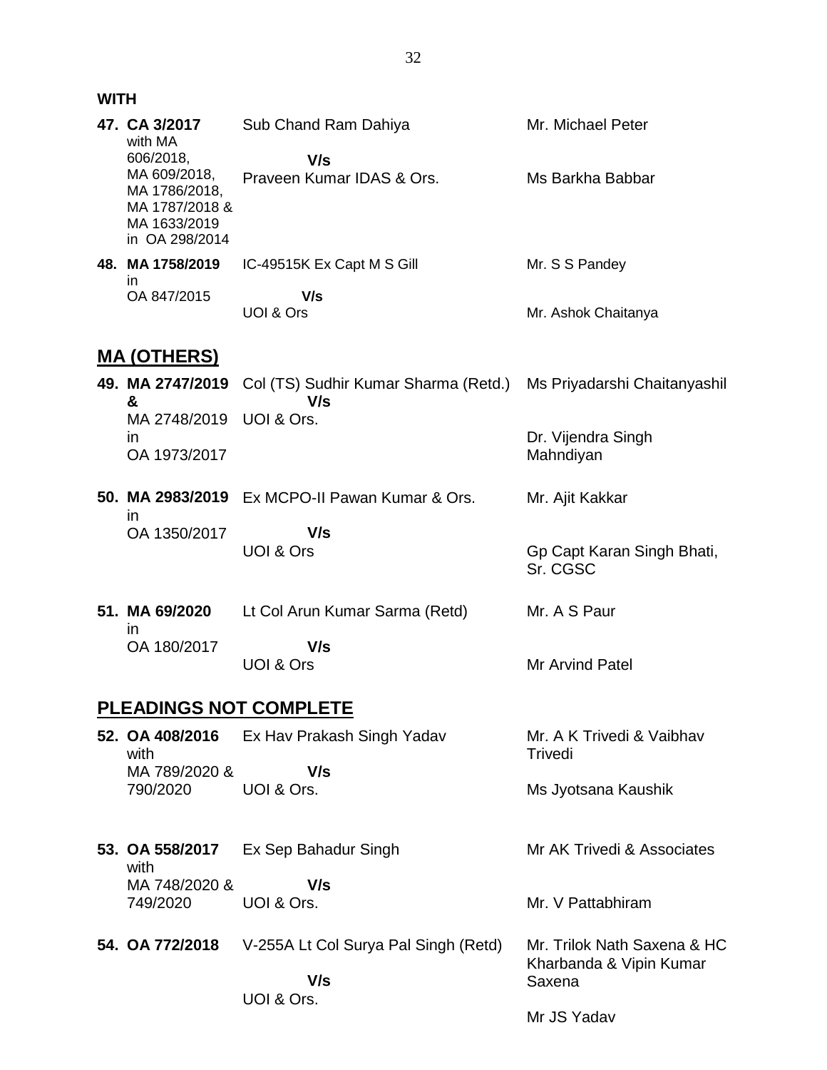**WITH**

| | | |
|---|---|---|
| **47. CA 3/2017** with MA 606/2018, MA 609/2018, MA 1786/2018, MA 1787/2018 & MA 1633/2019 in OA 298/2014 | Sub Chand Ram Dahiya **V/s** Praveen Kumar IDAS & Ors. | Mr. Michael Peter<br>Ms Barkha Babbar |
| **48. MA 1758/2019** in OA 847/2015 | IC-49515K Ex Capt M S Gill **V/s** UOI & Ors | Mr. S S Pandey<br>Mr. Ashok Chaitanya |

## MA (OTHERS)

| | | |
|---|---|---|
| **49. MA 2747/2019 &** MA 2748/2019 in OA 1973/2017 | Col (TS) Sudhir Kumar Sharma (Retd.) **V/s** UOI & Ors. | Ms Priyadarshi Chaitanyashil<br>Dr. Vijendra Singh Mahndiyan |
| **50. MA 2983/2019** in OA 1350/2017 | Ex MCPO-II Pawan Kumar & Ors. **V/s** UOI & Ors | Mr. Ajit Kakkar<br>Gp Capt Karan Singh Bhati, Sr. CGSC |
| **51. MA 69/2020** in OA 180/2017 | Lt Col Arun Kumar Sarma (Retd) **V/s** UOI & Ors | Mr. A S Paur<br>Mr Arvind Patel |

## PLEADINGS NOT COMPLETE

| | | |
|---|---|---|
| **52. OA 408/2016** with MA 789/2020 & 790/2020 | Ex Hav Prakash Singh Yadav **V/s** UOI & Ors. | Mr. A K Trivedi & Vaibhav Trivedi<br>Ms Jyotsana Kaushik |
| **53. OA 558/2017** with MA 748/2020 & 749/2020 | Ex Sep Bahadur Singh **V/s** UOI & Ors. | Mr AK Trivedi & Associates<br>Mr. V Pattabhiram |
| **54. OA 772/2018** | V-255A Lt Col Surya Pal Singh (Retd) **V/s** UOI & Ors. | Mr. Trilok Nath Saxena & HC Kharbanda & Vipin Kumar Saxena<br>Mr JS Yadav |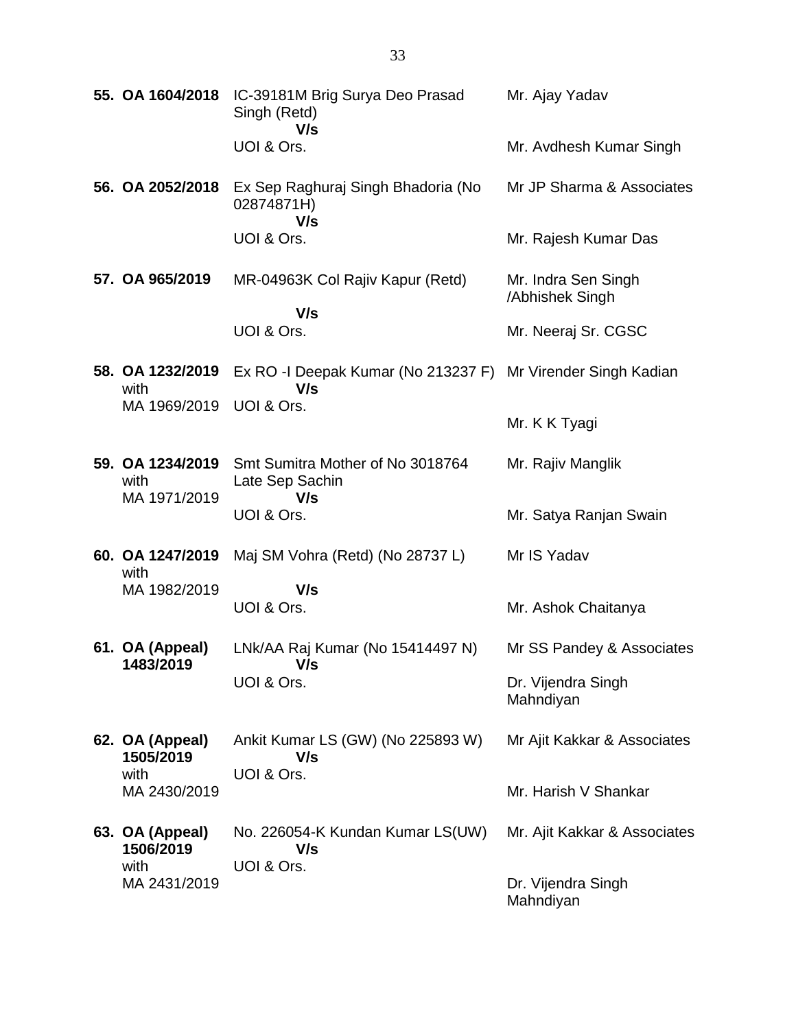| | | |
|---|---|---|
| **55. OA 1604/2018** | IC-39181M Brig Surya Deo Prasad Singh (Retd)<br>**V/s**<br>UOI & Ors. | Mr. Ajay Yadav<br><br>Mr. Avdhesh Kumar Singh |
| **56. OA 2052/2018** | Ex Sep Raghuraj Singh Bhadoria (No 02874871H)<br>**V/s**<br>UOI & Ors. | Mr JP Sharma & Associates<br><br>Mr. Rajesh Kumar Das |
| **57. OA 965/2019** | MR-04963K Col Rajiv Kapur (Retd)<br>**V/s**<br>UOI & Ors. | Mr. Indra Sen Singh /Abhishek Singh<br><br>Mr. Neeraj Sr. CGSC |
| **58. OA 1232/2019** with MA 1969/2019 | Ex RO -I Deepak Kumar (No 213237 F)<br>**V/s**<br>UOI & Ors. | Mr Virender Singh Kadian<br><br>Mr. K K Tyagi |
| **59. OA 1234/2019** with MA 1971/2019 | Smt Sumitra Mother of No 3018764 Late Sep Sachin<br>**V/s**<br>UOI & Ors. | Mr. Rajiv Manglik<br><br>Mr. Satya Ranjan Swain |
| **60. OA 1247/2019** with MA 1982/2019 | Maj SM Vohra (Retd) (No 28737 L)<br>**V/s**<br>UOI & Ors. | Mr IS Yadav<br><br>Mr. Ashok Chaitanya |
| **61. OA (Appeal) 1483/2019** | LNk/AA Raj Kumar (No 15414497 N)<br>**V/s**<br>UOI & Ors. | Mr SS Pandey & Associates<br><br>Dr. Vijendra Singh Mahndiyan |
| **62. OA (Appeal) 1505/2019** with MA 2430/2019 | Ankit Kumar LS (GW) (No 225893 W)<br>**V/s**<br>UOI & Ors. | Mr Ajit Kakkar & Associates<br><br>Mr. Harish V Shankar |
| **63. OA (Appeal) 1506/2019** with MA 2431/2019 | No. 226054-K Kundan Kumar LS(UW)<br>**V/s**<br>UOI & Ors. | Mr. Ajit Kakkar & Associates<br><br>Dr. Vijendra Singh Mahndiyan |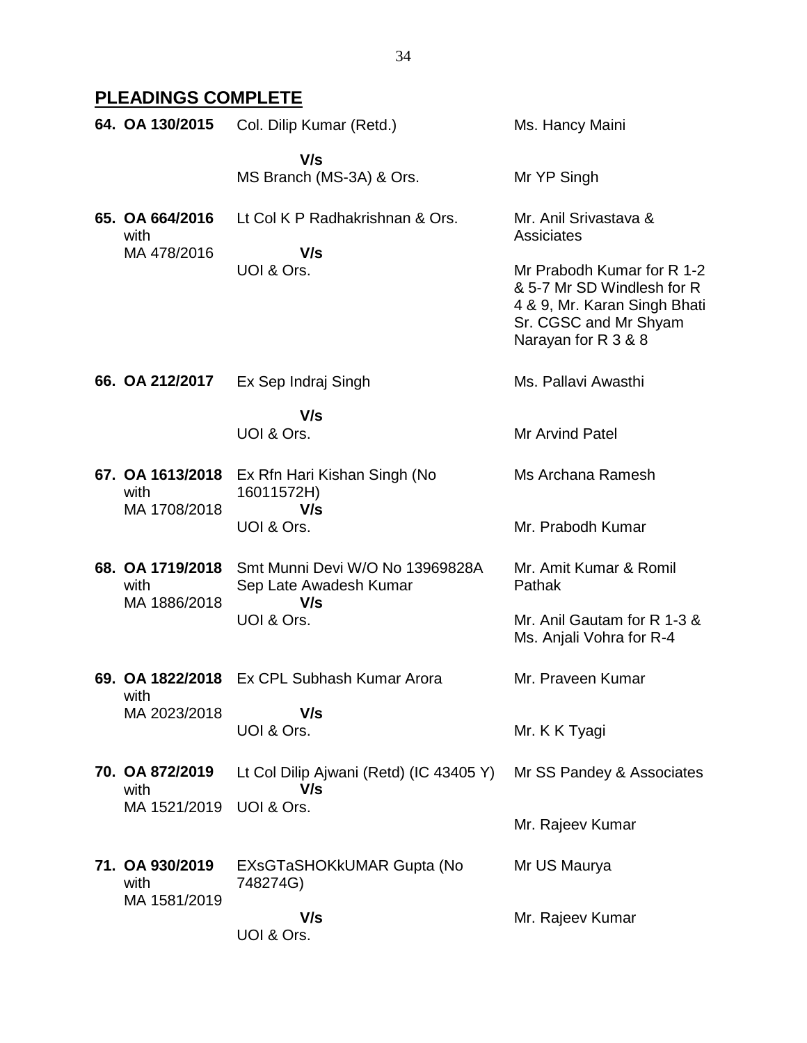## PLEADINGS COMPLETE

| | | |
|---|---|---|
| **64. OA 130/2015** | Col. Dilip Kumar (Retd.)<br>**V/s**<br>MS Branch (MS-3A) & Ors. | Ms. Hancy Maini<br><br>Mr YP Singh |
| **65. OA 664/2016** with MA 478/2016 | Lt Col K P Radhakrishnan & Ors.<br>**V/s**<br>UOI & Ors. | Mr. Anil Srivastava & Assiciates<br><br>Mr Prabodh Kumar for R 1-2 & 5-7 Mr SD Windlesh for R 4 & 9, Mr. Karan Singh Bhati Sr. CGSC and Mr Shyam Narayan for R 3 & 8 |
| **66. OA 212/2017** | Ex Sep Indraj Singh<br>**V/s**<br>UOI & Ors. | Ms. Pallavi Awasthi<br><br>Mr Arvind Patel |
| **67. OA 1613/2018** with MA 1708/2018 | Ex Rfn Hari Kishan Singh (No 16011572H)<br>**V/s**<br>UOI & Ors. | Ms Archana Ramesh<br><br>Mr. Prabodh Kumar |
| **68. OA 1719/2018** with MA 1886/2018 | Smt Munni Devi W/O No 13969828A Sep Late Awadesh Kumar<br>**V/s**<br>UOI & Ors. | Mr. Amit Kumar & Romil Pathak<br><br>Mr. Anil Gautam for R 1-3 & Ms. Anjali Vohra for R-4 |
| **69. OA 1822/2018** with MA 2023/2018 | Ex CPL Subhash Kumar Arora<br>**V/s**<br>UOI & Ors. | Mr. Praveen Kumar<br><br>Mr. K K Tyagi |
| **70. OA 872/2019** with MA 1521/2019 | Lt Col Dilip Ajwani (Retd) (IC 43405 Y)<br>**V/s**<br>UOI & Ors. | Mr SS Pandey & Associates<br><br>Mr. Rajeev Kumar |
| **71. OA 930/2019** with MA 1581/2019 | EXsGTaSHOKkUMAR Gupta (No 748274G)<br>**V/s**<br>UOI & Ors. | Mr US Maurya<br><br>Mr. Rajeev Kumar |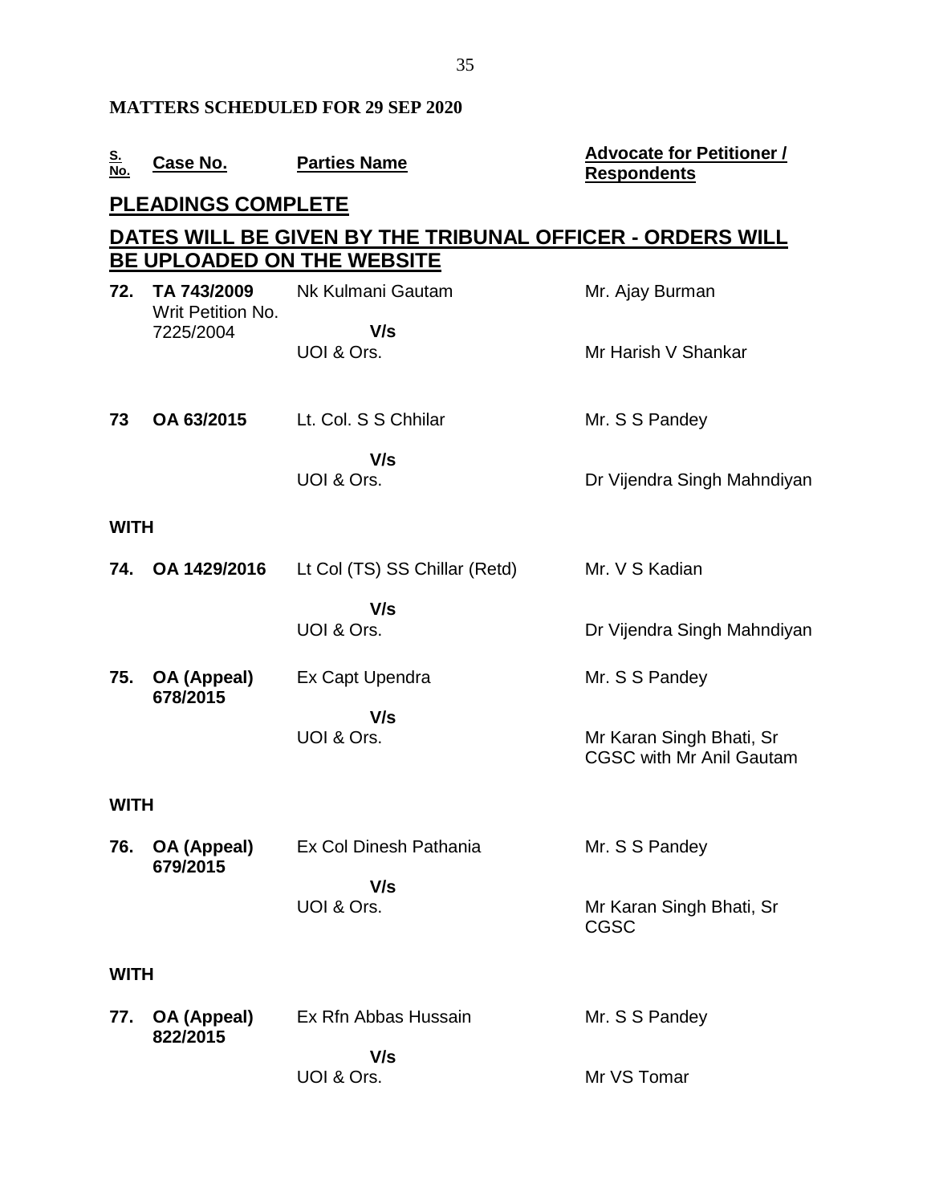**MATTERS SCHEDULED FOR 29 SEP 2020**

| S. No. | Case No. | Parties Name | Advocate for Petitioner / Respondents |
|---|---|---|---|

## PLEADINGS COMPLETE

## DATES WILL BE GIVEN BY THE TRIBUNAL OFFICER - ORDERS WILL BE UPLOADED ON THE WEBSITE

| S. No. | Case No. | Parties Name | Advocate for Petitioner / Respondents |
|---|---|---|---|
| 72. | **TA 743/2009** Writ Petition No. 7225/2004 | Nk Kulmani Gautam **V/s** UOI & Ors. | Mr. Ajay Burman / Mr Harish V Shankar |
| 73 | **OA 63/2015** | Lt. Col. S S Chhilar **V/s** UOI & Ors. | Mr. S S Pandey / Dr Vijendra Singh Mahndiyan |
| **WITH** | | | |
| 74. | **OA 1429/2016** | Lt Col (TS) SS Chillar (Retd) **V/s** UOI & Ors. | Mr. V S Kadian / Dr Vijendra Singh Mahndiyan |
| 75. | **OA (Appeal) 678/2015** | Ex Capt Upendra **V/s** UOI & Ors. | Mr. S S Pandey / Mr Karan Singh Bhati, Sr CGSC with Mr Anil Gautam |
| **WITH** | | | |
| 76. | **OA (Appeal) 679/2015** | Ex Col Dinesh Pathania **V/s** UOI & Ors. | Mr. S S Pandey / Mr Karan Singh Bhati, Sr CGSC |
| **WITH** | | | |
| 77. | **OA (Appeal) 822/2015** | Ex Rfn Abbas Hussain **V/s** UOI & Ors. | Mr. S S Pandey / Mr VS Tomar |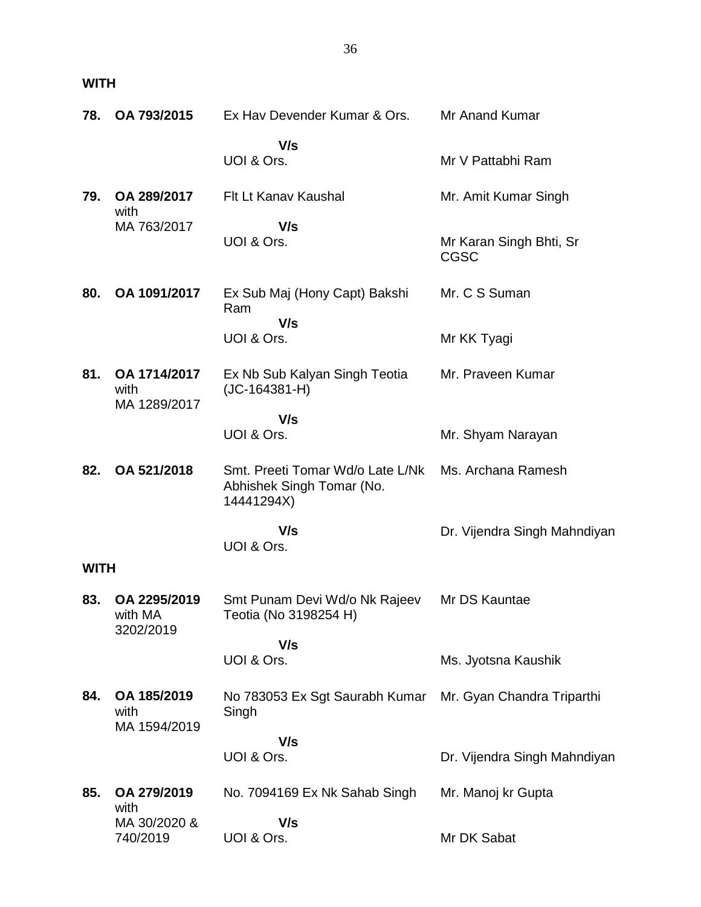**WITH**

| | | | |
|---|---|---|---|
| **78.** | **OA 793/2015** | Ex Hav Devender Kumar & Ors. | Mr Anand Kumar |
| | | **V/s** UOI & Ors. | Mr V Pattabhi Ram |
| **79.** | **OA 289/2017** with MA 763/2017 | Flt Lt Kanav Kaushal | Mr. Amit Kumar Singh |
| | | **V/s** UOI & Ors. | Mr Karan Singh Bhti, Sr CGSC |
| **80.** | **OA 1091/2017** | Ex Sub Maj (Hony Capt) Bakshi Ram | Mr. C S Suman |
| | | **V/s** UOI & Ors. | Mr KK Tyagi |
| **81.** | **OA 1714/2017** with MA 1289/2017 | Ex Nb Sub Kalyan Singh Teotia (JC-164381-H) | Mr. Praveen Kumar |
| | | **V/s** UOI & Ors. | Mr. Shyam Narayan |
| **82.** | **OA 521/2018** | Smt. Preeti Tomar Wd/o Late L/Nk Abhishek Singh Tomar (No. 14441294X) | Ms. Archana Ramesh |
| | | **V/s** UOI & Ors. | Dr. Vijendra Singh Mahndiyan |

**WITH**

| | | | |
|---|---|---|---|
| **83.** | **OA 2295/2019** with MA 3202/2019 | Smt Punam Devi Wd/o Nk Rajeev Teotia (No 3198254 H) | Mr DS Kauntae |
| | | **V/s** UOI & Ors. | Ms. Jyotsna Kaushik |
| **84.** | **OA 185/2019** with MA 1594/2019 | No 783053 Ex Sgt Saurabh Kumar Singh | Mr. Gyan Chandra Triparthi |
| | | **V/s** UOI & Ors. | Dr. Vijendra Singh Mahndiyan |
| **85.** | **OA 279/2019** with MA 30/2020 & 740/2019 | No. 7094169 Ex Nk Sahab Singh | Mr. Manoj kr Gupta |
| | | **V/s** UOI & Ors. | Mr DK Sabat |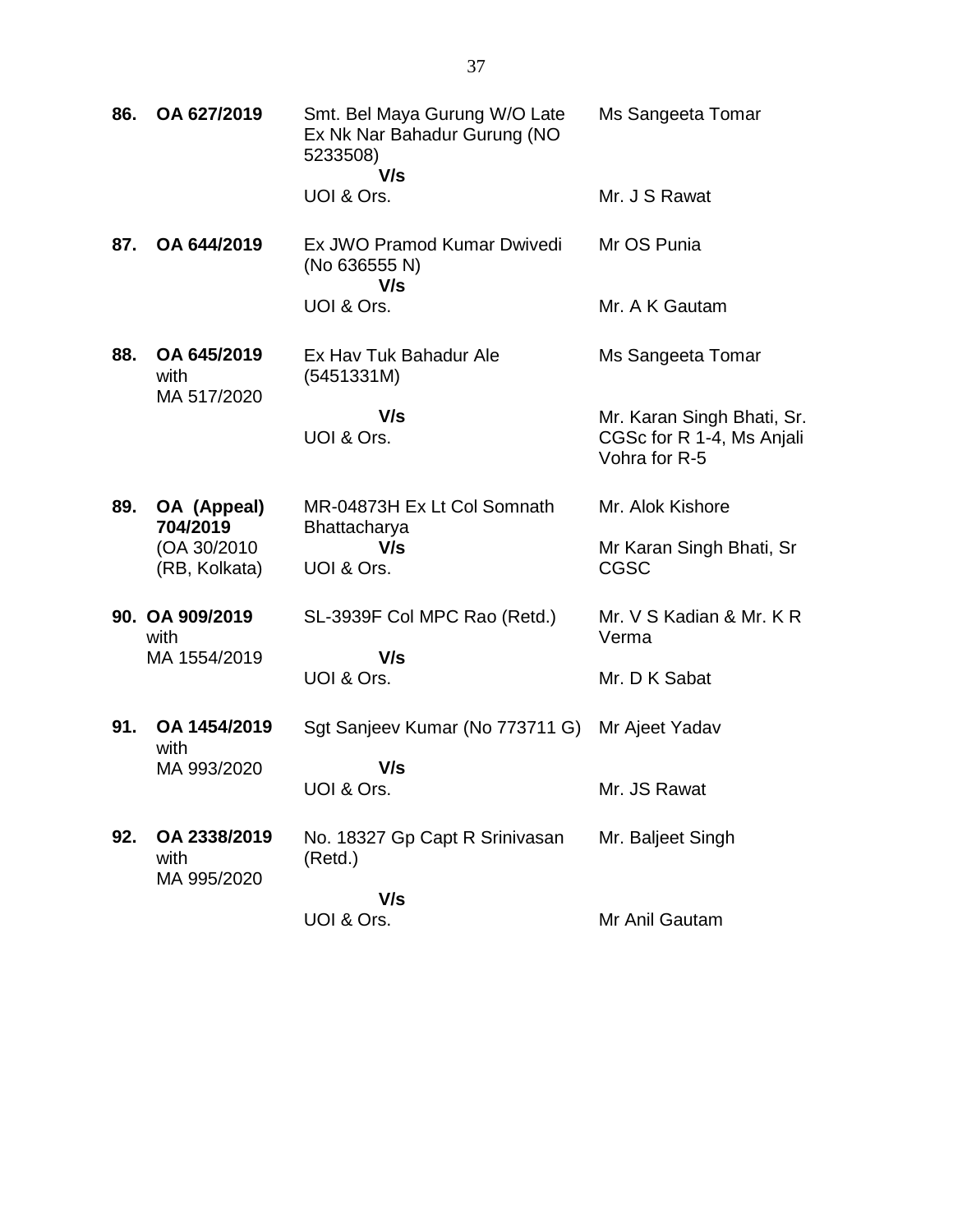| | | | |
|---|---|---|---|
| **86.** | **OA 627/2019** | Smt. Bel Maya Gurung W/O Late Ex Nk Nar Bahadur Gurung (NO 5233508)<br>**V/s**<br>UOI & Ors. | Ms Sangeeta Tomar<br><br>Mr. J S Rawat |
| **87.** | **OA 644/2019** | Ex JWO Pramod Kumar Dwivedi (No 636555 N)<br>**V/s**<br>UOI & Ors. | Mr OS Punia<br><br>Mr. A K Gautam |
| **88.** | **OA 645/2019** with MA 517/2020 | Ex Hav Tuk Bahadur Ale (5451331M)<br>**V/s**<br>UOI & Ors. | Ms Sangeeta Tomar<br><br>Mr. Karan Singh Bhati, Sr. CGSc for R 1-4, Ms Anjali Vohra for R-5 |
| **89.** | **OA (Appeal) 704/2019** (OA 30/2010 (RB, Kolkata) | MR-04873H Ex Lt Col Somnath Bhattacharya<br>**V/s**<br>UOI & Ors. | Mr. Alok Kishore<br><br>Mr Karan Singh Bhati, Sr CGSC |
| **90.** | **OA 909/2019** with MA 1554/2019 | SL-3939F Col MPC Rao (Retd.)<br>**V/s**<br>UOI & Ors. | Mr. V S Kadian & Mr. K R Verma<br><br>Mr. D K Sabat |
| **91.** | **OA 1454/2019** with MA 993/2020 | Sgt Sanjeev Kumar (No 773711 G)<br>**V/s**<br>UOI & Ors. | Mr Ajeet Yadav<br><br>Mr. JS Rawat |
| **92.** | **OA 2338/2019** with MA 995/2020 | No. 18327 Gp Capt R Srinivasan (Retd.)<br>**V/s**<br>UOI & Ors. | Mr. Baljeet Singh<br><br>Mr Anil Gautam |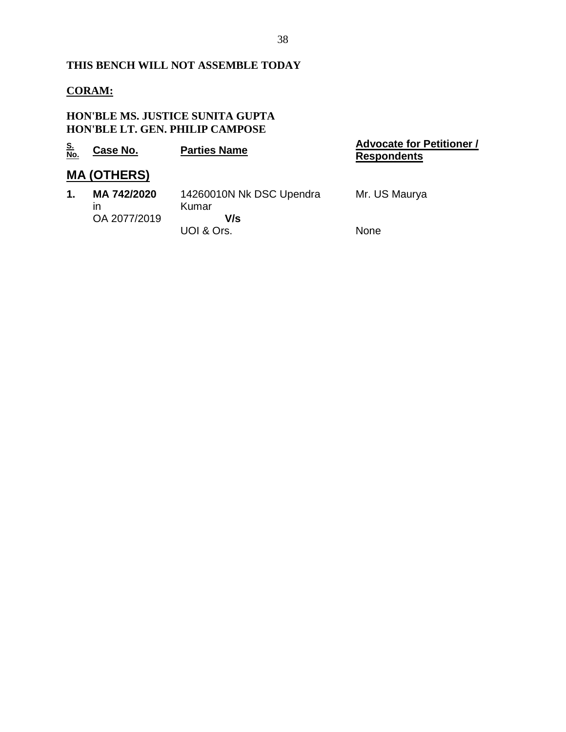**THIS BENCH WILL NOT ASSEMBLE TODAY**

**CORAM:**

**HON'BLE MS. JUSTICE SUNITA GUPTA**
**HON'BLE LT. GEN. PHILIP CAMPOSE**

| S. No. | Case No. | Parties Name | Advocate for Petitioner / Respondents |
|---|---|---|---|
| **MA (OTHERS)** | | | |
| **1.** | **MA 742/2020** in OA 2077/2019 | 14260010N Nk DSC Upendra Kumar **V/s** UOI & Ors. | Mr. US Maurya<br><br>None |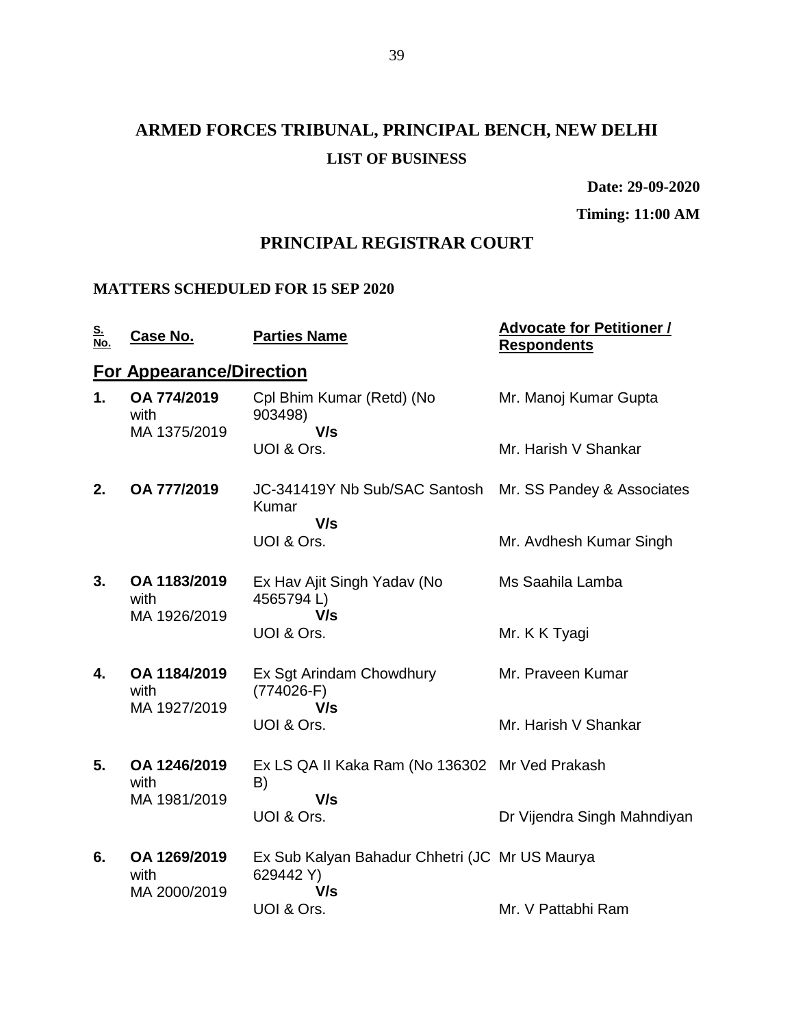# ARMED FORCES TRIBUNAL, PRINCIPAL BENCH, NEW DELHI

## LIST OF BUSINESS

**Date: 29-09-2020**

**Timing: 11:00 AM**

## PRINCIPAL REGISTRAR COURT

### MATTERS SCHEDULED FOR 15 SEP 2020

| S. No. | Case No. | Parties Name | Advocate for Petitioner / Respondents |
|---|---|---|---|
| **For Appearance/Direction** | | | |
| **1.** | **OA 774/2019** with MA 1375/2019 | Cpl Bhim Kumar (Retd) (No 903498) **V/s** UOI & Ors. | Mr. Manoj Kumar Gupta<br>Mr. Harish V Shankar |
| **2.** | **OA 777/2019** | JC-341419Y Nb Sub/SAC Santosh Kumar **V/s** UOI & Ors. | Mr. SS Pandey & Associates<br>Mr. Avdhesh Kumar Singh |
| **3.** | **OA 1183/2019** with MA 1926/2019 | Ex Hav Ajit Singh Yadav (No 4565794 L) **V/s** UOI & Ors. | Ms Saahila Lamba<br>Mr. K K Tyagi |
| **4.** | **OA 1184/2019** with MA 1927/2019 | Ex Sgt Arindam Chowdhury (774026-F) **V/s** UOI & Ors. | Mr. Praveen Kumar<br>Mr. Harish V Shankar |
| **5.** | **OA 1246/2019** with MA 1981/2019 | Ex LS QA II Kaka Ram (No 136302 B) **V/s** UOI & Ors. | Mr Ved Prakash<br>Dr Vijendra Singh Mahndiyan |
| **6.** | **OA 1269/2019** with MA 2000/2019 | Ex Sub Kalyan Bahadur Chhetri (JC 629442 Y) **V/s** UOI & Ors. | Mr US Maurya<br>Mr. V Pattabhi Ram |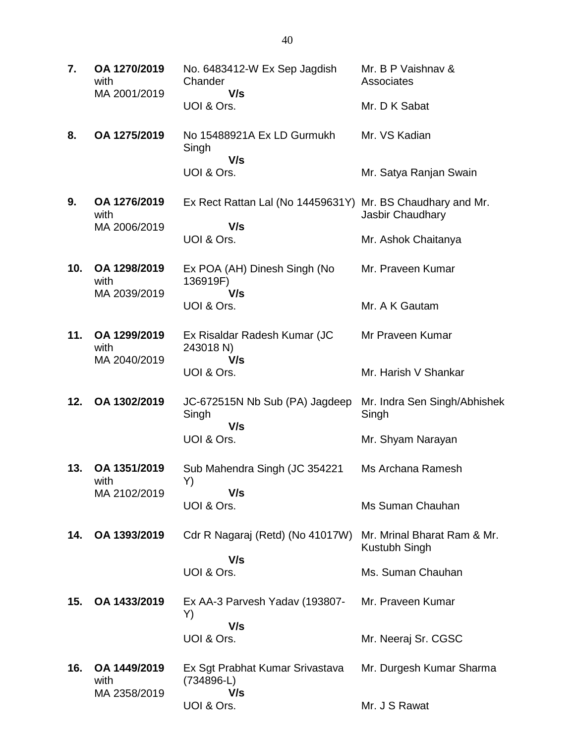| | | | |
|---|---|---|---|
| **7.** | **OA 1270/2019** with MA 2001/2019 | No. 6483412-W Ex Sep Jagdish Chander **V/s** UOI & Ors. | Mr. B P Vaishnav & Associates<br><br>Mr. D K Sabat |
| **8.** | **OA 1275/2019** | No 15488921A Ex LD Gurmukh Singh **V/s** UOI & Ors. | Mr. VS Kadian<br><br>Mr. Satya Ranjan Swain |
| **9.** | **OA 1276/2019** with MA 2006/2019 | Ex Rect Rattan Lal (No 14459631Y) **V/s** UOI & Ors. | Mr. BS Chaudhary and Mr. Jasbir Chaudhary<br><br>Mr. Ashok Chaitanya |
| **10.** | **OA 1298/2019** with MA 2039/2019 | Ex POA (AH) Dinesh Singh (No 136919F) **V/s** UOI & Ors. | Mr. Praveen Kumar<br><br>Mr. A K Gautam |
| **11.** | **OA 1299/2019** with MA 2040/2019 | Ex Risaldar Radesh Kumar (JC 243018 N) **V/s** UOI & Ors. | Mr Praveen Kumar<br><br>Mr. Harish V Shankar |
| **12.** | **OA 1302/2019** | JC-672515N Nb Sub (PA) Jagdeep Singh **V/s** UOI & Ors. | Mr. Indra Sen Singh/Abhishek Singh<br><br>Mr. Shyam Narayan |
| **13.** | **OA 1351/2019** with MA 2102/2019 | Sub Mahendra Singh (JC 354221 Y) **V/s** UOI & Ors. | Ms Archana Ramesh<br><br>Ms Suman Chauhan |
| **14.** | **OA 1393/2019** | Cdr R Nagaraj (Retd) (No 41017W) **V/s** UOI & Ors. | Mr. Mrinal Bharat Ram & Mr. Kustubh Singh<br><br>Ms. Suman Chauhan |
| **15.** | **OA 1433/2019** | Ex AA-3 Parvesh Yadav (193807-Y) **V/s** UOI & Ors. | Mr. Praveen Kumar<br><br>Mr. Neeraj Sr. CGSC |
| **16.** | **OA 1449/2019** with MA 2358/2019 | Ex Sgt Prabhat Kumar Srivastava (734896-L) **V/s** UOI & Ors. | Mr. Durgesh Kumar Sharma<br><br>Mr. J S Rawat |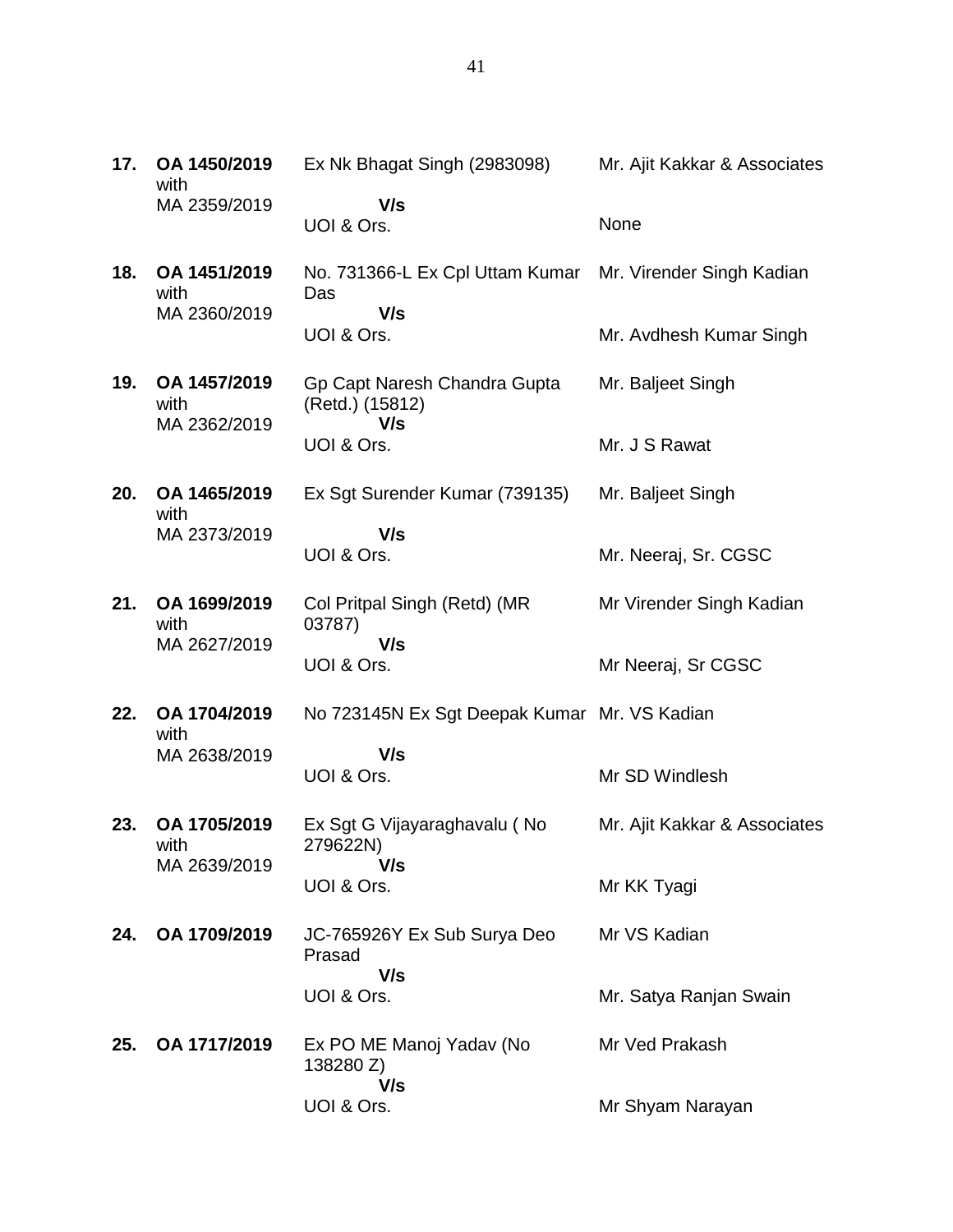| | | | |
|---|---|---|---|
| **17.** | **OA 1450/2019** with MA 2359/2019 | Ex Nk Bhagat Singh (2983098) **V/s** UOI & Ors. | Mr. Ajit Kakkar & Associates<br>None |
| **18.** | **OA 1451/2019** with MA 2360/2019 | No. 731366-L Ex Cpl Uttam Kumar Das **V/s** UOI & Ors. | Mr. Virender Singh Kadian<br>Mr. Avdhesh Kumar Singh |
| **19.** | **OA 1457/2019** with MA 2362/2019 | Gp Capt Naresh Chandra Gupta (Retd.) (15812) **V/s** UOI & Ors. | Mr. Baljeet Singh<br>Mr. J S Rawat |
| **20.** | **OA 1465/2019** with MA 2373/2019 | Ex Sgt Surender Kumar (739135) **V/s** UOI & Ors. | Mr. Baljeet Singh<br>Mr. Neeraj, Sr. CGSC |
| **21.** | **OA 1699/2019** with MA 2627/2019 | Col Pritpal Singh (Retd) (MR 03787) **V/s** UOI & Ors. | Mr Virender Singh Kadian<br>Mr Neeraj, Sr CGSC |
| **22.** | **OA 1704/2019** with MA 2638/2019 | No 723145N Ex Sgt Deepak Kumar **V/s** UOI & Ors. | Mr. VS Kadian<br>Mr SD Windlesh |
| **23.** | **OA 1705/2019** with MA 2639/2019 | Ex Sgt G Vijayaraghavalu ( No 279622N) **V/s** UOI & Ors. | Mr. Ajit Kakkar & Associates<br>Mr KK Tyagi |
| **24.** | **OA 1709/2019** | JC-765926Y Ex Sub Surya Deo Prasad **V/s** UOI & Ors. | Mr VS Kadian<br>Mr. Satya Ranjan Swain |
| **25.** | **OA 1717/2019** | Ex PO ME Manoj Yadav (No 138280 Z) **V/s** UOI & Ors. | Mr Ved Prakash<br>Mr Shyam Narayan |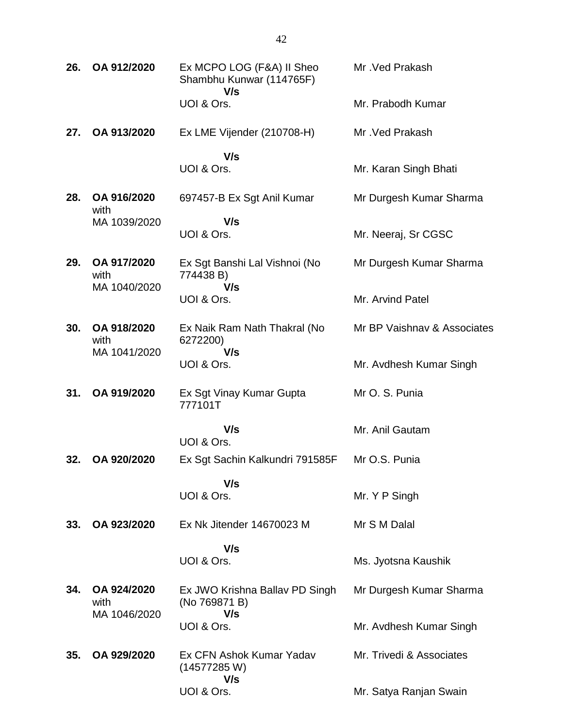| | | | |
|---|---|---|---|
| **26.** | **OA 912/2020** | Ex MCPO LOG (F&A) II Sheo Shambhu Kunwar (114765F)<br>**V/s**<br>UOI & Ors. | Mr .Ved Prakash<br><br>Mr. Prabodh Kumar |
| **27.** | **OA 913/2020** | Ex LME Vijender (210708-H)<br>**V/s**<br>UOI & Ors. | Mr .Ved Prakash<br><br>Mr. Karan Singh Bhati |
| **28.** | **OA 916/2020** with MA 1039/2020 | 697457-B Ex Sgt Anil Kumar<br>**V/s**<br>UOI & Ors. | Mr Durgesh Kumar Sharma<br><br>Mr. Neeraj, Sr CGSC |
| **29.** | **OA 917/2020** with MA 1040/2020 | Ex Sgt Banshi Lal Vishnoi (No 774438 B)<br>**V/s**<br>UOI & Ors. | Mr Durgesh Kumar Sharma<br><br>Mr. Arvind Patel |
| **30.** | **OA 918/2020** with MA 1041/2020 | Ex Naik Ram Nath Thakral (No 6272200)<br>**V/s**<br>UOI & Ors. | Mr BP Vaishnav & Associates<br><br>Mr. Avdhesh Kumar Singh |
| **31.** | **OA 919/2020** | Ex Sgt Vinay Kumar Gupta 777101T<br>**V/s**<br>UOI & Ors. | Mr O. S. Punia<br><br>Mr. Anil Gautam |
| **32.** | **OA 920/2020** | Ex Sgt Sachin Kalkundri 791585F<br>**V/s**<br>UOI & Ors. | Mr O.S. Punia<br><br>Mr. Y P Singh |
| **33.** | **OA 923/2020** | Ex Nk Jitender 14670023 M<br>**V/s**<br>UOI & Ors. | Mr S M Dalal<br><br>Ms. Jyotsna Kaushik |
| **34.** | **OA 924/2020** with MA 1046/2020 | Ex JWO Krishna Ballav PD Singh (No 769871 B)<br>**V/s**<br>UOI & Ors. | Mr Durgesh Kumar Sharma<br><br>Mr. Avdhesh Kumar Singh |
| **35.** | **OA 929/2020** | Ex CFN Ashok Kumar Yadav (14577285 W)<br>**V/s**<br>UOI & Ors. | Mr. Trivedi & Associates<br><br>Mr. Satya Ranjan Swain |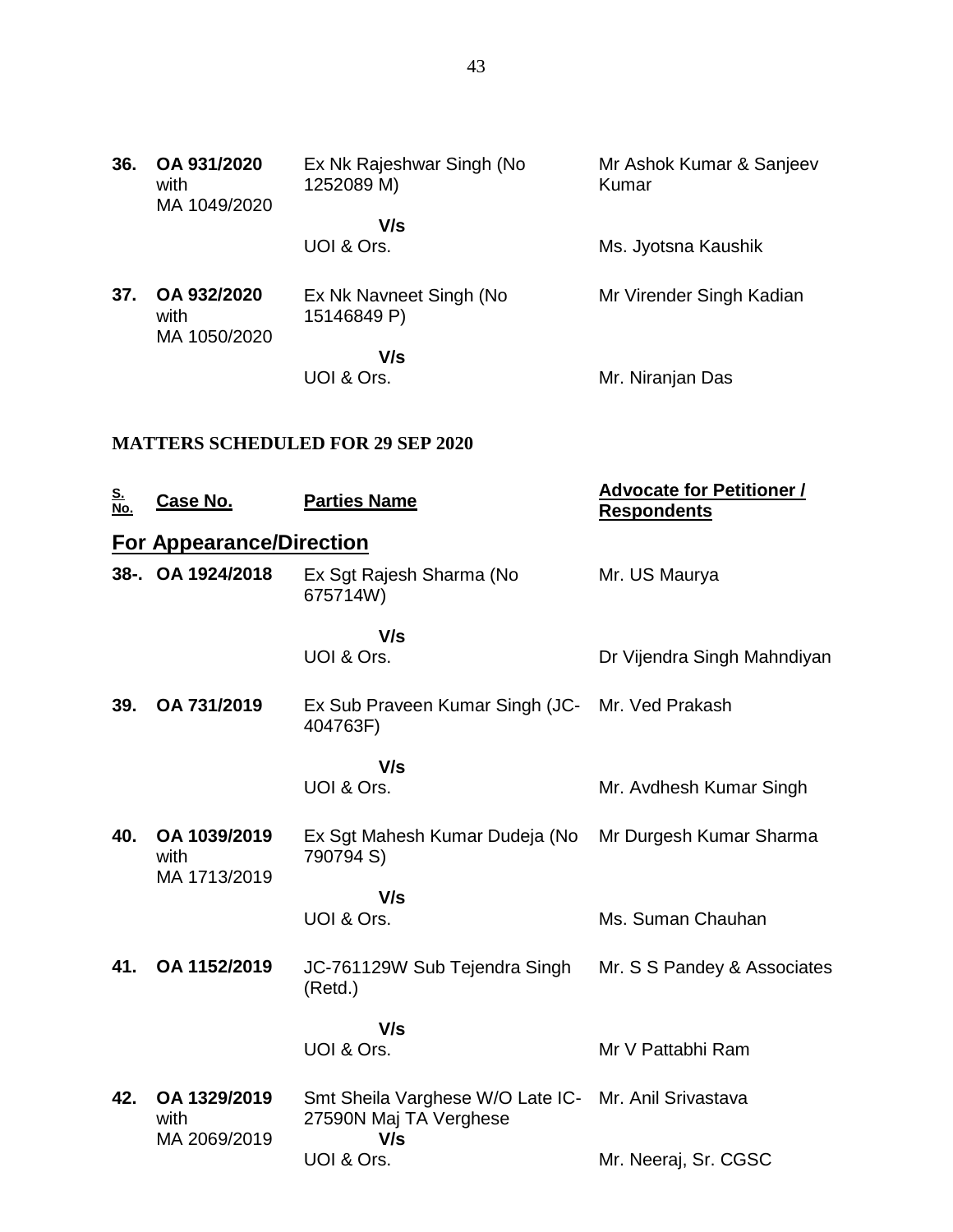| | | | |
|---|---|---|---|
| **36.** | **OA 931/2020** with MA 1049/2020 | Ex Nk Rajeshwar Singh (No 1252089 M) **V/s** UOI & Ors. | Mr Ashok Kumar & Sanjeev Kumar<br><br>Ms. Jyotsna Kaushik |
| **37.** | **OA 932/2020** with MA 1050/2020 | Ex Nk Navneet Singh (No 15146849 P) **V/s** UOI & Ors. | Mr Virender Singh Kadian<br><br>Mr. Niranjan Das |

**MATTERS SCHEDULED FOR 29 SEP 2020**

| S. No. | Case No. | Parties Name | Advocate for Petitioner / Respondents |
|---|---|---|---|
| | **For Appearance/Direction** | | |
| **38-.** | **OA 1924/2018** | Ex Sgt Rajesh Sharma (No 675714W) **V/s** UOI & Ors. | Mr. US Maurya<br><br>Dr Vijendra Singh Mahndiyan |
| **39.** | **OA 731/2019** | Ex Sub Praveen Kumar Singh (JC-404763F) **V/s** UOI & Ors. | Mr. Ved Prakash<br><br>Mr. Avdhesh Kumar Singh |
| **40.** | **OA 1039/2019** with MA 1713/2019 | Ex Sgt Mahesh Kumar Dudeja (No 790794 S) **V/s** UOI & Ors. | Mr Durgesh Kumar Sharma<br><br>Ms. Suman Chauhan |
| **41.** | **OA 1152/2019** | JC-761129W Sub Tejendra Singh (Retd.) **V/s** UOI & Ors. | Mr. S S Pandey & Associates<br><br>Mr V Pattabhi Ram |
| **42.** | **OA 1329/2019** with MA 2069/2019 | Smt Sheila Varghese W/O Late IC-27590N Maj TA Verghese **V/s** UOI & Ors. | Mr. Anil Srivastava<br><br>Mr. Neeraj, Sr. CGSC |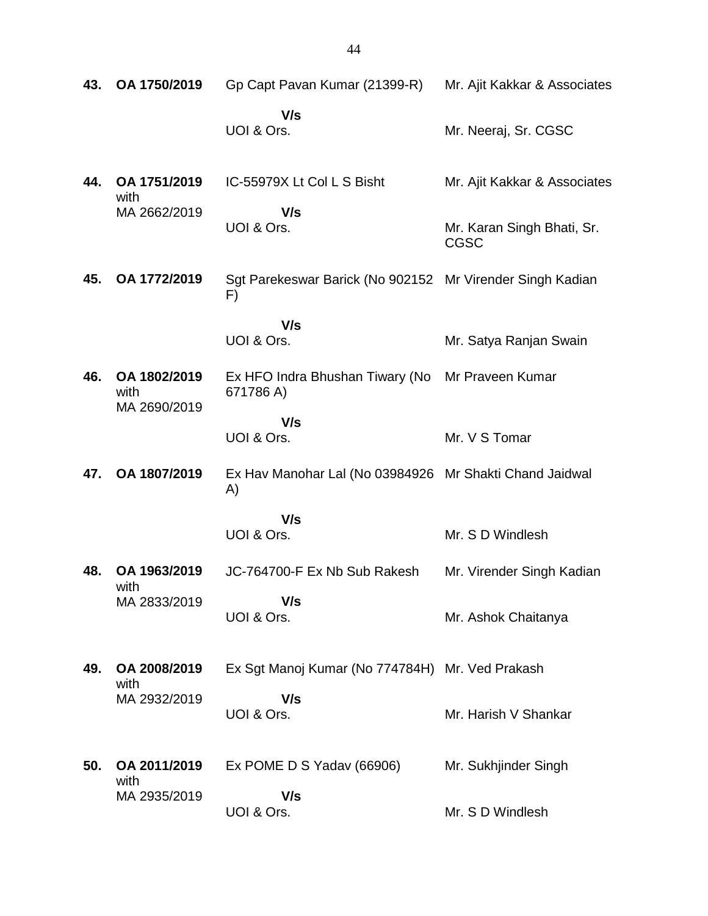| | | | |
|---|---|---|---|
| **43.** | **OA 1750/2019** | Gp Capt Pavan Kumar (21399-R)<br><br>**V/s**<br>UOI & Ors. | Mr. Ajit Kakkar & Associates<br><br>Mr. Neeraj, Sr. CGSC |
| **44.** | **OA 1751/2019** with MA 2662/2019 | IC-55979X Lt Col L S Bisht<br><br>**V/s**<br>UOI & Ors. | Mr. Ajit Kakkar & Associates<br><br>Mr. Karan Singh Bhati, Sr. CGSC |
| **45.** | **OA 1772/2019** | Sgt Parekeswar Barick (No 902152 F)<br><br>**V/s**<br>UOI & Ors. | Mr Virender Singh Kadian<br><br>Mr. Satya Ranjan Swain |
| **46.** | **OA 1802/2019** with MA 2690/2019 | Ex HFO Indra Bhushan Tiwary (No 671786 A)<br><br>**V/s**<br>UOI & Ors. | Mr Praveen Kumar<br><br>Mr. V S Tomar |
| **47.** | **OA 1807/2019** | Ex Hav Manohar Lal (No 03984926 A)<br><br>**V/s**<br>UOI & Ors. | Mr Shakti Chand Jaidwal<br><br>Mr. S D Windlesh |
| **48.** | **OA 1963/2019** with MA 2833/2019 | JC-764700-F Ex Nb Sub Rakesh<br><br>**V/s**<br>UOI & Ors. | Mr. Virender Singh Kadian<br><br>Mr. Ashok Chaitanya |
| **49.** | **OA 2008/2019** with MA 2932/2019 | Ex Sgt Manoj Kumar (No 774784H)<br><br>**V/s**<br>UOI & Ors. | Mr. Ved Prakash<br><br>Mr. Harish V Shankar |
| **50.** | **OA 2011/2019** with MA 2935/2019 | Ex POME D S Yadav (66906)<br><br>**V/s**<br>UOI & Ors. | Mr. Sukhjinder Singh<br><br>Mr. S D Windlesh |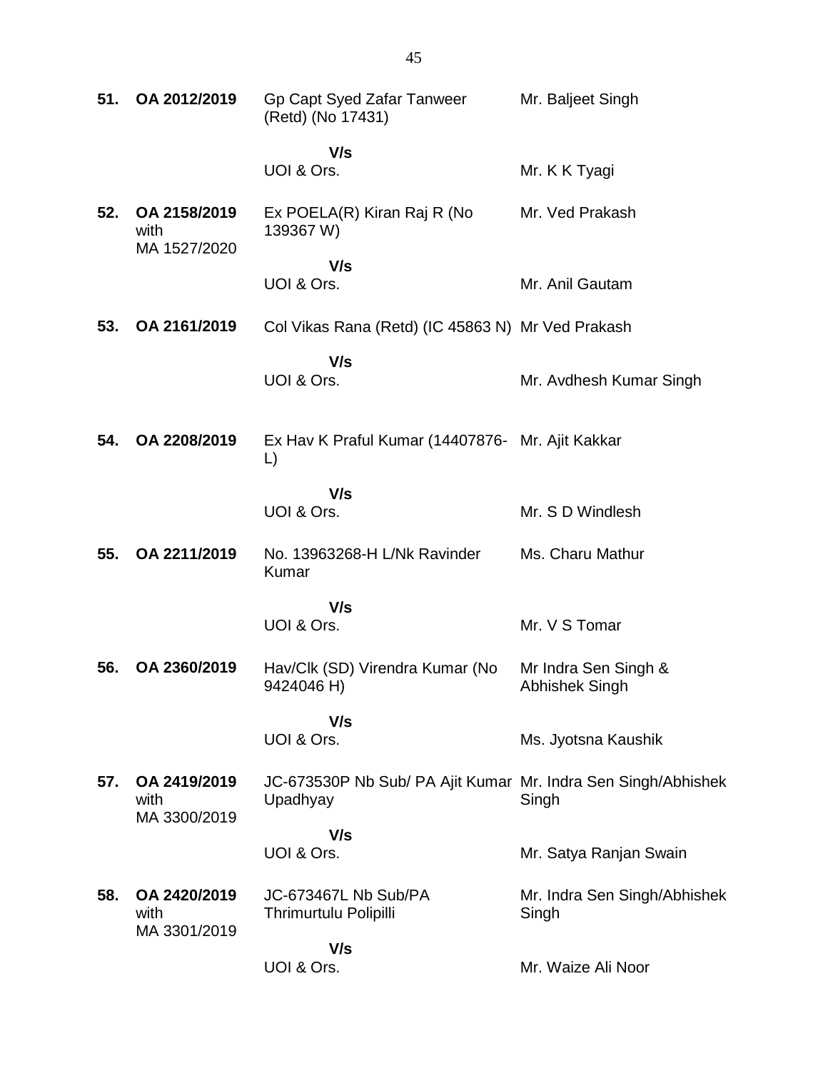| | | | |
|---|---|---|---|
| **51.** | **OA 2012/2019** | Gp Capt Syed Zafar Tanweer (Retd) (No 17431) | Mr. Baljeet Singh |
| | | **V/s** | |
| | | UOI & Ors. | Mr. K K Tyagi |
| **52.** | **OA 2158/2019** with MA 1527/2020 | Ex POELA(R) Kiran Raj R (No 139367 W) | Mr. Ved Prakash |
| | | **V/s** | |
| | | UOI & Ors. | Mr. Anil Gautam |
| **53.** | **OA 2161/2019** | Col Vikas Rana (Retd) (IC 45863 N) | Mr Ved Prakash |
| | | **V/s** | |
| | | UOI & Ors. | Mr. Avdhesh Kumar Singh |
| **54.** | **OA 2208/2019** | Ex Hav K Praful Kumar (14407876-L) | Mr. Ajit Kakkar |
| | | **V/s** | |
| | | UOI & Ors. | Mr. S D Windlesh |
| **55.** | **OA 2211/2019** | No. 13963268-H L/Nk Ravinder Kumar | Ms. Charu Mathur |
| | | **V/s** | |
| | | UOI & Ors. | Mr. V S Tomar |
| **56.** | **OA 2360/2019** | Hav/Clk (SD) Virendra Kumar (No 9424046 H) | Mr Indra Sen Singh & Abhishek Singh |
| | | **V/s** | |
| | | UOI & Ors. | Ms. Jyotsna Kaushik |
| **57.** | **OA 2419/2019** with MA 3300/2019 | JC-673530P Nb Sub/ PA Ajit Kumar Upadhyay | Mr. Indra Sen Singh/Abhishek Singh |
| | | **V/s** | |
| | | UOI & Ors. | Mr. Satya Ranjan Swain |
| **58.** | **OA 2420/2019** with MA 3301/2019 | JC-673467L Nb Sub/PA Thrimurtulu Polipilli | Mr. Indra Sen Singh/Abhishek Singh |
| | | **V/s** | |
| | | UOI & Ors. | Mr. Waize Ali Noor |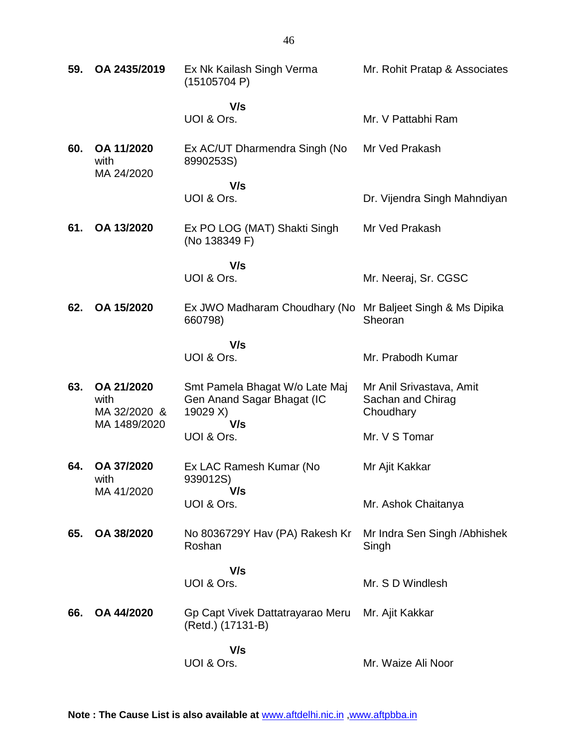| | | | |
|---|---|---|---|
| **59.** | **OA 2435/2019** | Ex Nk Kailash Singh Verma (15105704 P)<br><br>**V/s**<br>UOI & Ors. | Mr. Rohit Pratap & Associates<br><br><br>Mr. V Pattabhi Ram |
| **60.** | **OA 11/2020** with MA 24/2020 | Ex AC/UT Dharmendra Singh (No 8990253S)<br><br>**V/s**<br>UOI & Ors. | Mr Ved Prakash<br><br><br>Dr. Vijendra Singh Mahndiyan |
| **61.** | **OA 13/2020** | Ex PO LOG (MAT) Shakti Singh (No 138349 F)<br><br>**V/s**<br>UOI & Ors. | Mr Ved Prakash<br><br><br>Mr. Neeraj, Sr. CGSC |
| **62.** | **OA 15/2020** | Ex JWO Madharam Choudhary (No 660798)<br><br>**V/s**<br>UOI & Ors. | Mr Baljeet Singh & Ms Dipika Sheoran<br><br><br>Mr. Prabodh Kumar |
| **63.** | **OA 21/2020** with MA 32/2020 & MA 1489/2020 | Smt Pamela Bhagat W/o Late Maj Gen Anand Sagar Bhagat (IC 19029 X)<br>**V/s**<br>UOI & Ors. | Mr Anil Srivastava, Amit Sachan and Chirag Choudhary<br><br>Mr. V S Tomar |
| **64.** | **OA 37/2020** with MA 41/2020 | Ex LAC Ramesh Kumar (No 939012S)<br>**V/s**<br>UOI & Ors. | Mr Ajit Kakkar<br><br>Mr. Ashok Chaitanya |
| **65.** | **OA 38/2020** | No 8036729Y Hav (PA) Rakesh Kr Roshan<br><br>**V/s**<br>UOI & Ors. | Mr Indra Sen Singh /Abhishek Singh<br><br><br>Mr. S D Windlesh |
| **66.** | **OA 44/2020** | Gp Capt Vivek Dattatrayarao Meru (Retd.) (17131-B)<br><br>**V/s**<br>UOI & Ors. | Mr. Ajit Kakkar<br><br><br>Mr. Waize Ali Noor |

**Note : The Cause List is also available at** www.aftdelhi.nic.in ,www.aftpbba.in